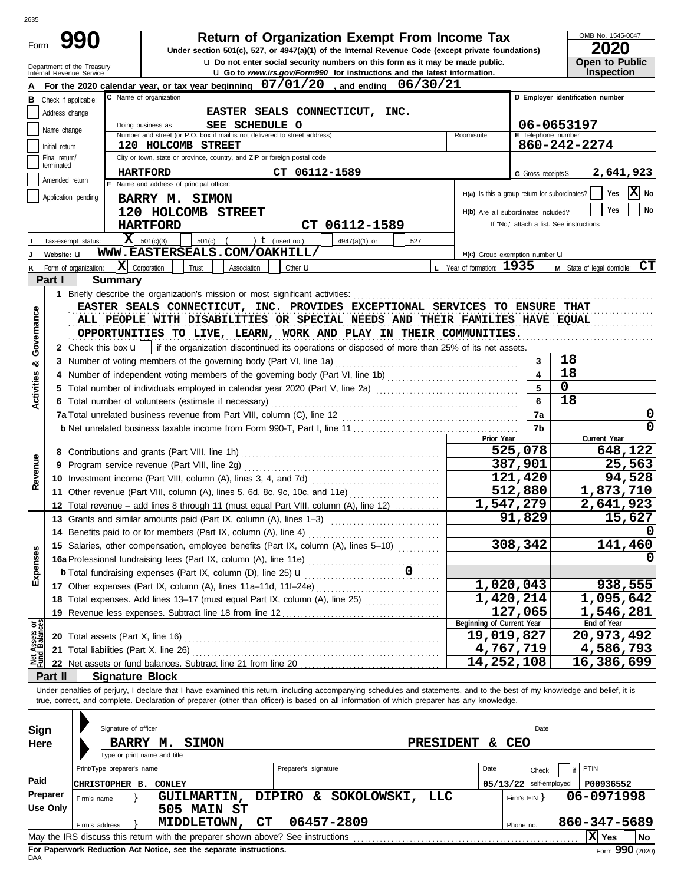# Form 990 — Return of Organization Exempt From Income Tax (2020)

Under section 501(c), 527, or 4947(a)(1) of the Internal Revenue Code (except private foundations)

Do not enter social security numbers on this form as it may be made public.

Go to www.irs.gov/Form990 for instructions and the latest information.

Department of the Treasury, Internal Revenue Service

OMB No. 1545-0047 — **Open to Public Inspection**

**A** For the 2020 calendar year, or tax year beginning **07/01/20**, and ending **06/30/21**

**B** Check if applicable: Address change ☐ Name change ☐ Initial return ☐ Final return/terminated ☐ Amended return ☐ Application pending ☐

**C** Name of organization: **EASTER SEALS CONNECTICUT, INC.**

Doing business as: **SEE SCHEDULE O**

Number and street: **120 HOLCOMB STREET**

City or town, state, ZIP: **HARTFORD CT 06112-1589**

**D** Employer identification number: **06-0653197**

**E** Telephone number: **860-242-2274**

**G** Gross receipts $ **2,641,923**

**F** Name and address of principal officer: **BARRY M. SIMON, 120 HOLCOMB STREET, HARTFORD CT 06112-1589**

**H(a)** Is this a group return for subordinates? Yes ☐ No ☒

**H(b)** Are all subordinates included? Yes ☐ No ☐ If "No," attach a list. See instructions

**I** Tax-exempt status: ☒ 501(c)(3) ☐ 501(c) ( ) (insert no.) ☐ 4947(a)(1) or ☐ 527

**J** Website: **WWW.EASTERSEALS.COM/OAKHILL/**

**H(c)** Group exemption number

**K** Form of organization: ☒ Corporation ☐ Trust ☐ Association ☐ Other

**L** Year of formation: **1935**

**M** State of legal domicile: **CT**

## Part I Summary

**Activities & Governance**

1 Briefly describe the organization's mission or most significant activities: EASTER SEALS CONNECTICUT, INC. PROVIDES EXCEPTIONAL SERVICES TO ENSURE THAT ALL PEOPLE WITH DISABILITIES OR SPECIAL NEEDS AND THEIR FAMILIES HAVE EQUAL OPPORTUNITIES TO LIVE, LEARN, WORK AND PLAY IN THEIR COMMUNITIES.

2 Check this box ☐ if the organization discontinued its operations or disposed of more than 25% of its net assets.

| Line | Description | No. | Value |
|---|---|---|---|
| 3 | Number of voting members of the governing body (Part VI, line 1a) | 3 | 18 |
| 4 | Number of independent voting members of the governing body (Part VI, line 1b) | 4 | 18 |
| 5 | Total number of individuals employed in calendar year 2020 (Part V, line 2a) | 5 | 0 |
| 6 | Total number of volunteers (estimate if necessary) | 6 | 18 |
| 7a | Total unrelated business revenue from Part VIII, column (C), line 12 | 7a | 0 |
| 7b | Net unrelated business taxable income from Form 990-T, Part I, line 11 | 7b | 0 |

| Line | Description | Prior Year | Current Year |
|---|---|---|---|
| **Revenue** | | | |
| 8 | Contributions and grants (Part VIII, line 1h) | 525,078 | 648,122 |
| 9 | Program service revenue (Part VIII, line 2g) | 387,901 | 25,563 |
| 10 | Investment income (Part VIII, column (A), lines 3, 4, and 7d) | 121,420 | 94,528 |
| 11 | Other revenue (Part VIII, column (A), lines 5, 6d, 8c, 9c, 10c, and 11e) | 512,880 | 1,873,710 |
| 12 | Total revenue – add lines 8 through 11 (must equal Part VIII, column (A), line 12) | 1,547,279 | 2,641,923 |
| **Expenses** | | | |
| 13 | Grants and similar amounts paid (Part IX, column (A), lines 1–3) | 91,829 | 15,627 |
| 14 | Benefits paid to or for members (Part IX, column (A), line 4) | | 0 |
| 15 | Salaries, other compensation, employee benefits (Part IX, column (A), lines 5–10) | 308,342 | 141,460 |
| 16a | Professional fundraising fees (Part IX, column (A), line 11e) | | 0 |
| b | Total fundraising expenses (Part IX, column (D), line 25) 0 | | |
| 17 | Other expenses (Part IX, column (A), lines 11a–11d, 11f–24e) | 1,020,043 | 938,555 |
| 18 | Total expenses. Add lines 13–17 (must equal Part IX, column (A), line 25) | 1,420,214 | 1,095,642 |
| 19 | Revenue less expenses. Subtract line 18 from line 12 | 127,065 | 1,546,281 |
| **Net Assets or Fund Balances** | | **Beginning of Current Year** | **End of Year** |
| 20 | Total assets (Part X, line 16) | 19,019,827 | 20,973,492 |
| 21 | Total liabilities (Part X, line 26) | 4,767,719 | 4,586,793 |
| 22 | Net assets or fund balances. Subtract line 21 from line 20 | 14,252,108 | 16,386,699 |

## Part II Signature Block

Under penalties of perjury, I declare that I have examined this return, including accompanying schedules and statements, and to the best of my knowledge and belief, it is true, correct, and complete. Declaration of preparer (other than officer) is based on all information of which preparer has any knowledge.

**Sign Here**

Signature of officer — Date

**BARRY M. SIMON — PRESIDENT & CEO**

Type or print name and title

**Paid Preparer Use Only**

| Print/Type preparer's name | Preparer's signature | Date | Check if self-employed | PTIN |
|---|---|---|---|---|
| CHRISTOPHER B. CONLEY | | 05/13/22 | | P00936552 |

Firm's name: **GUILMARTIN, DIPIRO & SOKOLOWSKI, LLC** — Firm's EIN: **06-0971998**

Firm's address: **505 MAIN ST, MIDDLETOWN, CT 06457-2809** — Phone no. **860-347-5689**

May the IRS discuss this return with the preparer shown above? See instructions ☒ Yes ☐ No

For Paperwork Reduction Act Notice, see the separate instructions.

Form **990** (2020)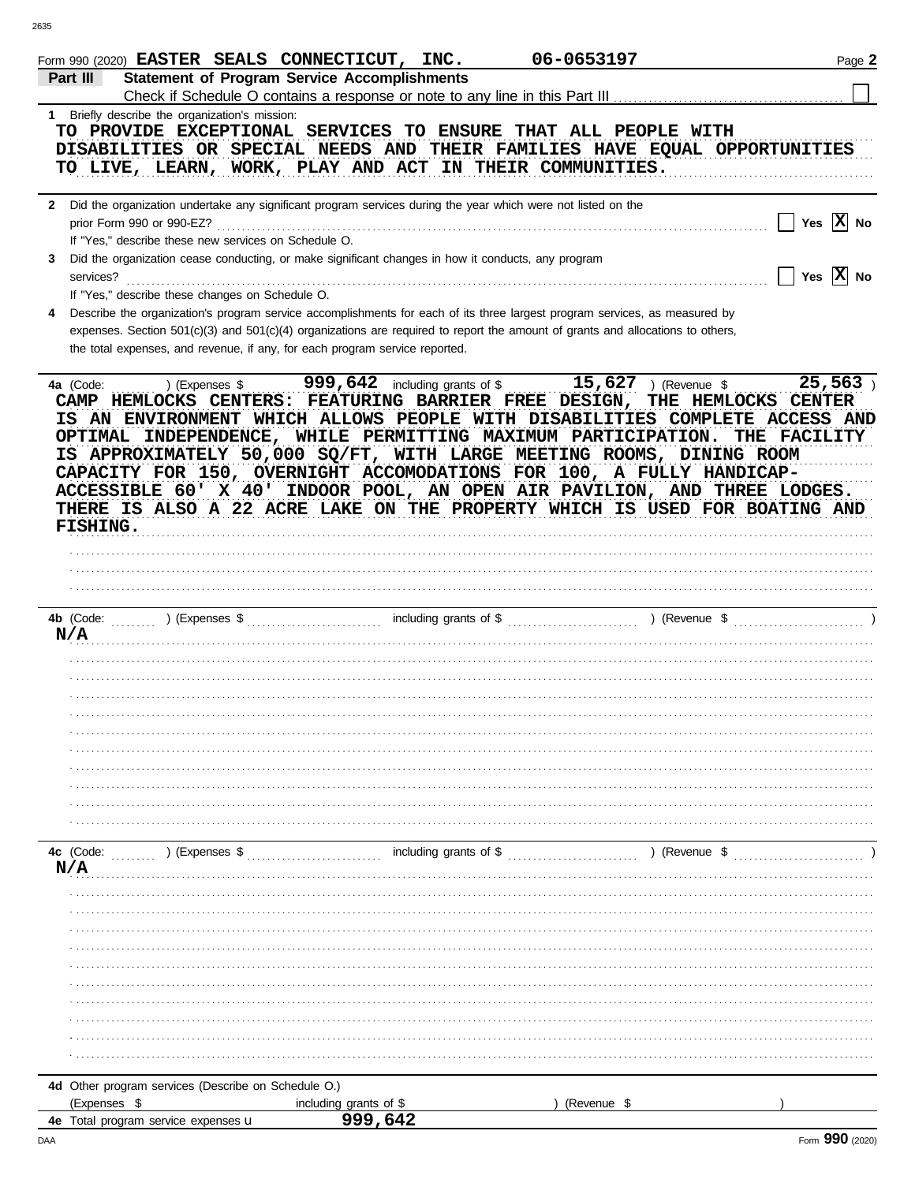Form 990 (2020) **EASTER SEALS CONNECTICUT, INC.** **06-0653197** Page **2**

## Part III Statement of Program Service Accomplishments

Check if Schedule O contains a response or note to any line in this Part III ☐

**1** Briefly describe the organization's mission:

TO PROVIDE EXCEPTIONAL SERVICES TO ENSURE THAT ALL PEOPLE WITH DISABILITIES OR SPECIAL NEEDS AND THEIR FAMILIES HAVE EQUAL OPPORTUNITIES TO LIVE, LEARN, WORK, PLAY AND ACT IN THEIR COMMUNITIES.

**2** Did the organization undertake any significant program services during the year which were not listed on the prior Form 990 or 990-EZ? ☐ Yes ☒ No

If "Yes," describe these new services on Schedule O.

**3** Did the organization cease conducting, or make significant changes in how it conducts, any program services? ☐ Yes ☒ No

If "Yes," describe these changes on Schedule O.

**4** Describe the organization's program service accomplishments for each of its three largest program services, as measured by expenses. Section 501(c)(3) and 501(c)(4) organizations are required to report the amount of grants and allocations to others, the total expenses, and revenue, if any, for each program service reported.

**4a** (Code: ) (Expenses $ **999,642** including grants of $ **15,627** ) (Revenue $ **25,563** )

CAMP HEMLOCKS CENTERS: FEATURING BARRIER FREE DESIGN, THE HEMLOCKS CENTER IS AN ENVIRONMENT WHICH ALLOWS PEOPLE WITH DISABILITIES COMPLETE ACCESS AND OPTIMAL INDEPENDENCE, WHILE PERMITTING MAXIMUM PARTICIPATION. THE FACILITY IS APPROXIMATELY 50,000 SQ/FT, WITH LARGE MEETING ROOMS, DINING ROOM CAPACITY FOR 150, OVERNIGHT ACCOMODATIONS FOR 100, A FULLY HANDICAP-ACCESSIBLE 60' X 40' INDOOR POOL, AN OPEN AIR PAVILION, AND THREE LODGES. THERE IS ALSO A 22 ACRE LAKE ON THE PROPERTY WHICH IS USED FOR BOATING AND FISHING.

**4b** (Code: ) (Expenses $ including grants of $ ) (Revenue $ )

N/A

**4c** (Code: ) (Expenses $ including grants of $ ) (Revenue $ )

N/A

**4d** Other program services (Describe on Schedule O.)

(Expenses $ including grants of $ ) (Revenue $ )

**4e** Total program service expenses **999,642**

Form **990** (2020)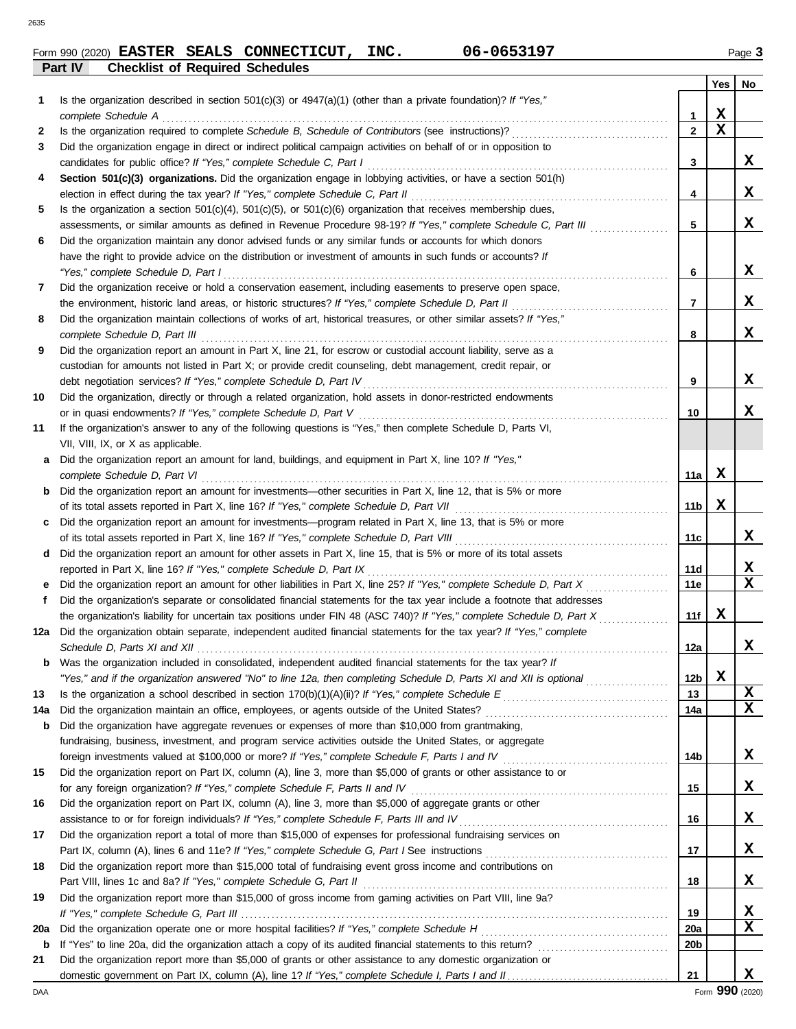Form 990 (2020) **EASTER SEALS CONNECTICUT, INC. 06-0653197** Page **3**

**Part IV Checklist of Required Schedules**

| | | | Yes | No |
|---|---|---|---|---|
| **1** | Is the organization described in section 501(c)(3) or 4947(a)(1) (other than a private foundation)? *If "Yes," complete Schedule A* | **1** | X | |
| **2** | Is the organization required to complete *Schedule B, Schedule of Contributors* (see instructions)? | **2** | X | |
| **3** | Did the organization engage in direct or indirect political campaign activities on behalf of or in opposition to candidates for public office? *If "Yes," complete Schedule C, Part I* | **3** | | X |
| **4** | **Section 501(c)(3) organizations.** Did the organization engage in lobbying activities, or have a section 501(h) election in effect during the tax year? *If "Yes," complete Schedule C, Part II* | **4** | | X |
| **5** | Is the organization a section 501(c)(4), 501(c)(5), or 501(c)(6) organization that receives membership dues, assessments, or similar amounts as defined in Revenue Procedure 98-19? *If "Yes," complete Schedule C, Part III* | **5** | | X |
| **6** | Did the organization maintain any donor advised funds or any similar funds or accounts for which donors have the right to provide advice on the distribution or investment of amounts in such funds or accounts? *If "Yes," complete Schedule D, Part I* | **6** | | X |
| **7** | Did the organization receive or hold a conservation easement, including easements to preserve open space, the environment, historic land areas, or historic structures? *If "Yes," complete Schedule D, Part II* | **7** | | X |
| **8** | Did the organization maintain collections of works of art, historical treasures, or other similar assets? *If "Yes," complete Schedule D, Part III* | **8** | | X |
| **9** | Did the organization report an amount in Part X, line 21, for escrow or custodial account liability, serve as a custodian for amounts not listed in Part X; or provide credit counseling, debt management, credit repair, or debt negotiation services? *If "Yes," complete Schedule D, Part IV* | **9** | | X |
| **10** | Did the organization, directly or through a related organization, hold assets in donor-restricted endowments or in quasi endowments? *If "Yes," complete Schedule D, Part V* | **10** | | X |
| **11** | If the organization's answer to any of the following questions is "Yes," then complete Schedule D, Parts VI, VII, VIII, IX, or X as applicable. | | | |
| **a** | Did the organization report an amount for land, buildings, and equipment in Part X, line 10? *If "Yes," complete Schedule D, Part VI* | **11a** | X | |
| **b** | Did the organization report an amount for investments—other securities in Part X, line 12, that is 5% or more of its total assets reported in Part X, line 16? *If "Yes," complete Schedule D, Part VII* | **11b** | X | |
| **c** | Did the organization report an amount for investments—program related in Part X, line 13, that is 5% or more of its total assets reported in Part X, line 16? *If "Yes," complete Schedule D, Part VIII* | **11c** | | X |
| **d** | Did the organization report an amount for other assets in Part X, line 15, that is 5% or more of its total assets reported in Part X, line 16? *If "Yes," complete Schedule D, Part IX* | **11d** | | X |
| **e** | Did the organization report an amount for other liabilities in Part X, line 25? *If "Yes," complete Schedule D, Part X* | **11e** | | X |
| **f** | Did the organization's separate or consolidated financial statements for the tax year include a footnote that addresses the organization's liability for uncertain tax positions under FIN 48 (ASC 740)? *If "Yes," complete Schedule D, Part X* | **11f** | X | |
| **12a** | Did the organization obtain separate, independent audited financial statements for the tax year? *If "Yes," complete Schedule D, Parts XI and XII* | **12a** | | X |
| **b** | Was the organization included in consolidated, independent audited financial statements for the tax year? *If "Yes," and if the organization answered "No" to line 12a, then completing Schedule D, Parts XI and XII is optional* | **12b** | X | |
| **13** | Is the organization a school described in section 170(b)(1)(A)(ii)? *If "Yes," complete Schedule E* | **13** | | X |
| **14a** | Did the organization maintain an office, employees, or agents outside of the United States? | **14a** | | X |
| **b** | Did the organization have aggregate revenues or expenses of more than $10,000 from grantmaking, fundraising, business, investment, and program service activities outside the United States, or aggregate foreign investments valued at $100,000 or more? *If "Yes," complete Schedule F, Parts I and IV* | **14b** | | X |
| **15** | Did the organization report on Part IX, column (A), line 3, more than $5,000 of grants or other assistance to or for any foreign organization? *If "Yes," complete Schedule F, Parts II and IV* | **15** | | X |
| **16** | Did the organization report on Part IX, column (A), line 3, more than $5,000 of aggregate grants or other assistance to or for foreign individuals? *If "Yes," complete Schedule F, Parts III and IV* | **16** | | X |
| **17** | Did the organization report a total of more than $15,000 of expenses for professional fundraising services on Part IX, column (A), lines 6 and 11e? *If "Yes," complete Schedule G, Part I* See instructions | **17** | | X |
| **18** | Did the organization report more than $15,000 total of fundraising event gross income and contributions on Part VIII, lines 1c and 8a? *If "Yes," complete Schedule G, Part II* | **18** | | X |
| **19** | Did the organization report more than $15,000 of gross income from gaming activities on Part VIII, line 9a? *If "Yes," complete Schedule G, Part III* | **19** | | X |
| **20a** | Did the organization operate one or more hospital facilities? *If "Yes," complete Schedule H* | **20a** | | X |
| **b** | If "Yes" to line 20a, did the organization attach a copy of its audited financial statements to this return? | **20b** | | |
| **21** | Did the organization report more than $5,000 of grants or other assistance to any domestic organization or domestic government on Part IX, column (A), line 1? *If "Yes," complete Schedule I, Parts I and II* | **21** | | X |

Form **990** (2020)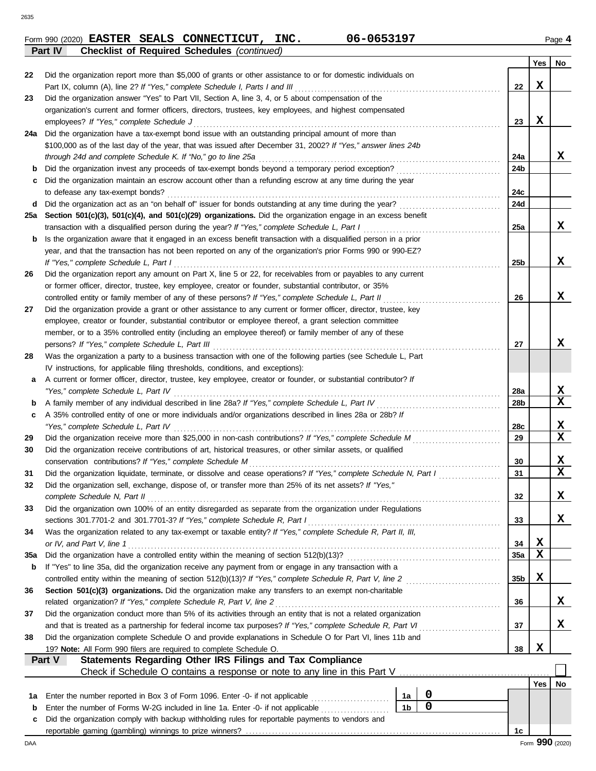Form 990 (2020) **EASTER SEALS CONNECTICUT, INC.** **06-0653197** Page **4**

**Part IV Checklist of Required Schedules** *(continued)*

| | | | Yes | No |
|---|---|---|---|---|
| 22 | Did the organization report more than $5,000 of grants or other assistance to or for domestic individuals on Part IX, column (A), line 2? *If "Yes," complete Schedule I, Parts I and III* | 22 | X | |
| 23 | Did the organization answer "Yes" to Part VII, Section A, line 3, 4, or 5 about compensation of the organization's current and former officers, directors, trustees, key employees, and highest compensated employees? *If "Yes," complete Schedule J* | 23 | X | |
| 24a | Did the organization have a tax-exempt bond issue with an outstanding principal amount of more than $100,000 as of the last day of the year, that was issued after December 31, 2002? *If "Yes," answer lines 24b through 24d and complete Schedule K. If "No," go to line 25a* | 24a | | X |
| b | Did the organization invest any proceeds of tax-exempt bonds beyond a temporary period exception? | 24b | | |
| c | Did the organization maintain an escrow account other than a refunding escrow at any time during the year to defease any tax-exempt bonds? | 24c | | |
| d | Did the organization act as an "on behalf of" issuer for bonds outstanding at any time during the year? | 24d | | |
| 25a | **Section 501(c)(3), 501(c)(4), and 501(c)(29) organizations.** Did the organization engage in an excess benefit transaction with a disqualified person during the year? *If "Yes," complete Schedule L, Part I* | 25a | | X |
| b | Is the organization aware that it engaged in an excess benefit transaction with a disqualified person in a prior year, and that the transaction has not been reported on any of the organization's prior Forms 990 or 990-EZ? *If "Yes," complete Schedule L, Part I* | 25b | | X |
| 26 | Did the organization report any amount on Part X, line 5 or 22, for receivables from or payables to any current or former officer, director, trustee, key employee, creator or founder, substantial contributor, or 35% controlled entity or family member of any of these persons? *If "Yes," complete Schedule L, Part II* | 26 | | X |
| 27 | Did the organization provide a grant or other assistance to any current or former officer, director, trustee, key employee, creator or founder, substantial contributor or employee thereof, a grant selection committee member, or to a 35% controlled entity (including an employee thereof) or family member of any of these persons? *If "Yes," complete Schedule L, Part III* | 27 | | X |
| 28 | Was the organization a party to a business transaction with one of the following parties (see Schedule L, Part IV instructions, for applicable filing thresholds, conditions, and exceptions): | | | |
| a | A current or former officer, director, trustee, key employee, creator or founder, or substantial contributor? *If "Yes," complete Schedule L, Part IV* | 28a | | X |
| b | A family member of any individual described in line 28a? *If "Yes," complete Schedule L, Part IV* | 28b | | X |
| c | A 35% controlled entity of one or more individuals and/or organizations described in lines 28a or 28b? *If "Yes," complete Schedule L, Part IV* | 28c | | X |
| 29 | Did the organization receive more than $25,000 in non-cash contributions? *If "Yes," complete Schedule M* | 29 | | X |
| 30 | Did the organization receive contributions of art, historical treasures, or other similar assets, or qualified conservation contributions? *If "Yes," complete Schedule M* | 30 | | X |
| 31 | Did the organization liquidate, terminate, or dissolve and cease operations? *If "Yes," complete Schedule N, Part I* | 31 | | X |
| 32 | Did the organization sell, exchange, dispose of, or transfer more than 25% of its net assets? *If "Yes," complete Schedule N, Part II* | 32 | | X |
| 33 | Did the organization own 100% of an entity disregarded as separate from the organization under Regulations sections 301.7701-2 and 301.7701-3? *If "Yes," complete Schedule R, Part I* | 33 | | X |
| 34 | Was the organization related to any tax-exempt or taxable entity? *If "Yes," complete Schedule R, Part II, III, or IV, and Part V, line 1* | 34 | X | |
| 35a | Did the organization have a controlled entity within the meaning of section 512(b)(13)? | 35a | X | |
| b | If "Yes" to line 35a, did the organization receive any payment from or engage in any transaction with a controlled entity within the meaning of section 512(b)(13)? *If "Yes," complete Schedule R, Part V, line 2* | 35b | X | |
| 36 | **Section 501(c)(3) organizations.** Did the organization make any transfers to an exempt non-charitable related organization? *If "Yes," complete Schedule R, Part V, line 2* | 36 | | X |
| 37 | Did the organization conduct more than 5% of its activities through an entity that is not a related organization and that is treated as a partnership for federal income tax purposes? *If "Yes," complete Schedule R, Part VI* | 37 | | X |
| 38 | Did the organization complete Schedule O and provide explanations in Schedule O for Part VI, lines 11b and 19? **Note:** All Form 990 filers are required to complete Schedule O. | 38 | X | |

**Part V Statements Regarding Other IRS Filings and Tax Compliance**

Check if Schedule O contains a response or note to any line in this Part V ☐

| | | | | | Yes | No |
|---|---|---|---|---|---|---|
| 1a | Enter the number reported in Box 3 of Form 1096. Enter -0- if not applicable | 1a | 0 | | | |
| b | Enter the number of Forms W-2G included in line 1a. Enter -0- if not applicable | 1b | 0 | | | |
| c | Did the organization comply with backup withholding rules for reportable payments to vendors and reportable gaming (gambling) winnings to prize winners? | | | 1c | | |

Form **990** (2020)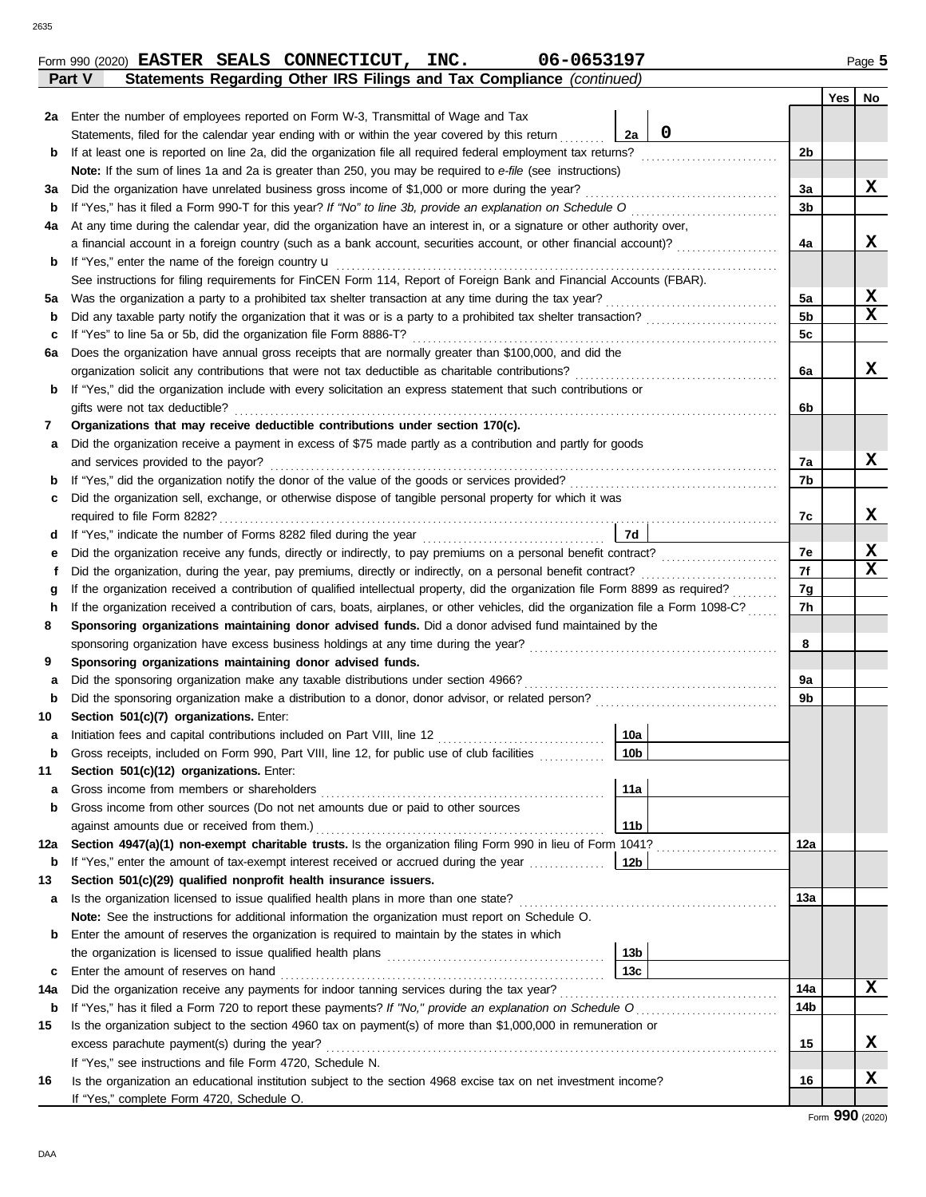Form 990 (2020) **EASTER SEALS CONNECTICUT, INC.** **06-0653197** Page **5**

**Part V — Statements Regarding Other IRS Filings and Tax Compliance** *(continued)*

| | | | Yes | No |
|---|---|---|---|---|
| **2a** | Enter the number of employees reported on Form W-3, Transmittal of Wage and Tax Statements, filed for the calendar year ending with or within the year covered by this return — **2a** 0 | | | |
| **b** | If at least one is reported on line 2a, did the organization file all required federal employment tax returns? | 2b | | |
| | **Note:** If the sum of lines 1a and 2a is greater than 250, you may be required to *e-file* (see instructions) | | | |
| **3a** | Did the organization have unrelated business gross income of $1,000 or more during the year? | 3a | | X |
| **b** | If "Yes," has it filed a Form 990-T for this year? *If "No" to line 3b, provide an explanation on Schedule O* | 3b | | |
| **4a** | At any time during the calendar year, did the organization have an interest in, or a signature or other authority over, a financial account in a foreign country (such as a bank account, securities account, or other financial account)? | 4a | | X |
| **b** | If "Yes," enter the name of the foreign country u | | | |
| | See instructions for filing requirements for FinCEN Form 114, Report of Foreign Bank and Financial Accounts (FBAR). | | | |
| **5a** | Was the organization a party to a prohibited tax shelter transaction at any time during the tax year? | 5a | | X |
| **b** | Did any taxable party notify the organization that it was or is a party to a prohibited tax shelter transaction? | 5b | | X |
| **c** | If "Yes" to line 5a or 5b, did the organization file Form 8886-T? | 5c | | |
| **6a** | Does the organization have annual gross receipts that are normally greater than $100,000, and did the organization solicit any contributions that were not tax deductible as charitable contributions? | 6a | | X |
| **b** | If "Yes," did the organization include with every solicitation an express statement that such contributions or gifts were not tax deductible? | 6b | | |
| **7** | **Organizations that may receive deductible contributions under section 170(c).** | | | |
| **a** | Did the organization receive a payment in excess of $75 made partly as a contribution and partly for goods and services provided to the payor? | 7a | | X |
| **b** | If "Yes," did the organization notify the donor of the value of the goods or services provided? | 7b | | |
| **c** | Did the organization sell, exchange, or otherwise dispose of tangible personal property for which it was required to file Form 8282? | 7c | | X |
| **d** | If "Yes," indicate the number of Forms 8282 filed during the year — **7d** | | | |
| **e** | Did the organization receive any funds, directly or indirectly, to pay premiums on a personal benefit contract? | 7e | | X |
| **f** | Did the organization, during the year, pay premiums, directly or indirectly, on a personal benefit contract? | 7f | | X |
| **g** | If the organization received a contribution of qualified intellectual property, did the organization file Form 8899 as required? | 7g | | |
| **h** | If the organization received a contribution of cars, boats, airplanes, or other vehicles, did the organization file a Form 1098-C? | 7h | | |
| **8** | **Sponsoring organizations maintaining donor advised funds.** Did a donor advised fund maintained by the sponsoring organization have excess business holdings at any time during the year? | 8 | | |
| **9** | **Sponsoring organizations maintaining donor advised funds.** | | | |
| **a** | Did the sponsoring organization make any taxable distributions under section 4966? | 9a | | |
| **b** | Did the sponsoring organization make a distribution to a donor, donor advisor, or related person? | 9b | | |
| **10** | **Section 501(c)(7) organizations.** Enter: | | | |
| **a** | Initiation fees and capital contributions included on Part VIII, line 12 — **10a** | | | |
| **b** | Gross receipts, included on Form 990, Part VIII, line 12, for public use of club facilities — **10b** | | | |
| **11** | **Section 501(c)(12) organizations.** Enter: | | | |
| **a** | Gross income from members or shareholders — **11a** | | | |
| **b** | Gross income from other sources (Do not net amounts due or paid to other sources against amounts due or received from them.) — **11b** | | | |
| **12a** | **Section 4947(a)(1) non-exempt charitable trusts.** Is the organization filing Form 990 in lieu of Form 1041? | 12a | | |
| **b** | If "Yes," enter the amount of tax-exempt interest received or accrued during the year — **12b** | | | |
| **13** | **Section 501(c)(29) qualified nonprofit health insurance issuers.** | | | |
| **a** | Is the organization licensed to issue qualified health plans in more than one state? | 13a | | |
| | **Note:** See the instructions for additional information the organization must report on Schedule O. | | | |
| **b** | Enter the amount of reserves the organization is required to maintain by the states in which the organization is licensed to issue qualified health plans — **13b** | | | |
| **c** | Enter the amount of reserves on hand — **13c** | | | |
| **14a** | Did the organization receive any payments for indoor tanning services during the tax year? | 14a | | X |
| **b** | If "Yes," has it filed a Form 720 to report these payments? *If "No," provide an explanation on Schedule O* | 14b | | |
| **15** | Is the organization subject to the section 4960 tax on payment(s) of more than $1,000,000 in remuneration or excess parachute payment(s) during the year? | 15 | | X |
| | If "Yes," see instructions and file Form 4720, Schedule N. | | | |
| **16** | Is the organization an educational institution subject to the section 4968 excise tax on net investment income? | 16 | | X |
| | If "Yes," complete Form 4720, Schedule O. | | | |

Form **990** (2020)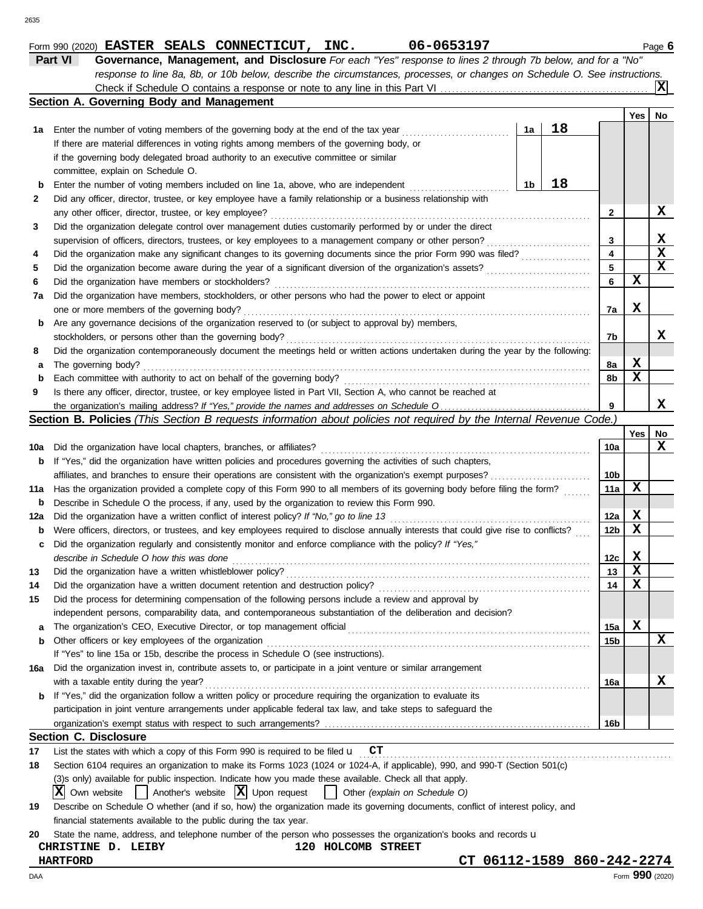Form 990 (2020) **EASTER SEALS CONNECTICUT, INC. 06-0653197** Page **6**

## Part VI Governance, Management, and Disclosure

*For each "Yes" response to lines 2 through 7b below, and for a "No" response to line 8a, 8b, or 10b below, describe the circumstances, processes, or changes on Schedule O. See instructions.*

Check if Schedule O contains a response or note to any line in this Part VI ..... **X**

### Section A. Governing Body and Management

| | | | | | Yes | No |
|---|---|---|---|---|---|---|
| **1a** | Enter the number of voting members of the governing body at the end of the tax year | 1a | 18 | | | |
| | If there are material differences in voting rights among members of the governing body, or if the governing body delegated broad authority to an executive committee or similar committee, explain on Schedule O. | | | | | |
| **b** | Enter the number of voting members included on line 1a, above, who are independent | 1b | 18 | | | |
| **2** | Did any officer, director, trustee, or key employee have a family relationship or a business relationship with any other officer, director, trustee, or key employee? | | | 2 | | X |
| **3** | Did the organization delegate control over management duties customarily performed by or under the direct supervision of officers, directors, trustees, or key employees to a management company or other person? | | | 3 | | X |
| **4** | Did the organization make any significant changes to its governing documents since the prior Form 990 was filed? | | | 4 | | X |
| **5** | Did the organization become aware during the year of a significant diversion of the organization's assets? | | | 5 | | X |
| **6** | Did the organization have members or stockholders? | | | 6 | X | |
| **7a** | Did the organization have members, stockholders, or other persons who had the power to elect or appoint one or more members of the governing body? | | | 7a | X | |
| **b** | Are any governance decisions of the organization reserved to (or subject to approval by) members, stockholders, or persons other than the governing body? | | | 7b | | X |
| **8** | Did the organization contemporaneously document the meetings held or written actions undertaken during the year by the following: | | | | | |
| **a** | The governing body? | | | 8a | X | |
| **b** | Each committee with authority to act on behalf of the governing body? | | | 8b | X | |
| **9** | Is there any officer, director, trustee, or key employee listed in Part VII, Section A, who cannot be reached at the organization's mailing address? *If "Yes," provide the names and addresses on Schedule O* | | | 9 | | X |

### Section B. Policies *(This Section B requests information about policies not required by the Internal Revenue Code.)*

| | | | Yes | No |
|---|---|---|---|---|
| **10a** | Did the organization have local chapters, branches, or affiliates? | 10a | | X |
| **b** | If "Yes," did the organization have written policies and procedures governing the activities of such chapters, affiliates, and branches to ensure their operations are consistent with the organization's exempt purposes? | 10b | | |
| **11a** | Has the organization provided a complete copy of this Form 990 to all members of its governing body before filing the form? | 11a | X | |
| **b** | Describe in Schedule O the process, if any, used by the organization to review this Form 990. | | | |
| **12a** | Did the organization have a written conflict of interest policy? *If "No," go to line 13* | 12a | X | |
| **b** | Were officers, directors, or trustees, and key employees required to disclose annually interests that could give rise to conflicts? | 12b | X | |
| **c** | Did the organization regularly and consistently monitor and enforce compliance with the policy? *If "Yes," describe in Schedule O how this was done* | 12c | X | |
| **13** | Did the organization have a written whistleblower policy? | 13 | X | |
| **14** | Did the organization have a written document retention and destruction policy? | 14 | X | |
| **15** | Did the process for determining compensation of the following persons include a review and approval by independent persons, comparability data, and contemporaneous substantiation of the deliberation and decision? | | | |
| **a** | The organization's CEO, Executive Director, or top management official | 15a | X | |
| **b** | Other officers or key employees of the organization | 15b | | X |
| | If "Yes" to line 15a or 15b, describe the process in Schedule O (see instructions). | | | |
| **16a** | Did the organization invest in, contribute assets to, or participate in a joint venture or similar arrangement with a taxable entity during the year? | 16a | | X |
| **b** | If "Yes," did the organization follow a written policy or procedure requiring the organization to evaluate its participation in joint venture arrangements under applicable federal tax law, and take steps to safeguard the organization's exempt status with respect to such arrangements? | 16b | | |

### Section C. Disclosure

**17** List the states with which a copy of this Form 990 is required to be filed u **CT**

**18** Section 6104 requires an organization to make its Forms 1023 (1024 or 1024-A, if applicable), 990, and 990-T (Section 501(c)(3)s only) available for public inspection. Indicate how you made these available. Check all that apply.

[X] Own website [ ] Another's website [X] Upon request [ ] Other *(explain on Schedule O)*

**19** Describe on Schedule O whether (and if so, how) the organization made its governing documents, conflict of interest policy, and financial statements available to the public during the tax year.

**20** State the name, address, and telephone number of the person who possesses the organization's books and records u

**CHRISTINE D. LEIBY** **120 HOLCOMB STREET**
**HARTFORD** **CT 06112-1589 860-242-2274**

Form **990** (2020)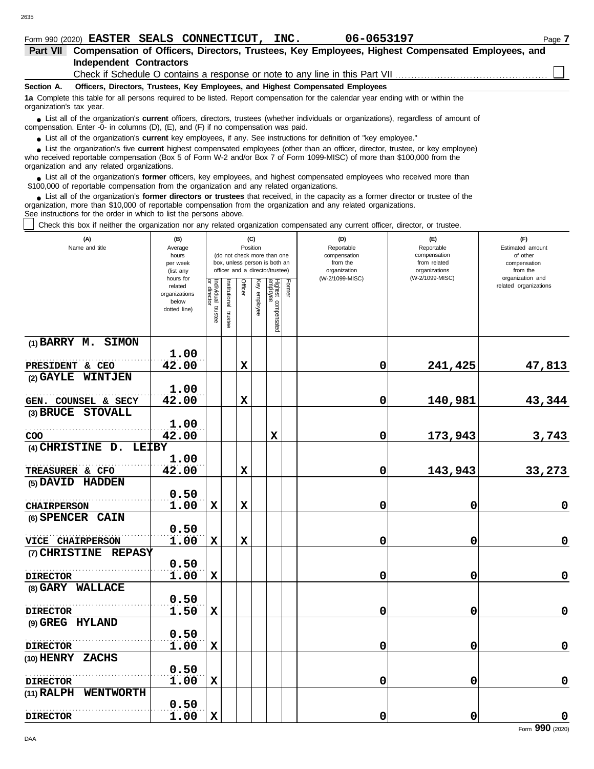Form 990 (2020) **EASTER SEALS CONNECTICUT, INC.** **06-0653197** Page **7**

## Part VII Compensation of Officers, Directors, Trustees, Key Employees, Highest Compensated Employees, and Independent Contractors

Check if Schedule O contains a response or note to any line in this Part VII ☐

### Section A. Officers, Directors, Trustees, Key Employees, and Highest Compensated Employees

**1a** Complete this table for all persons required to be listed. Report compensation for the calendar year ending with or within the organization's tax year.

- List all of the organization's **current** officers, directors, trustees (whether individuals or organizations), regardless of amount of compensation. Enter -0- in columns (D), (E), and (F) if no compensation was paid.
- List all of the organization's **current** key employees, if any. See instructions for definition of "key employee."
- List the organization's five **current** highest compensated employees (other than an officer, director, trustee, or key employee) who received reportable compensation (Box 5 of Form W-2 and/or Box 7 of Form 1099-MISC) of more than $100,000 from the organization and any related organizations.
- List all of the organization's **former** officers, key employees, and highest compensated employees who received more than $100,000 of reportable compensation from the organization and any related organizations.
- List all of the organization's **former directors or trustees** that received, in the capacity as a former director or trustee of the organization, more than $10,000 of reportable compensation from the organization and any related organizations.

See instructions for the order in which to list the persons above.

☐ Check this box if neither the organization nor any related organization compensated any current officer, director, or trustee.

| (A) Name and title | (B) Average hours per week (list any hours for related organizations below dotted line) | (C) Position (do not check more than one box, unless person is both an officer and a director/trustee) | | | | | | (D) Reportable compensation from the organization (W-2/1099-MISC) | (E) Reportable compensation from related organizations (W-2/1099-MISC) | (F) Estimated amount of other compensation from the organization and related organizations |
|---|---|---|---|---|---|---|---|---|---|---|
| | | Individual trustee or director | Institutional trustee | Officer | Key employee | Highest compensated employee | Former | | | |
| (1) BARRY M. SIMON<br>PRESIDENT & CEO | 1.00<br>42.00 | | | X | | | | 0 | 241,425 | 47,813 |
| (2) GAYLE WINTJEN<br>GEN. COUNSEL & SECY | 1.00<br>42.00 | | | X | | | | 0 | 140,981 | 43,344 |
| (3) BRUCE STOVALL<br>COO | 1.00<br>42.00 | | | | | X | | 0 | 173,943 | 3,743 |
| (4) CHRISTINE D. LEIBY<br>TREASURER & CFO | 1.00<br>42.00 | | | X | | | | 0 | 143,943 | 33,273 |
| (5) DAVID HADDEN<br>CHAIRPERSON | 0.50<br>1.00 | X | | X | | | | 0 | 0 | 0 |
| (6) SPENCER CAIN<br>VICE CHAIRPERSON | 0.50<br>1.00 | X | | X | | | | 0 | 0 | 0 |
| (7) CHRISTINE REPASY<br>DIRECTOR | 0.50<br>1.00 | X | | | | | | 0 | 0 | 0 |
| (8) GARY WALLACE<br>DIRECTOR | 0.50<br>1.50 | X | | | | | | 0 | 0 | 0 |
| (9) GREG HYLAND<br>DIRECTOR | 0.50<br>1.00 | X | | | | | | 0 | 0 | 0 |
| (10) HENRY ZACHS<br>DIRECTOR | 0.50<br>1.00 | X | | | | | | 0 | 0 | 0 |
| (11) RALPH WENTWORTH<br>DIRECTOR | 0.50<br>1.00 | X | | | | | | 0 | 0 | 0 |

Form **990** (2020)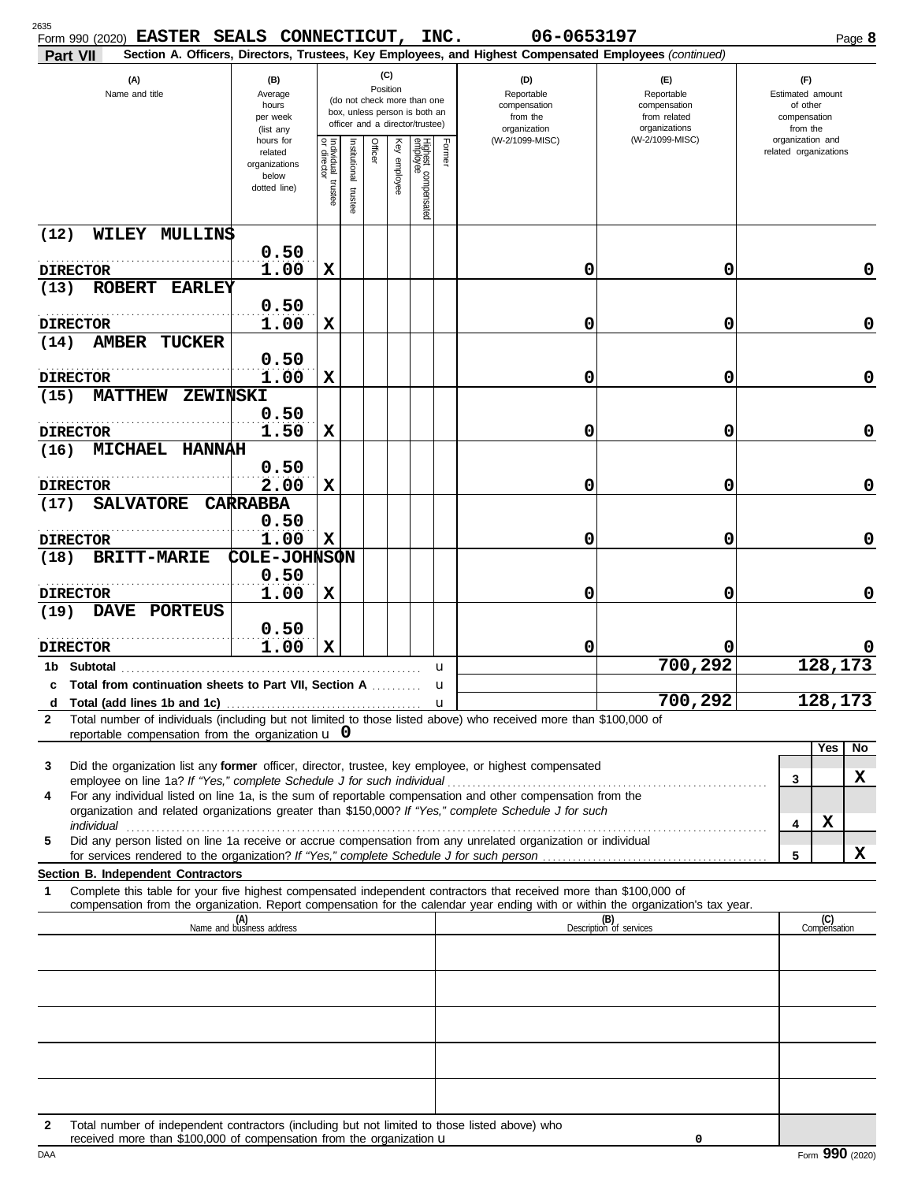Form 990 (2020) **EASTER SEALS CONNECTICUT, INC.** **06-0653197**

**Part VII** **Section A. Officers, Directors, Trustees, Key Employees, and Highest Compensated Employees** *(continued)*

| (A) Name and title | (B) Average hours per week (list any hours for related organizations below dotted line) | (C) Position: Individual trustee or director | Institutional trustee | Officer | Key employee | Highest compensated employee | Former | (D) Reportable compensation from the organization (W-2/1099-MISC) | (E) Reportable compensation from related organizations (W-2/1099-MISC) | (F) Estimated amount of other compensation from the organization and related organizations |
|---|---|---|---|---|---|---|---|---|---|---|
| (12) WILEY MULLINS<br>DIRECTOR | 0.50<br>1.00 | X | | | | | | 0 | 0 | 0 |
| (13) ROBERT EARLEY<br>DIRECTOR | 0.50<br>1.00 | X | | | | | | 0 | 0 | 0 |
| (14) AMBER TUCKER<br>DIRECTOR | 0.50<br>1.00 | X | | | | | | 0 | 0 | 0 |
| (15) MATTHEW ZEWINSKI<br>DIRECTOR | 0.50<br>1.50 | X | | | | | | 0 | 0 | 0 |
| (16) MICHAEL HANNAH<br>DIRECTOR | 0.50<br>2.00 | X | | | | | | 0 | 0 | 0 |
| (17) SALVATORE CARRABBA<br>DIRECTOR | 0.50<br>1.00 | X | | | | | | 0 | 0 | 0 |
| (18) BRITT-MARIE COLE-JOHNSON<br>DIRECTOR | 0.50<br>1.00 | X | | | | | | 0 | 0 | 0 |
| (19) DAVE PORTEUS<br>DIRECTOR | 0.50<br>1.00 | X | | | | | | 0 | 0 | 0 |
| **1b Subtotal** | | | | | | | | | 700,292 | 128,173 |
| **c Total from continuation sheets to Part VII, Section A** | | | | | | | | | | |
| **d Total (add lines 1b and 1c)** | | | | | | | | | 700,292 | 128,173 |

**2** Total number of individuals (including but not limited to those listed above) who received more than $100,000 of reportable compensation from the organization u **0**

| | | Yes | No |
|---|---|---|---|
| **3** Did the organization list any **former** officer, director, trustee, key employee, or highest compensated employee on line 1a? *If "Yes," complete Schedule J for such individual* | 3 | | X |
| **4** For any individual listed on line 1a, is the sum of reportable compensation and other compensation from the organization and related organizations greater than $150,000? *If "Yes," complete Schedule J for such individual* | 4 | X | |
| **5** Did any person listed on line 1a receive or accrue compensation from any unrelated organization or individual for services rendered to the organization? *If "Yes," complete Schedule J for such person* | 5 | | X |

**Section B. Independent Contractors**

**1** Complete this table for your five highest compensated independent contractors that received more than $100,000 of compensation from the organization. Report compensation for the calendar year ending with or within the organization's tax year.

| (A) Name and business address | (B) Description of services | (C) Compensation |
|---|---|---|
| | | |
| | | |
| | | |
| | | |
| | | |

**2** Total number of independent contractors (including but not limited to those listed above) who received more than $100,000 of compensation from the organization u **0**

Form **990** (2020)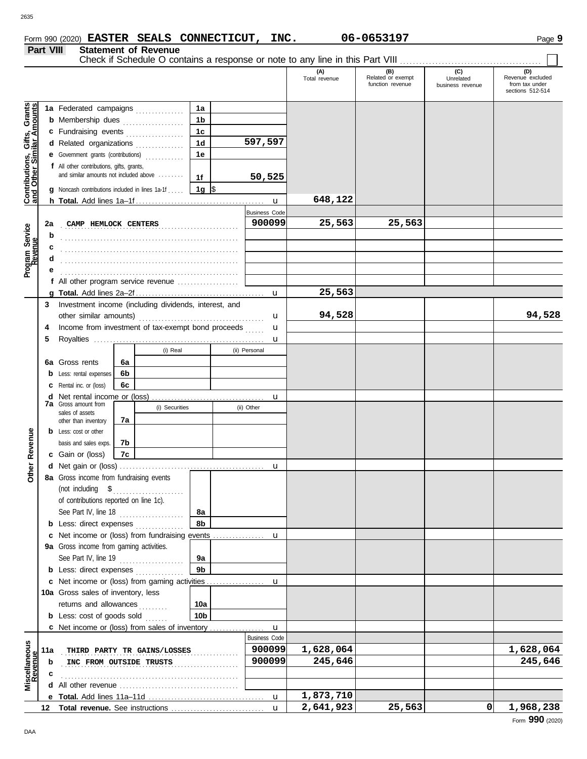Form 990 (2020) **EASTER SEALS CONNECTICUT, INC.** **06-0653197** Page **9**

## Part VIII Statement of Revenue

Check if Schedule O contains a response or note to any line in this Part VIII ☐

| | | | | (A) Total revenue | (B) Related or exempt function revenue | (C) Unrelated business revenue | (D) Revenue excluded from tax under sections 512-514 |
|---|---|---|---|---|---|---|---|
| **Contributions, Gifts, Grants and Other Similar Amounts** | **1a** Federated campaigns | 1a | | | | | |
| | **b** Membership dues | 1b | | | | | |
| | **c** Fundraising events | 1c | | | | | |
| | **d** Related organizations | 1d | 597,597 | | | | |
| | **e** Government grants (contributions) | 1e | | | | | |
| | **f** All other contributions, gifts, grants, and similar amounts not included above | 1f | 50,525 | | | | |
| | **g** Noncash contributions included in lines 1a-1f | 1g | $ | | | | |
| | **h Total.** Add lines 1a–1f | | u | 648,122 | | | |
| **Program Service Revenue** | | | Business Code | | | | |
| | **2a** CAMP HEMLOCK CENTERS | | 900099 | 25,563 | 25,563 | | |
| | **b** | | | | | | |
| | **c** | | | | | | |
| | **d** | | | | | | |
| | **e** | | | | | | |
| | **f** All other program service revenue | | | | | | |
| | **g Total.** Add lines 2a–2f | | u | 25,563 | | | |
| **Other Revenue** | **3** Investment income (including dividends, interest, and other similar amounts) | | u | 94,528 | | | 94,528 |
| | **4** Income from investment of tax-exempt bond proceeds | | u | | | | |
| | **5** Royalties | | u | | | | |
| | | (i) Real | (ii) Personal | | | | |
| | **6a** Gross rents 6a | | | | | | |
| | **b** Less: rental expenses 6b | | | | | | |
| | **c** Rental inc. or (loss) 6c | | | | | | |
| | **d** Net rental income or (loss) | | u | | | | |
| | **7a** Gross amount from sales of assets other than inventory 7a | (i) Securities | (ii) Other | | | | |
| | **b** Less: cost or other basis and sales exps. 7b | | | | | | |
| | **c** Gain or (loss) 7c | | | | | | |
| | **d** Net gain or (loss) | | u | | | | |
| | **8a** Gross income from fundraising events (not including $ of contributions reported on line 1c). See Part IV, line 18 | 8a | | | | | |
| | **b** Less: direct expenses | 8b | | | | | |
| | **c** Net income or (loss) from fundraising events | | u | | | | |
| | **9a** Gross income from gaming activities. See Part IV, line 19 | 9a | | | | | |
| | **b** Less: direct expenses | 9b | | | | | |
| | **c** Net income or (loss) from gaming activities | | u | | | | |
| | **10a** Gross sales of inventory, less returns and allowances | 10a | | | | | |
| | **b** Less: cost of goods sold | 10b | | | | | |
| | **c** Net income or (loss) from sales of inventory | | u | | | | |
| **Miscellaneous Revenue** | | | Business Code | | | | |
| | **11a** THIRD PARTY TR GAINS/LOSSES | | 900099 | 1,628,064 | | | 1,628,064 |
| | **b** INC FROM OUTSIDE TRUSTS | | 900099 | 245,646 | | | 245,646 |
| | **c** | | | | | | |
| | **d** All other revenue | | | | | | |
| | **e Total.** Add lines 11a–11d | | u | 1,873,710 | | | |
| | **12 Total revenue.** See instructions | | u | 2,641,923 | 25,563 | 0 | 1,968,238 |

Form **990** (2020)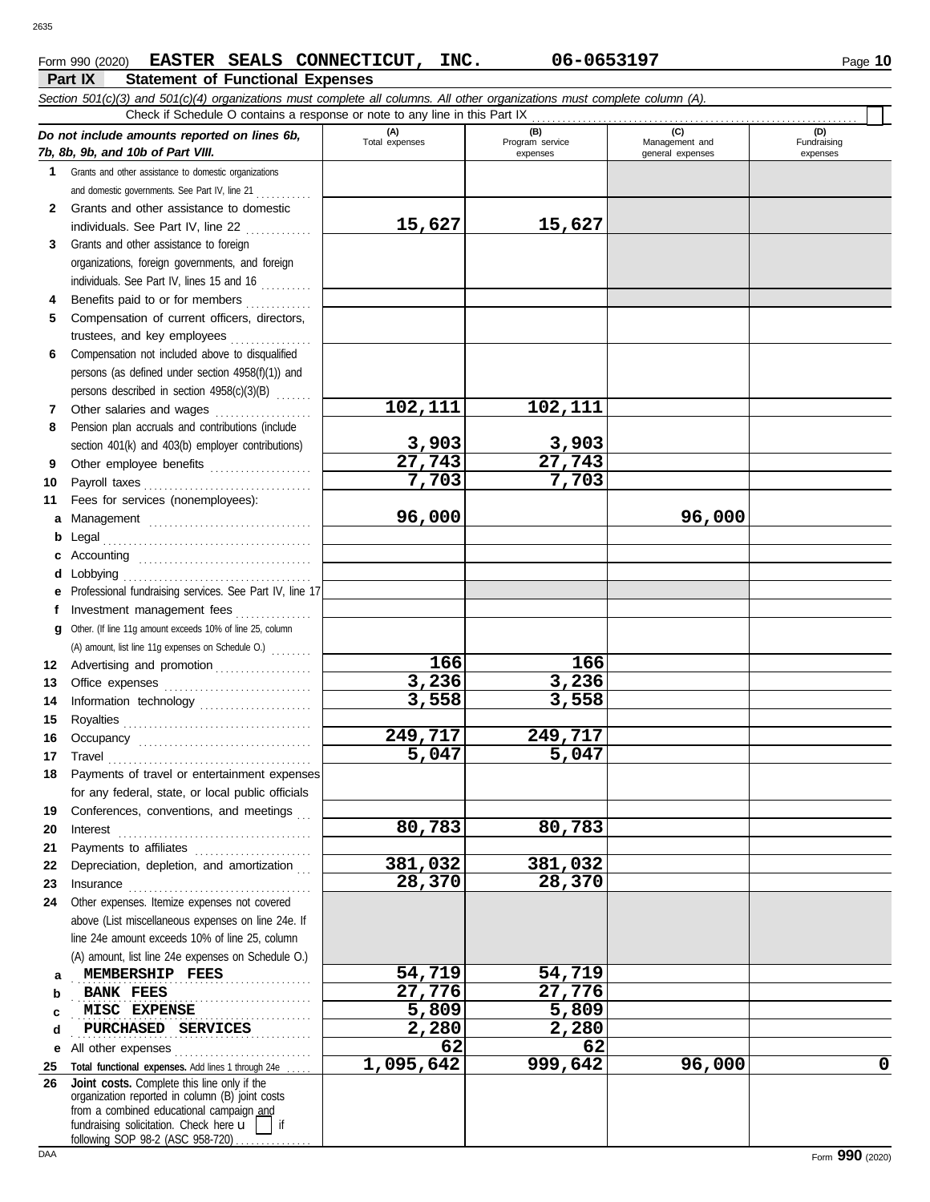Form 990 (2020) **EASTER SEALS CONNECTICUT, INC.** **06-0653197** Page **10**

## Part IX Statement of Functional Expenses

*Section 501(c)(3) and 501(c)(4) organizations must complete all columns. All other organizations must complete column (A).*

Check if Schedule O contains a response or note to any line in this Part IX

| *Do not include amounts reported on lines 6b, 7b, 8b, 9b, and 10b of Part VIII.* | (A) Total expenses | (B) Program service expenses | (C) Management and general expenses | (D) Fundraising expenses |
|---|---|---|---|---|
| **1** Grants and other assistance to domestic organizations and domestic governments. See Part IV, line 21 | | | | |
| **2** Grants and other assistance to domestic individuals. See Part IV, line 22 | 15,627 | 15,627 | | |
| **3** Grants and other assistance to foreign organizations, foreign governments, and foreign individuals. See Part IV, lines 15 and 16 | | | | |
| **4** Benefits paid to or for members | | | | |
| **5** Compensation of current officers, directors, trustees, and key employees | | | | |
| **6** Compensation not included above to disqualified persons (as defined under section 4958(f)(1)) and persons described in section 4958(c)(3)(B) | | | | |
| **7** Other salaries and wages | 102,111 | 102,111 | | |
| **8** Pension plan accruals and contributions (include section 401(k) and 403(b) employer contributions) | 3,903 | 3,903 | | |
| **9** Other employee benefits | 27,743 | 27,743 | | |
| **10** Payroll taxes | 7,703 | 7,703 | | |
| **11** Fees for services (nonemployees): | | | | |
| **a** Management | 96,000 | | 96,000 | |
| **b** Legal | | | | |
| **c** Accounting | | | | |
| **d** Lobbying | | | | |
| **e** Professional fundraising services. See Part IV, line 17 | | | | |
| **f** Investment management fees | | | | |
| **g** Other. (If line 11g amount exceeds 10% of line 25, column (A) amount, list line 11g expenses on Schedule O.) | | | | |
| **12** Advertising and promotion | 166 | 166 | | |
| **13** Office expenses | 3,236 | 3,236 | | |
| **14** Information technology | 3,558 | 3,558 | | |
| **15** Royalties | | | | |
| **16** Occupancy | 249,717 | 249,717 | | |
| **17** Travel | 5,047 | 5,047 | | |
| **18** Payments of travel or entertainment expenses for any federal, state, or local public officials | | | | |
| **19** Conferences, conventions, and meetings | | | | |
| **20** Interest | 80,783 | 80,783 | | |
| **21** Payments to affiliates | | | | |
| **22** Depreciation, depletion, and amortization | 381,032 | 381,032 | | |
| **23** Insurance | 28,370 | 28,370 | | |
| **24** Other expenses. Itemize expenses not covered above (List miscellaneous expenses on line 24e. If line 24e amount exceeds 10% of line 25, column (A) amount, list line 24e expenses on Schedule O.) | | | | |
| **a** MEMBERSHIP FEES | 54,719 | 54,719 | | |
| **b** BANK FEES | 27,776 | 27,776 | | |
| **c** MISC EXPENSE | 5,809 | 5,809 | | |
| **d** PURCHASED SERVICES | 2,280 | 2,280 | | |
| **e** All other expenses | 62 | 62 | | |
| **25** **Total functional expenses.** Add lines 1 through 24e | 1,095,642 | 999,642 | 96,000 | 0 |
| **26** **Joint costs.** Complete this line only if the organization reported in column (B) joint costs from a combined educational campaign and fundraising solicitation. Check here ☐ if following SOP 98-2 (ASC 958-720) | | | | |

Form **990** (2020)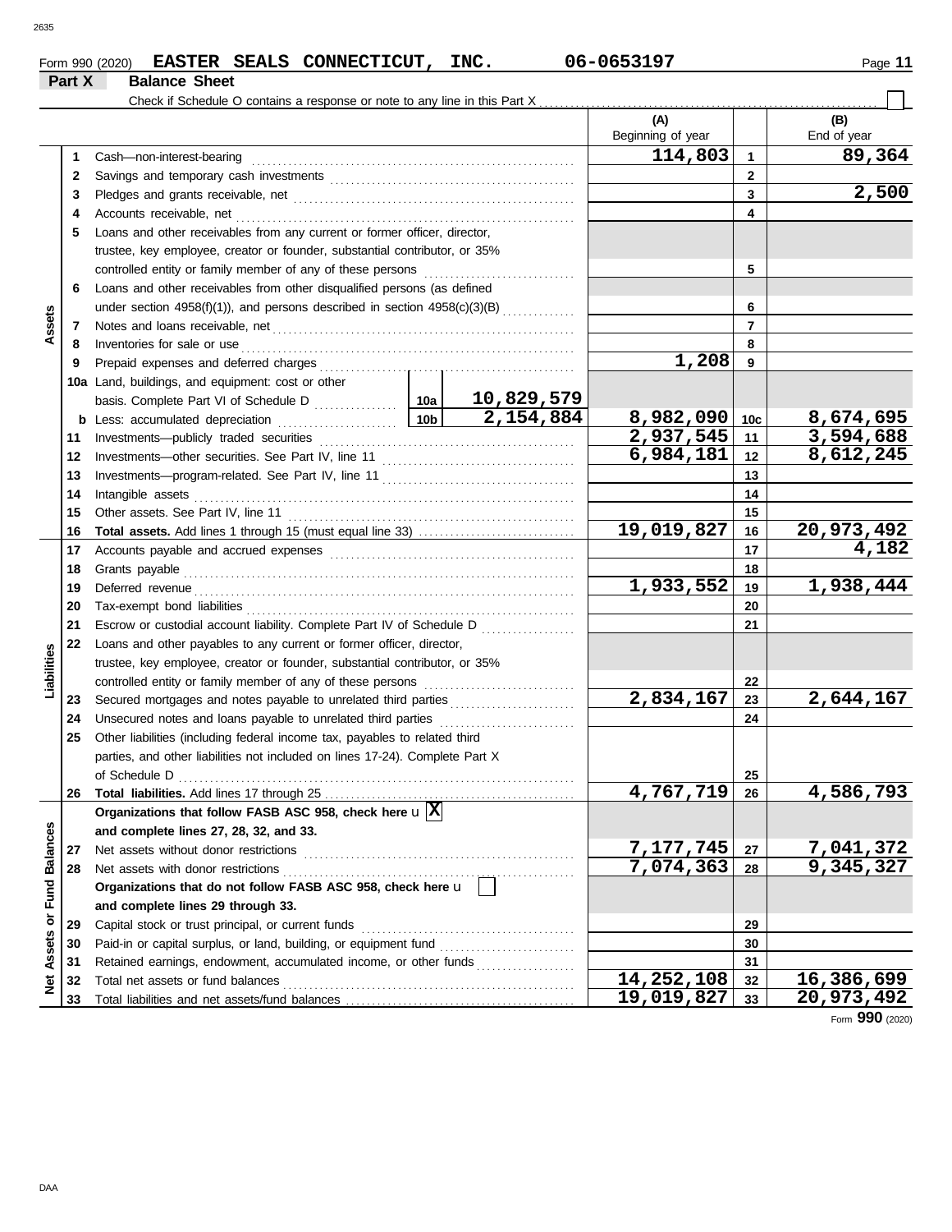Form 990 (2020) **EASTER SEALS CONNECTICUT, INC.** 06-0653197

## Part X Balance Sheet

Check if Schedule O contains a response or note to any line in this Part X ☐

| | | | | (A) Beginning of year | | (B) End of year |
|---|---|---|---|---|---|---|
| **Assets** | 1 | Cash—non-interest-bearing | | 114,803 | 1 | 89,364 |
| | 2 | Savings and temporary cash investments | | | 2 | |
| | 3 | Pledges and grants receivable, net | | | 3 | 2,500 |
| | 4 | Accounts receivable, net | | | 4 | |
| | 5 | Loans and other receivables from any current or former officer, director, trustee, key employee, creator or founder, substantial contributor, or 35% controlled entity or family member of any of these persons | | | 5 | |
| | 6 | Loans and other receivables from other disqualified persons (as defined under section 4958(f)(1)), and persons described in section 4958(c)(3)(B) | | | 6 | |
| | 7 | Notes and loans receivable, net | | | 7 | |
| | 8 | Inventories for sale or use | | | 8 | |
| | 9 | Prepaid expenses and deferred charges | | 1,208 | 9 | |
| | 10a | Land, buildings, and equipment: cost or other basis. Complete Part VI of Schedule D | 10a 10,829,579 | | | |
| | b | Less: accumulated depreciation | 10b 2,154,884 | 8,982,090 | 10c | 8,674,695 |
| | 11 | Investments—publicly traded securities | | 2,937,545 | 11 | 3,594,688 |
| | 12 | Investments—other securities. See Part IV, line 11 | | 6,984,181 | 12 | 8,612,245 |
| | 13 | Investments—program-related. See Part IV, line 11 | | | 13 | |
| | 14 | Intangible assets | | | 14 | |
| | 15 | Other assets. See Part IV, line 11 | | | 15 | |
| | 16 | **Total assets.** Add lines 1 through 15 (must equal line 33) | | 19,019,827 | 16 | 20,973,492 |
| **Liabilities** | 17 | Accounts payable and accrued expenses | | | 17 | 4,182 |
| | 18 | Grants payable | | | 18 | |
| | 19 | Deferred revenue | | 1,933,552 | 19 | 1,938,444 |
| | 20 | Tax-exempt bond liabilities | | | 20 | |
| | 21 | Escrow or custodial account liability. Complete Part IV of Schedule D | | | 21 | |
| | 22 | Loans and other payables to any current or former officer, director, trustee, key employee, creator or founder, substantial contributor, or 35% controlled entity or family member of any of these persons | | | 22 | |
| | 23 | Secured mortgages and notes payable to unrelated third parties | | 2,834,167 | 23 | 2,644,167 |
| | 24 | Unsecured notes and loans payable to unrelated third parties | | | 24 | |
| | 25 | Other liabilities (including federal income tax, payables to related third parties, and other liabilities not included on lines 17-24). Complete Part X of Schedule D | | | 25 | |
| | 26 | **Total liabilities.** Add lines 17 through 25 | | 4,767,719 | 26 | 4,586,793 |
| **Net Assets or Fund Balances** | | **Organizations that follow FASB ASC 958, check here** ☒ **and complete lines 27, 28, 32, and 33.** | | | | |
| | 27 | Net assets without donor restrictions | | 7,177,745 | 27 | 7,041,372 |
| | 28 | Net assets with donor restrictions | | 7,074,363 | 28 | 9,345,327 |
| | | **Organizations that do not follow FASB ASC 958, check here** ☐ **and complete lines 29 through 33.** | | | | |
| | 29 | Capital stock or trust principal, or current funds | | | 29 | |
| | 30 | Paid-in or capital surplus, or land, building, or equipment fund | | | 30 | |
| | 31 | Retained earnings, endowment, accumulated income, or other funds | | | 31 | |
| | 32 | Total net assets or fund balances | | 14,252,108 | 32 | 16,386,699 |
| | 33 | Total liabilities and net assets/fund balances | | 19,019,827 | 33 | 20,973,492 |

Form **990** (2020)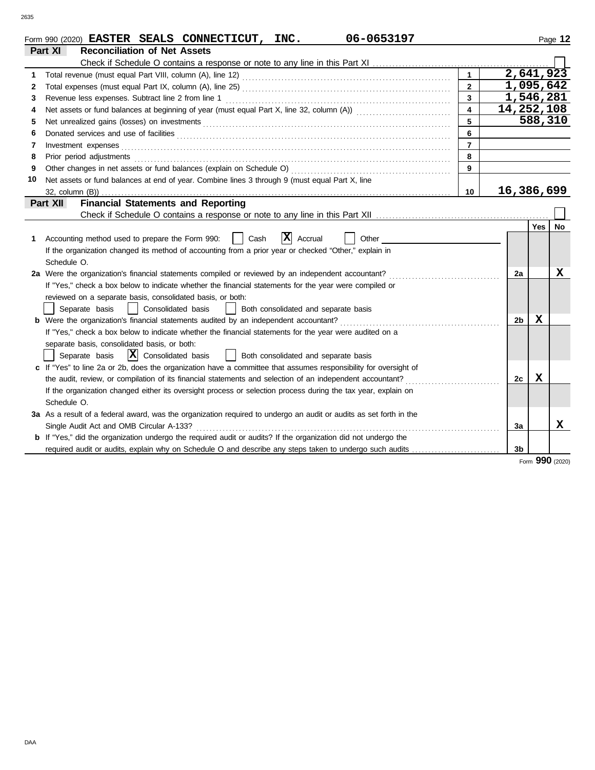Form 990 (2020) **EASTER SEALS CONNECTICUT, INC.** **06-0653197**

## Part XI — Reconciliation of Net Assets

Check if Schedule O contains a response or note to any line in this Part XI ☐

| | | Line | Amount |
|---|---|---|---|
| 1 | Total revenue (must equal Part VIII, column (A), line 12) | 1 | 2,641,923 |
| 2 | Total expenses (must equal Part IX, column (A), line 25) | 2 | 1,095,642 |
| 3 | Revenue less expenses. Subtract line 2 from line 1 | 3 | 1,546,281 |
| 4 | Net assets or fund balances at beginning of year (must equal Part X, line 32, column (A)) | 4 | 14,252,108 |
| 5 | Net unrealized gains (losses) on investments | 5 | 588,310 |
| 6 | Donated services and use of facilities | 6 | |
| 7 | Investment expenses | 7 | |
| 8 | Prior period adjustments | 8 | |
| 9 | Other changes in net assets or fund balances (explain on Schedule O) | 9 | |
| 10 | Net assets or fund balances at end of year. Combine lines 3 through 9 (must equal Part X, line 32, column (B)) | 10 | 16,386,699 |

## Part XII — Financial Statements and Reporting

Check if Schedule O contains a response or note to any line in this Part XII ☐

| | | | Yes | No |
|---|---|---|---|---|
| 1 | Accounting method used to prepare the Form 990: ☐ Cash ☒ Accrual ☐ Other<br>If the organization changed its method of accounting from a prior year or checked "Other," explain in Schedule O. | | | |
| 2a | Were the organization's financial statements compiled or reviewed by an independent accountant?<br>If "Yes," check a box below to indicate whether the financial statements for the year were compiled or reviewed on a separate basis, consolidated basis, or both:<br>☐ Separate basis ☐ Consolidated basis ☐ Both consolidated and separate basis | 2a | | X |
| b | Were the organization's financial statements audited by an independent accountant?<br>If "Yes," check a box below to indicate whether the financial statements for the year were audited on a separate basis, consolidated basis, or both:<br>☐ Separate basis ☒ Consolidated basis ☐ Both consolidated and separate basis | 2b | X | |
| c | If "Yes" to line 2a or 2b, does the organization have a committee that assumes responsibility for oversight of the audit, review, or compilation of its financial statements and selection of an independent accountant?<br>If the organization changed either its oversight process or selection process during the tax year, explain on Schedule O. | 2c | X | |
| 3a | As a result of a federal award, was the organization required to undergo an audit or audits as set forth in the Single Audit Act and OMB Circular A-133? | 3a | | X |
| b | If "Yes," did the organization undergo the required audit or audits? If the organization did not undergo the required audit or audits, explain why on Schedule O and describe any steps taken to undergo such audits | 3b | | |

Form **990** (2020)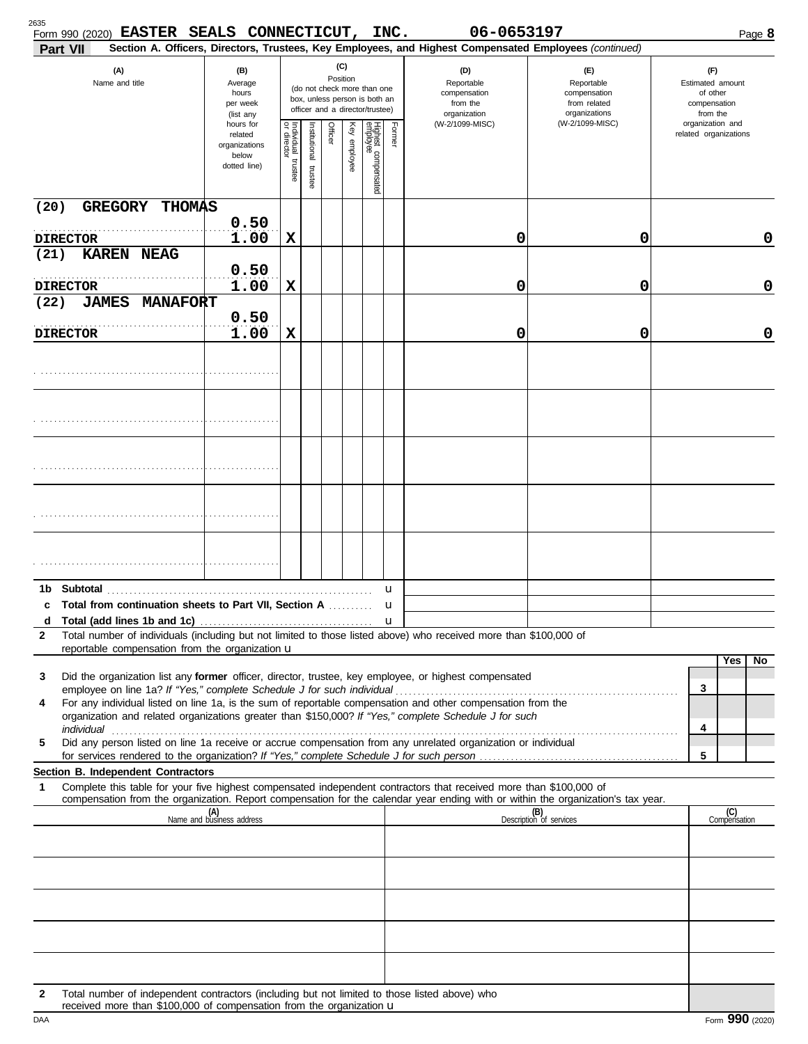Form 990 (2020) **EASTER SEALS CONNECTICUT, INC.** **06-0653197** Page **8**

**Part VII** **Section A. Officers, Directors, Trustees, Key Employees, and Highest Compensated Employees** *(continued)*

| (A) Name and title | (B) Average hours per week (list any hours for related organizations below dotted line) | (C) Position: Individual trustee or director | Institutional trustee | Officer | Key employee | Highest compensated employee | Former | (D) Reportable compensation from the organization (W-2/1099-MISC) | (E) Reportable compensation from related organizations (W-2/1099-MISC) | (F) Estimated amount of other compensation from the organization and related organizations |
|---|---|---|---|---|---|---|---|---|---|---|
| (20) GREGORY THOMAS<br>DIRECTOR | 0.50<br>1.00 | X | | | | | | 0 | 0 | 0 |
| (21) KAREN NEAG<br>DIRECTOR | 0.50<br>1.00 | X | | | | | | 0 | 0 | 0 |
| (22) JAMES MANAFORT<br>DIRECTOR | 0.50<br>1.00 | X | | | | | | 0 | 0 | 0 |
| | | | | | | | | | | |
| | | | | | | | | | | |
| | | | | | | | | | | |
| | | | | | | | | | | |
| | | | | | | | | | | |

**1b Subtotal** u

**c Total from continuation sheets to Part VII, Section A** u

**d Total (add lines 1b and 1c)** u

**2** Total number of individuals (including but not limited to those listed above) who received more than $100,000 of reportable compensation from the organization u

| | | Yes | No |
|---|---|---|---|
| **3** Did the organization list any **former** officer, director, trustee, key employee, or highest compensated employee on line 1a? *If "Yes," complete Schedule J for such individual* | 3 | | |
| **4** For any individual listed on line 1a, is the sum of reportable compensation and other compensation from the organization and related organizations greater than $150,000? *If "Yes," complete Schedule J for such individual* | 4 | | |
| **5** Did any person listed on line 1a receive or accrue compensation from any unrelated organization or individual for services rendered to the organization? *If "Yes," complete Schedule J for such person* | 5 | | |

**Section B. Independent Contractors**

**1** Complete this table for your five highest compensated independent contractors that received more than $100,000 of compensation from the organization. Report compensation for the calendar year ending with or within the organization's tax year.

| (A) Name and business address | (B) Description of services | (C) Compensation |
|---|---|---|
| | | |
| | | |
| | | |
| | | |
| | | |

**2** Total number of independent contractors (including but not limited to those listed above) who received more than $100,000 of compensation from the organization u

Form **990** (2020)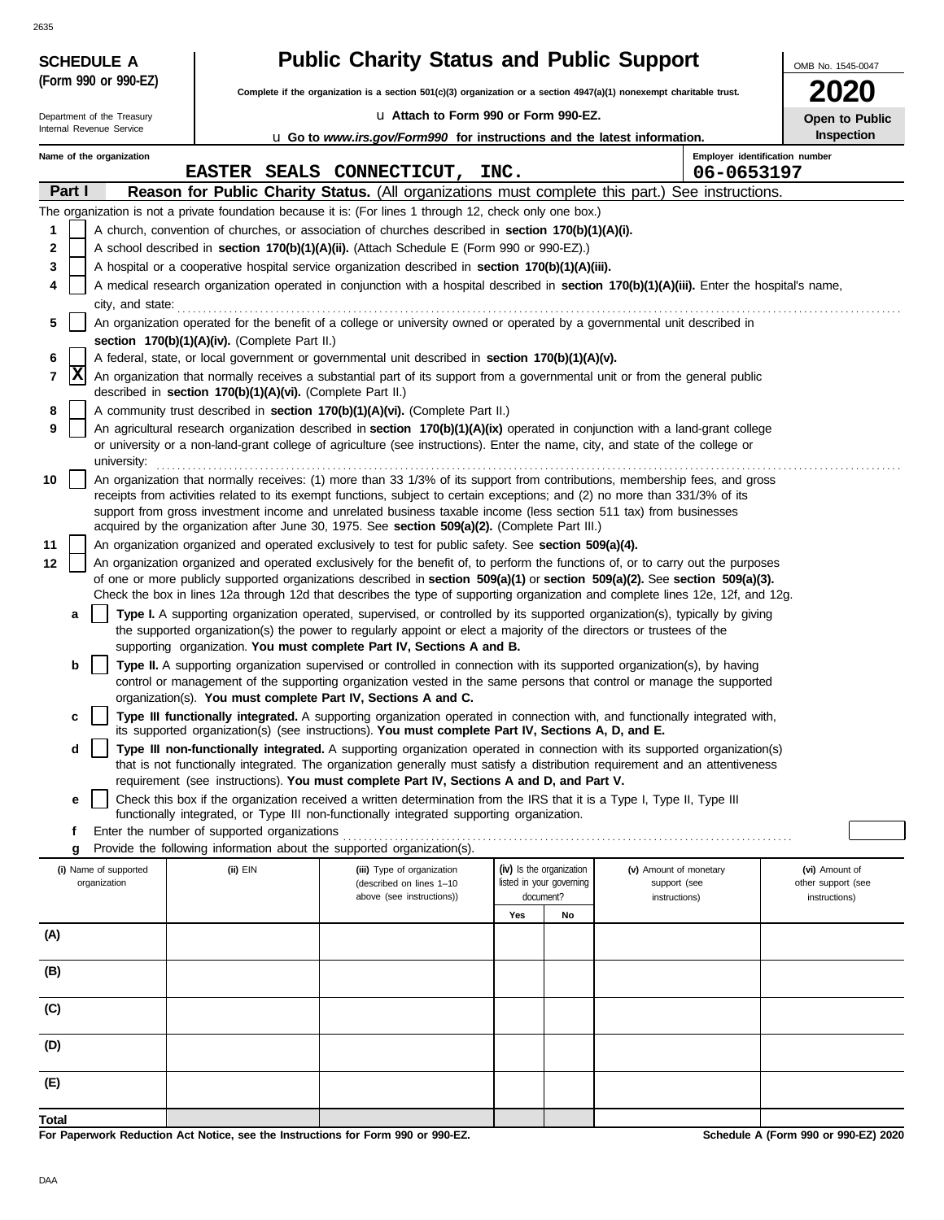**SCHEDULE A**
**(Form 990 or 990-EZ)**

Department of the Treasury
Internal Revenue Service

# Public Charity Status and Public Support

**Complete if the organization is a section 501(c)(3) organization or a section 4947(a)(1) nonexempt charitable trust.**

u Attach to Form 990 or Form 990-EZ.

u Go to *www.irs.gov/Form990* for instructions and the latest information.

OMB No. 1545-0047

**2020**

**Open to Public Inspection**

Name of the organization: **EASTER SEALS CONNECTICUT, INC.**

Employer identification number: **06-0653197**

## Part I — Reason for Public Charity Status. (All organizations must complete this part.) See instructions.

The organization is not a private foundation because it is: (For lines 1 through 12, check only one box.)

1. [ ] A church, convention of churches, or association of churches described in **section 170(b)(1)(A)(i).**
2. [ ] A school described in **section 170(b)(1)(A)(ii).** (Attach Schedule E (Form 990 or 990-EZ).)
3. [ ] A hospital or a cooperative hospital service organization described in **section 170(b)(1)(A)(iii).**
4. [ ] A medical research organization operated in conjunction with a hospital described in **section 170(b)(1)(A)(iii).** Enter the hospital's name, city, and state: ..........
5. [ ] An organization operated for the benefit of a college or university owned or operated by a governmental unit described in **section 170(b)(1)(A)(iv).** (Complete Part II.)
6. [ ] A federal, state, or local government or governmental unit described in **section 170(b)(1)(A)(v).**
7. [X] An organization that normally receives a substantial part of its support from a governmental unit or from the general public described in **section 170(b)(1)(A)(vi).** (Complete Part II.)
8. [ ] A community trust described in **section 170(b)(1)(A)(vi).** (Complete Part II.)
9. [ ] An agricultural research organization described in **section 170(b)(1)(A)(ix)** operated in conjunction with a land-grant college or university or a non-land-grant college of agriculture (see instructions). Enter the name, city, and state of the college or university: ..........
10. [ ] An organization that normally receives: (1) more than 33 1/3% of its support from contributions, membership fees, and gross receipts from activities related to its exempt functions, subject to certain exceptions; and (2) no more than 331/3% of its support from gross investment income and unrelated business taxable income (less section 511 tax) from businesses acquired by the organization after June 30, 1975. See **section 509(a)(2).** (Complete Part III.)
11. [ ] An organization organized and operated exclusively to test for public safety. See **section 509(a)(4).**
12. [ ] An organization organized and operated exclusively for the benefit of, to perform the functions of, or to carry out the purposes of one or more publicly supported organizations described in **section 509(a)(1)** or **section 509(a)(2).** See **section 509(a)(3).** Check the box in lines 12a through 12d that describes the type of supporting organization and complete lines 12e, 12f, and 12g.
   - **a** [ ] **Type I.** A supporting organization operated, supervised, or controlled by its supported organization(s), typically by giving the supported organization(s) the power to regularly appoint or elect a majority of the directors or trustees of the supporting organization. **You must complete Part IV, Sections A and B.**
   - **b** [ ] **Type II.** A supporting organization supervised or controlled in connection with its supported organization(s), by having control or management of the supporting organization vested in the same persons that control or manage the supported organization(s). **You must complete Part IV, Sections A and C.**
   - **c** [ ] **Type III functionally integrated.** A supporting organization operated in connection with, and functionally integrated with, its supported organization(s) (see instructions). **You must complete Part IV, Sections A, D, and E.**
   - **d** [ ] **Type III non-functionally integrated.** A supporting organization operated in connection with its supported organization(s) that is not functionally integrated. The organization generally must satisfy a distribution requirement and an attentiveness requirement (see instructions). **You must complete Part IV, Sections A and D, and Part V.**
   - **e** [ ] Check this box if the organization received a written determination from the IRS that it is a Type I, Type II, Type III functionally integrated, or Type III non-functionally integrated supporting organization.
   - **f** Enter the number of supported organizations ..........
   - **g** Provide the following information about the supported organization(s).

| (i) Name of supported organization | (ii) EIN | (iii) Type of organization (described on lines 1–10 above (see instructions)) | (iv) Is the organization listed in your governing document? Yes | No | (v) Amount of monetary support (see instructions) | (vi) Amount of other support (see instructions) |
|---|---|---|---|---|---|---|
| (A) | | | | | | |
| (B) | | | | | | |
| (C) | | | | | | |
| (D) | | | | | | |
| (E) | | | | | | |
| **Total** | | | | | | |

**For Paperwork Reduction Act Notice, see the Instructions for Form 990 or 990-EZ.**

**Schedule A (Form 990 or 990-EZ) 2020**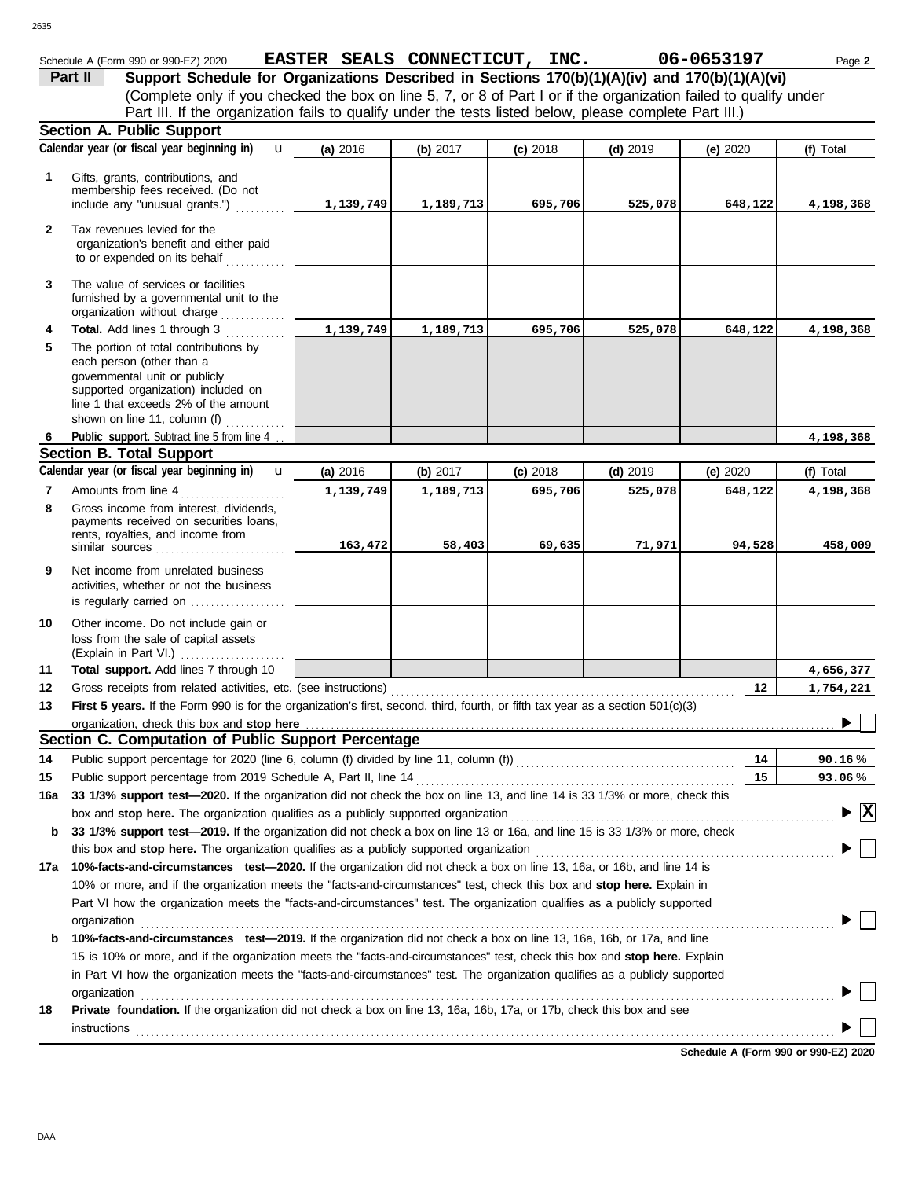Schedule A (Form 990 or 990-EZ) 2020 **EASTER SEALS CONNECTICUT, INC.** **06-0653197** Page **2**

**Part II** **Support Schedule for Organizations Described in Sections 170(b)(1)(A)(iv) and 170(b)(1)(A)(vi)**
(Complete only if you checked the box on line 5, 7, or 8 of Part I or if the organization failed to qualify under Part III. If the organization fails to qualify under the tests listed below, please complete Part III.)

## Section A. Public Support

| | Calendar year (or fiscal year beginning in) | (a) 2016 | (b) 2017 | (c) 2018 | (d) 2019 | (e) 2020 | (f) Total |
|---|---|---|---|---|---|---|---|
| 1 | Gifts, grants, contributions, and membership fees received. (Do not include any "unusual grants.") | 1,139,749 | 1,189,713 | 695,706 | 525,078 | 648,122 | 4,198,368 |
| 2 | Tax revenues levied for the organization's benefit and either paid to or expended on its behalf | | | | | | |
| 3 | The value of services or facilities furnished by a governmental unit to the organization without charge | | | | | | |
| 4 | **Total.** Add lines 1 through 3 | 1,139,749 | 1,189,713 | 695,706 | 525,078 | 648,122 | 4,198,368 |
| 5 | The portion of total contributions by each person (other than a governmental unit or publicly supported organization) included on line 1 that exceeds 2% of the amount shown on line 11, column (f) | | | | | | |
| 6 | **Public support.** Subtract line 5 from line 4 | | | | | | 4,198,368 |

## Section B. Total Support

| | Calendar year (or fiscal year beginning in) | (a) 2016 | (b) 2017 | (c) 2018 | (d) 2019 | (e) 2020 | (f) Total |
|---|---|---|---|---|---|---|---|
| 7 | Amounts from line 4 | 1,139,749 | 1,189,713 | 695,706 | 525,078 | 648,122 | 4,198,368 |
| 8 | Gross income from interest, dividends, payments received on securities loans, rents, royalties, and income from similar sources | 163,472 | 58,403 | 69,635 | 71,971 | 94,528 | 458,009 |
| 9 | Net income from unrelated business activities, whether or not the business is regularly carried on | | | | | | |
| 10 | Other income. Do not include gain or loss from the sale of capital assets (Explain in Part VI.) | | | | | | |
| 11 | **Total support.** Add lines 7 through 10 | | | | | | 4,656,377 |

**12** Gross receipts from related activities, etc. (see instructions) **12** 1,754,221

**13** **First 5 years.** If the Form 990 is for the organization's first, second, third, fourth, or fifth tax year as a section 501(c)(3) organization, check this box and **stop here** ☐

## Section C. Computation of Public Support Percentage

**14** Public support percentage for 2020 (line 6, column (f) divided by line 11, column (f)) **14** 90.16 %

**15** Public support percentage from 2019 Schedule A, Part II, line 14 **15** 93.06 %

**16a** **33 1/3% support test—2020.** If the organization did not check the box on line 13, and line 14 is 33 1/3% or more, check this box and **stop here.** The organization qualifies as a publicly supported organization ☒

**b** **33 1/3% support test—2019.** If the organization did not check a box on line 13 or 16a, and line 15 is 33 1/3% or more, check this box and **stop here.** The organization qualifies as a publicly supported organization ☐

**17a** **10%-facts-and-circumstances test—2020.** If the organization did not check a box on line 13, 16a, or 16b, and line 14 is 10% or more, and if the organization meets the "facts-and-circumstances" test, check this box and **stop here.** Explain in Part VI how the organization meets the "facts-and-circumstances" test. The organization qualifies as a publicly supported organization ☐

**b** **10%-facts-and-circumstances test—2019.** If the organization did not check a box on line 13, 16a, 16b, or 17a, and line 15 is 10% or more, and if the organization meets the "facts-and-circumstances" test, check this box and **stop here.** Explain in Part VI how the organization meets the "facts-and-circumstances" test. The organization qualifies as a publicly supported organization ☐

**18** **Private foundation.** If the organization did not check a box on line 13, 16a, 16b, 17a, or 17b, check this box and see instructions ☐

**Schedule A (Form 990 or 990-EZ) 2020**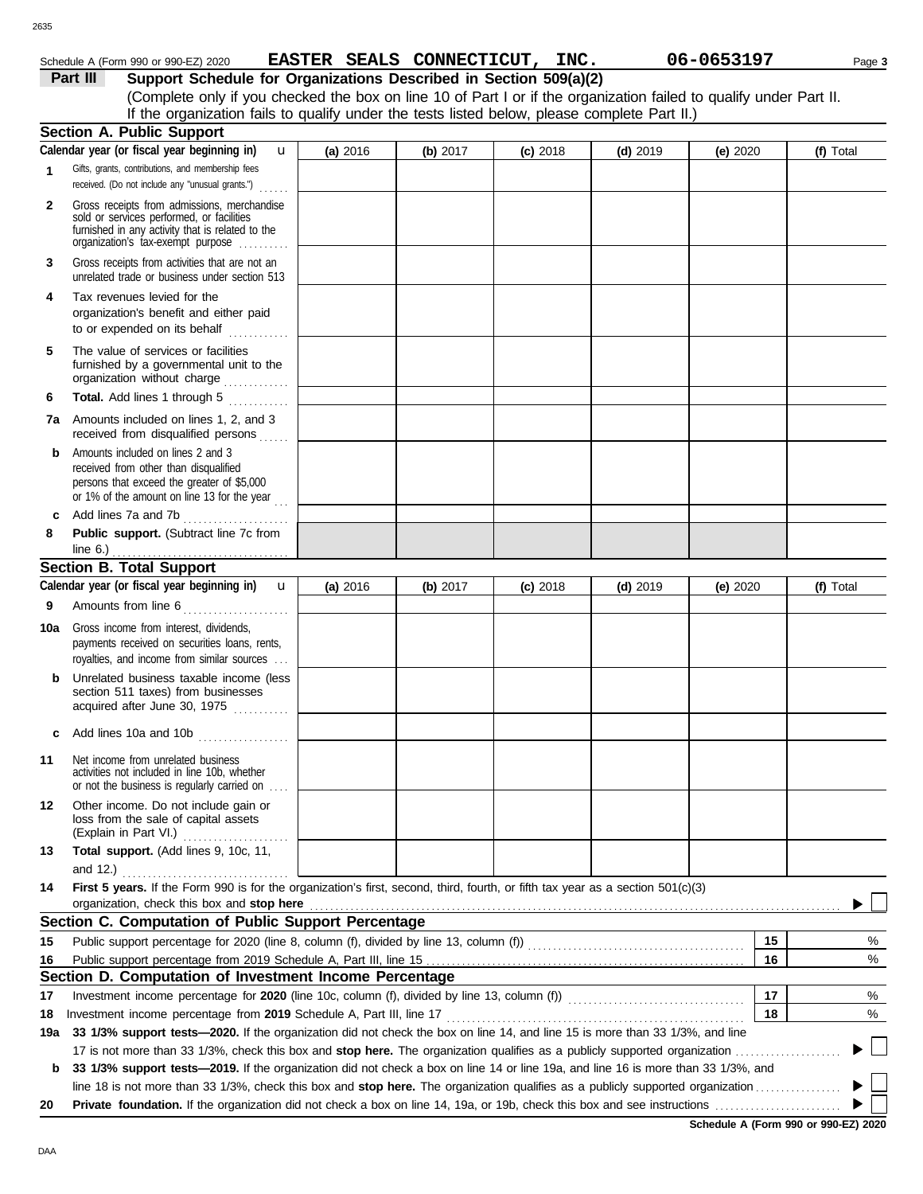Schedule A (Form 990 or 990-EZ) 2020 **EASTER SEALS CONNECTICUT, INC.** **06-0653197** Page **3**

## Part III Support Schedule for Organizations Described in Section 509(a)(2)

(Complete only if you checked the box on line 10 of Part I or if the organization failed to qualify under Part II. If the organization fails to qualify under the tests listed below, please complete Part II.)

### Section A. Public Support

| Calendar year (or fiscal year beginning in) | (a) 2016 | (b) 2017 | (c) 2018 | (d) 2019 | (e) 2020 | (f) Total |
|---|---|---|---|---|---|---|
| **1** Gifts, grants, contributions, and membership fees received. (Do not include any "unusual grants.") | | | | | | |
| **2** Gross receipts from admissions, merchandise sold or services performed, or facilities furnished in any activity that is related to the organization's tax-exempt purpose | | | | | | |
| **3** Gross receipts from activities that are not an unrelated trade or business under section 513 | | | | | | |
| **4** Tax revenues levied for the organization's benefit and either paid to or expended on its behalf | | | | | | |
| **5** The value of services or facilities furnished by a governmental unit to the organization without charge | | | | | | |
| **6** **Total.** Add lines 1 through 5 | | | | | | |
| **7a** Amounts included on lines 1, 2, and 3 received from disqualified persons | | | | | | |
| **b** Amounts included on lines 2 and 3 received from other than disqualified persons that exceed the greater of \$5,000 or 1% of the amount on line 13 for the year | | | | | | |
| **c** Add lines 7a and 7b | | | | | | |
| **8** **Public support.** (Subtract line 7c from line 6.) | | | | | | |

### Section B. Total Support

| Calendar year (or fiscal year beginning in) | (a) 2016 | (b) 2017 | (c) 2018 | (d) 2019 | (e) 2020 | (f) Total |
|---|---|---|---|---|---|---|
| **9** Amounts from line 6 | | | | | | |
| **10a** Gross income from interest, dividends, payments received on securities loans, rents, royalties, and income from similar sources | | | | | | |
| **b** Unrelated business taxable income (less section 511 taxes) from businesses acquired after June 30, 1975 | | | | | | |
| **c** Add lines 10a and 10b | | | | | | |
| **11** Net income from unrelated business activities not included in line 10b, whether or not the business is regularly carried on | | | | | | |
| **12** Other income. Do not include gain or loss from the sale of capital assets (Explain in Part VI.) | | | | | | |
| **13** **Total support.** (Add lines 9, 10c, 11, and 12.) | | | | | | |

**14** **First 5 years.** If the Form 990 is for the organization's first, second, third, fourth, or fifth tax year as a section 501(c)(3) organization, check this box and **stop here** ☐

### Section C. Computation of Public Support Percentage

| | | | |
|---|---|---|---|
| **15** | Public support percentage for 2020 (line 8, column (f), divided by line 13, column (f)) | 15 | % |
| **16** | Public support percentage from 2019 Schedule A, Part III, line 15 | 16 | % |

### Section D. Computation of Investment Income Percentage

| | | | |
|---|---|---|---|
| **17** | Investment income percentage for **2020** (line 10c, column (f), divided by line 13, column (f)) | 17 | % |
| **18** | Investment income percentage from **2019** Schedule A, Part III, line 17 | 18 | % |

**19a** **33 1/3% support tests—2020.** If the organization did not check the box on line 14, and line 15 is more than 33 1/3%, and line 17 is not more than 33 1/3%, check this box and **stop here.** The organization qualifies as a publicly supported organization ☐

**b** **33 1/3% support tests—2019.** If the organization did not check a box on line 14 or line 19a, and line 16 is more than 33 1/3%, and line 18 is not more than 33 1/3%, check this box and **stop here.** The organization qualifies as a publicly supported organization ☐

**20** **Private foundation.** If the organization did not check a box on line 14, 19a, or 19b, check this box and see instructions ☐

**Schedule A (Form 990 or 990-EZ) 2020**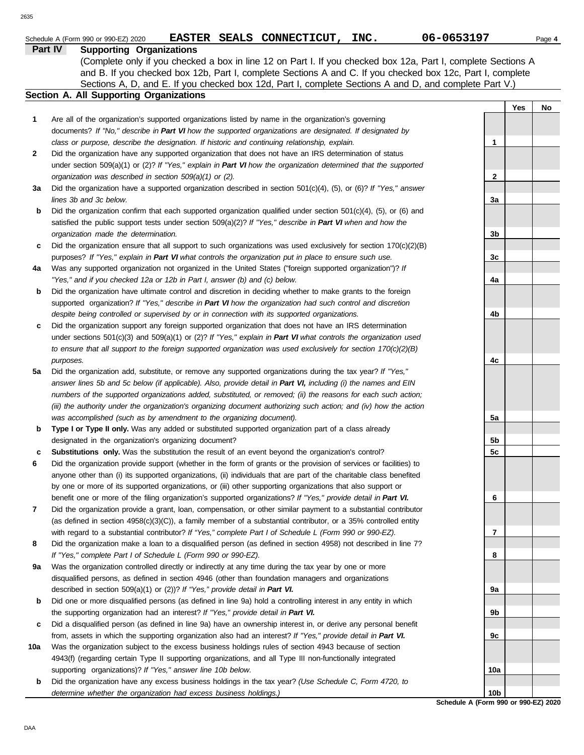Schedule A (Form 990 or 990-EZ) 2020 **EASTER SEALS CONNECTICUT, INC.** **06-0653197** Page **4**

## Part IV Supporting Organizations

(Complete only if you checked a box in line 12 on Part I. If you checked box 12a, Part I, complete Sections A and B. If you checked box 12b, Part I, complete Sections A and C. If you checked box 12c, Part I, complete Sections A, D, and E. If you checked box 12d, Part I, complete Sections A and D, and complete Part V.)

### Section A. All Supporting Organizations

| | | | Yes | No |
|---|---|---|---|---|
| **1** | Are all of the organization's supported organizations listed by name in the organization's governing documents? *If "No," describe in **Part VI** how the supported organizations are designated. If designated by class or purpose, describe the designation. If historic and continuing relationship, explain.* | **1** | | |
| **2** | Did the organization have any supported organization that does not have an IRS determination of status under section 509(a)(1) or (2)? *If "Yes," explain in **Part VI** how the organization determined that the supported organization was described in section 509(a)(1) or (2).* | **2** | | |
| **3a** | Did the organization have a supported organization described in section 501(c)(4), (5), or (6)? *If "Yes," answer lines 3b and 3c below.* | **3a** | | |
| **b** | Did the organization confirm that each supported organization qualified under section 501(c)(4), (5), or (6) and satisfied the public support tests under section 509(a)(2)? *If "Yes," describe in **Part VI** when and how the organization made the determination.* | **3b** | | |
| **c** | Did the organization ensure that all support to such organizations was used exclusively for section 170(c)(2)(B) purposes? *If "Yes," explain in **Part VI** what controls the organization put in place to ensure such use.* | **3c** | | |
| **4a** | Was any supported organization not organized in the United States ("foreign supported organization")? *If "Yes," and if you checked 12a or 12b in Part I, answer (b) and (c) below.* | **4a** | | |
| **b** | Did the organization have ultimate control and discretion in deciding whether to make grants to the foreign supported organization? *If "Yes," describe in **Part VI** how the organization had such control and discretion despite being controlled or supervised by or in connection with its supported organizations.* | **4b** | | |
| **c** | Did the organization support any foreign supported organization that does not have an IRS determination under sections 501(c)(3) and 509(a)(1) or (2)? *If "Yes," explain in **Part VI** what controls the organization used to ensure that all support to the foreign supported organization was used exclusively for section 170(c)(2)(B) purposes.* | **4c** | | |
| **5a** | Did the organization add, substitute, or remove any supported organizations during the tax year? *If "Yes," answer lines 5b and 5c below (if applicable). Also, provide detail in **Part VI,** including (i) the names and EIN numbers of the supported organizations added, substituted, or removed; (ii) the reasons for each such action; (iii) the authority under the organization's organizing document authorizing such action; and (iv) how the action was accomplished (such as by amendment to the organizing document).* | **5a** | | |
| **b** | **Type I or Type II only.** Was any added or substituted supported organization part of a class already designated in the organization's organizing document? | **5b** | | |
| **c** | **Substitutions only.** Was the substitution the result of an event beyond the organization's control? | **5c** | | |
| **6** | Did the organization provide support (whether in the form of grants or the provision of services or facilities) to anyone other than (i) its supported organizations, (ii) individuals that are part of the charitable class benefited by one or more of its supported organizations, or (iii) other supporting organizations that also support or benefit one or more of the filing organization's supported organizations? *If "Yes," provide detail in **Part VI.*** | **6** | | |
| **7** | Did the organization provide a grant, loan, compensation, or other similar payment to a substantial contributor (as defined in section 4958(c)(3)(C)), a family member of a substantial contributor, or a 35% controlled entity with regard to a substantial contributor? *If "Yes," complete Part I of Schedule L (Form 990 or 990-EZ).* | **7** | | |
| **8** | Did the organization make a loan to a disqualified person (as defined in section 4958) not described in line 7? *If "Yes," complete Part I of Schedule L (Form 990 or 990-EZ).* | **8** | | |
| **9a** | Was the organization controlled directly or indirectly at any time during the tax year by one or more disqualified persons, as defined in section 4946 (other than foundation managers and organizations described in section 509(a)(1) or (2))? *If "Yes," provide detail in **Part VI.*** | **9a** | | |
| **b** | Did one or more disqualified persons (as defined in line 9a) hold a controlling interest in any entity in which the supporting organization had an interest? *If "Yes," provide detail in **Part VI.*** | **9b** | | |
| **c** | Did a disqualified person (as defined in line 9a) have an ownership interest in, or derive any personal benefit from, assets in which the supporting organization also had an interest? *If "Yes," provide detail in **Part VI.*** | **9c** | | |
| **10a** | Was the organization subject to the excess business holdings rules of section 4943 because of section 4943(f) (regarding certain Type II supporting organizations, and all Type III non-functionally integrated supporting organizations)? *If "Yes," answer line 10b below.* | **10a** | | |
| **b** | Did the organization have any excess business holdings in the tax year? *(Use Schedule C, Form 4720, to determine whether the organization had excess business holdings.)* | **10b** | | |

**Schedule A (Form 990 or 990-EZ) 2020**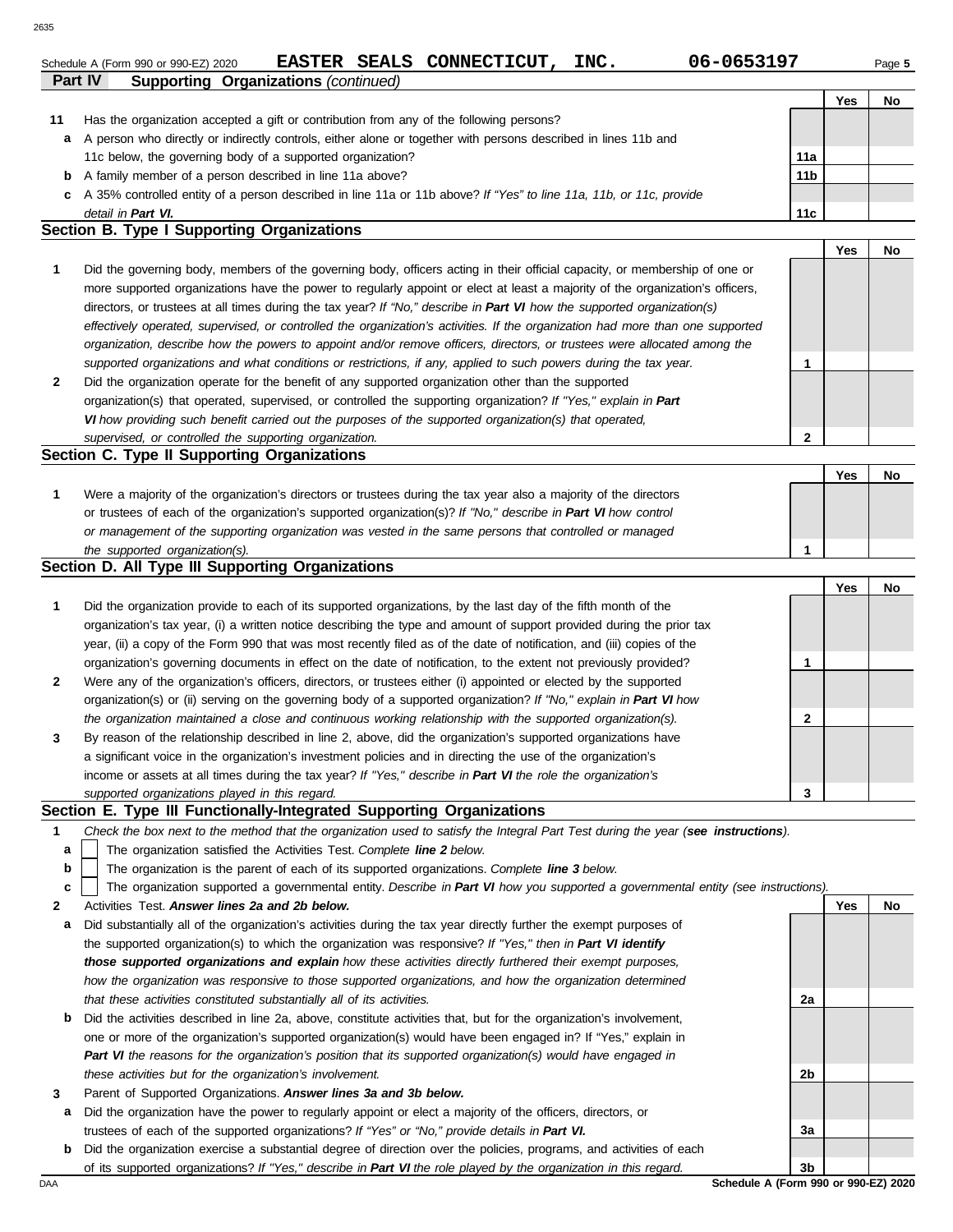Schedule A (Form 990 or 990-EZ) 2020 **EASTER SEALS CONNECTICUT, INC.** **06-0653197**

**Part IV Supporting Organizations** *(continued)*

| | | | Yes | No |
|---|---|---|---|---|
| **11** | Has the organization accepted a gift or contribution from any of the following persons? | | | |
| **a** | A person who directly or indirectly controls, either alone or together with persons described in lines 11b and 11c below, the governing body of a supported organization? | **11a** | | |
| **b** | A family member of a person described in line 11a above? | **11b** | | |
| **c** | A 35% controlled entity of a person described in line 11a or 11b above? *If "Yes" to line 11a, 11b, or 11c, provide detail in **Part VI.*** | **11c** | | |

## Section B. Type I Supporting Organizations

| | | | Yes | No |
|---|---|---|---|---|
| **1** | Did the governing body, members of the governing body, officers acting in their official capacity, or membership of one or more supported organizations have the power to regularly appoint or elect at least a majority of the organization's officers, directors, or trustees at all times during the tax year? *If "No," describe in **Part VI** how the supported organization(s) effectively operated, supervised, or controlled the organization's activities. If the organization had more than one supported organization, describe how the powers to appoint and/or remove officers, directors, or trustees were allocated among the supported organizations and what conditions or restrictions, if any, applied to such powers during the tax year.* | **1** | | |
| **2** | Did the organization operate for the benefit of any supported organization other than the supported organization(s) that operated, supervised, or controlled the supporting organization? *If "Yes," explain in **Part VI** how providing such benefit carried out the purposes of the supported organization(s) that operated, supervised, or controlled the supporting organization.* | **2** | | |

## Section C. Type II Supporting Organizations

| | | | Yes | No |
|---|---|---|---|---|
| **1** | Were a majority of the organization's directors or trustees during the tax year also a majority of the directors or trustees of each of the organization's supported organization(s)? *If "No," describe in **Part VI** how control or management of the supporting organization was vested in the same persons that controlled or managed the supported organization(s).* | **1** | | |

## Section D. All Type III Supporting Organizations

| | | | Yes | No |
|---|---|---|---|---|
| **1** | Did the organization provide to each of its supported organizations, by the last day of the fifth month of the organization's tax year, (i) a written notice describing the type and amount of support provided during the prior tax year, (ii) a copy of the Form 990 that was most recently filed as of the date of notification, and (iii) copies of the organization's governing documents in effect on the date of notification, to the extent not previously provided? | **1** | | |
| **2** | Were any of the organization's officers, directors, or trustees either (i) appointed or elected by the supported organization(s) or (ii) serving on the governing body of a supported organization? *If "No," explain in **Part VI** how the organization maintained a close and continuous working relationship with the supported organization(s).* | **2** | | |
| **3** | By reason of the relationship described in line 2, above, did the organization's supported organizations have a significant voice in the organization's investment policies and in directing the use of the organization's income or assets at all times during the tax year? *If "Yes," describe in **Part VI** the role the organization's supported organizations played in this regard.* | **3** | | |

## Section E. Type III Functionally-Integrated Supporting Organizations

**1** *Check the box next to the method that the organization used to satisfy the Integral Part Test during the year (**see instructions**).*

- **a** ☐ The organization satisfied the Activities Test. *Complete **line 2** below.*
- **b** ☐ The organization is the parent of each of its supported organizations. *Complete **line 3** below.*
- **c** ☐ The organization supported a governmental entity. *Describe in **Part VI** how you supported a governmental entity (see instructions).*

| | | | Yes | No |
|---|---|---|---|---|
| **2** | Activities Test. ***Answer lines 2a and 2b below.*** | | | |
| **a** | Did substantially all of the organization's activities during the tax year directly further the exempt purposes of the supported organization(s) to which the organization was responsive? *If "Yes," then in **Part VI identify those supported organizations and explain** how these activities directly furthered their exempt purposes, how the organization was responsive to those supported organizations, and how the organization determined that these activities constituted substantially all of its activities.* | **2a** | | |
| **b** | Did the activities described in line 2a, above, constitute activities that, but for the organization's involvement, one or more of the organization's supported organization(s) would have been engaged in? If "Yes," explain in ***Part VI** the reasons for the organization's position that its supported organization(s) would have engaged in these activities but for the organization's involvement.* | **2b** | | |
| **3** | Parent of Supported Organizations. ***Answer lines 3a and 3b below.*** | | | |
| **a** | Did the organization have the power to regularly appoint or elect a majority of the officers, directors, or trustees of each of the supported organizations? *If "Yes" or "No," provide details in **Part VI.*** | **3a** | | |
| **b** | Did the organization exercise a substantial degree of direction over the policies, programs, and activities of each of its supported organizations? *If "Yes," describe in **Part VI** the role played by the organization in this regard.* | **3b** | | |

**Schedule A (Form 990 or 990-EZ) 2020**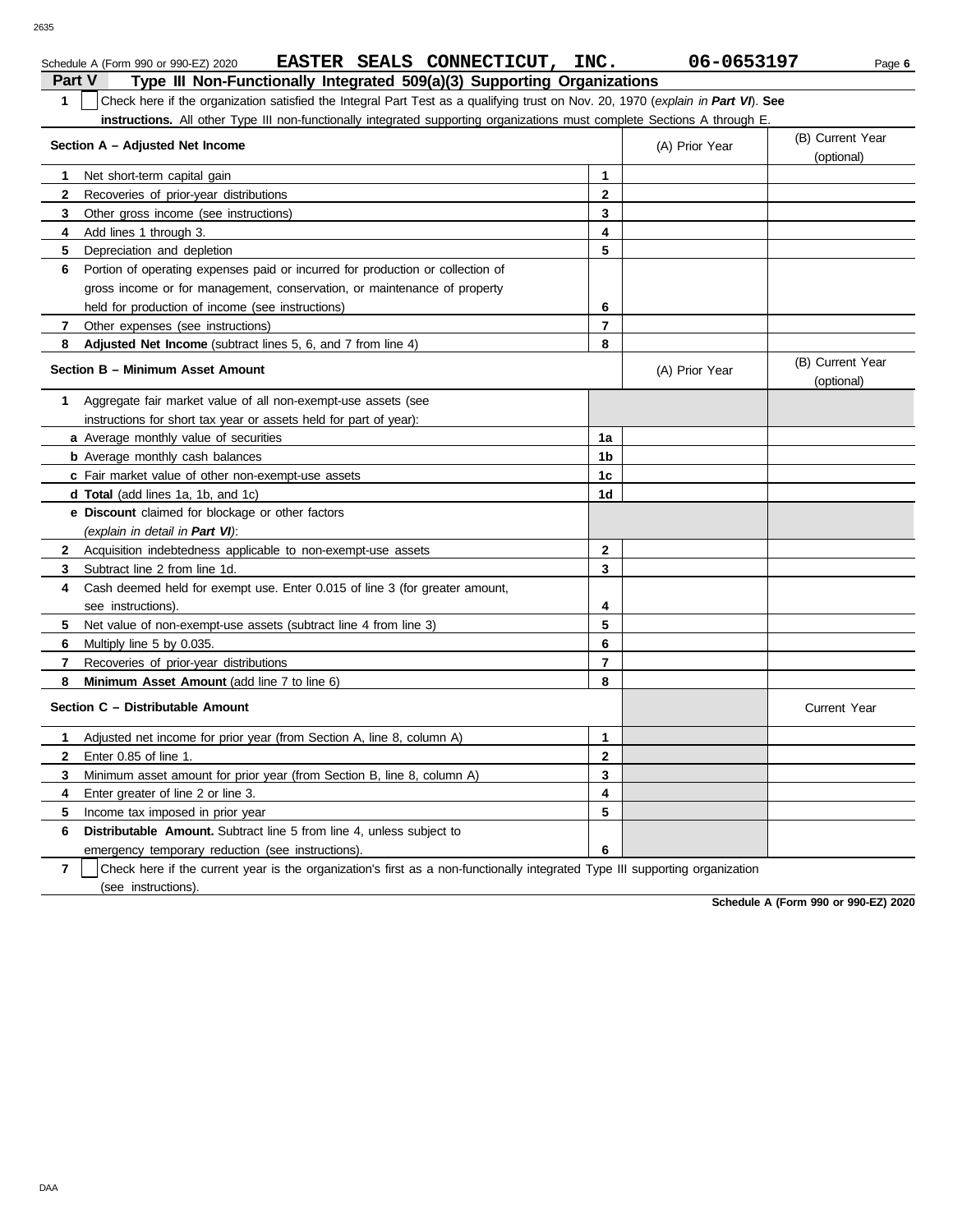Schedule A (Form 990 or 990-EZ) 2020 **EASTER SEALS CONNECTICUT, INC.** **06-0653197**

## Part V Type III Non-Functionally Integrated 509(a)(3) Supporting Organizations

**1** ☐ Check here if the organization satisfied the Integral Part Test as a qualifying trust on Nov. 20, 1970 (*explain in **Part VI***). **See instructions.** All other Type III non-functionally integrated supporting organizations must complete Sections A through E.

| **Section A – Adjusted Net Income** | | (A) Prior Year | (B) Current Year (optional) |
|---|---|---|---|
| **1** Net short-term capital gain | **1** | | |
| **2** Recoveries of prior-year distributions | **2** | | |
| **3** Other gross income (see instructions) | **3** | | |
| **4** Add lines 1 through 3. | **4** | | |
| **5** Depreciation and depletion | **5** | | |
| **6** Portion of operating expenses paid or incurred for production or collection of gross income or for management, conservation, or maintenance of property held for production of income (see instructions) | **6** | | |
| **7** Other expenses (see instructions) | **7** | | |
| **8** **Adjusted Net Income** (subtract lines 5, 6, and 7 from line 4) | **8** | | |

| **Section B – Minimum Asset Amount** | | (A) Prior Year | (B) Current Year (optional) |
|---|---|---|---|
| **1** Aggregate fair market value of all non-exempt-use assets (see instructions for short tax year or assets held for part of year): | | | |
| **a** Average monthly value of securities | **1a** | | |
| **b** Average monthly cash balances | **1b** | | |
| **c** Fair market value of other non-exempt-use assets | **1c** | | |
| **d Total** (add lines 1a, 1b, and 1c) | **1d** | | |
| **e Discount** claimed for blockage or other factors (*explain in detail in **Part VI***): | | | |
| **2** Acquisition indebtedness applicable to non-exempt-use assets | **2** | | |
| **3** Subtract line 2 from line 1d. | **3** | | |
| **4** Cash deemed held for exempt use. Enter 0.015 of line 3 (for greater amount, see instructions). | **4** | | |
| **5** Net value of non-exempt-use assets (subtract line 4 from line 3) | **5** | | |
| **6** Multiply line 5 by 0.035. | **6** | | |
| **7** Recoveries of prior-year distributions | **7** | | |
| **8** **Minimum Asset Amount** (add line 7 to line 6) | **8** | | |

| **Section C – Distributable Amount** | | | Current Year |
|---|---|---|---|
| **1** Adjusted net income for prior year (from Section A, line 8, column A) | **1** | | |
| **2** Enter 0.85 of line 1. | **2** | | |
| **3** Minimum asset amount for prior year (from Section B, line 8, column A) | **3** | | |
| **4** Enter greater of line 2 or line 3. | **4** | | |
| **5** Income tax imposed in prior year | **5** | | |
| **6** **Distributable Amount.** Subtract line 5 from line 4, unless subject to emergency temporary reduction (see instructions). | **6** | | |

**7** ☐ Check here if the current year is the organization's first as a non-functionally integrated Type III supporting organization (see instructions).

**Schedule A (Form 990 or 990-EZ) 2020**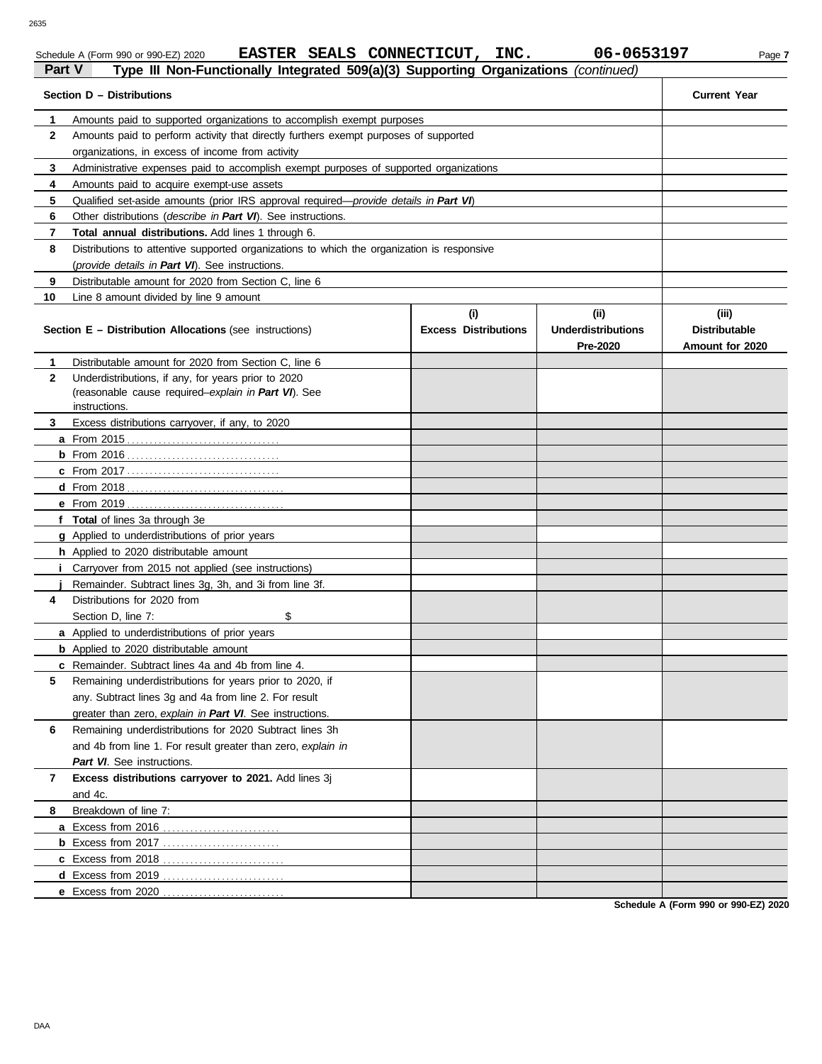Schedule A (Form 990 or 990-EZ) 2020 **EASTER SEALS CONNECTICUT, INC.** **06-0653197**

## Part V Type III Non-Functionally Integrated 509(a)(3) Supporting Organizations *(continued)*

| Section D – Distributions | | Current Year |
|---|---|---|
| 1 | Amounts paid to supported organizations to accomplish exempt purposes | |
| 2 | Amounts paid to perform activity that directly furthers exempt purposes of supported organizations, in excess of income from activity | |
| 3 | Administrative expenses paid to accomplish exempt purposes of supported organizations | |
| 4 | Amounts paid to acquire exempt-use assets | |
| 5 | Qualified set-aside amounts (prior IRS approval required—*provide details in **Part VI***) | |
| 6 | Other distributions (*describe in **Part VI***). See instructions. | |
| 7 | **Total annual distributions.** Add lines 1 through 6. | |
| 8 | Distributions to attentive supported organizations to which the organization is responsive (*provide details in **Part VI***). See instructions. | |
| 9 | Distributable amount for 2020 from Section C, line 6 | |
| 10 | Line 8 amount divided by line 9 amount | |

| | Section E – Distribution Allocations (see instructions) | (i) Excess Distributions | (ii) Underdistributions Pre-2020 | (iii) Distributable Amount for 2020 |
|---|---|---|---|---|
| 1 | Distributable amount for 2020 from Section C, line 6 | | | |
| 2 | Underdistributions, if any, for years prior to 2020 (reasonable cause required–*explain in **Part VI***). See instructions. | | | |
| 3 | Excess distributions carryover, if any, to 2020 | | | |
| a | From 2015 | | | |
| b | From 2016 | | | |
| c | From 2017 | | | |
| d | From 2018 | | | |
| e | From 2019 | | | |
| f | **Total** of lines 3a through 3e | | | |
| g | Applied to underdistributions of prior years | | | |
| h | Applied to 2020 distributable amount | | | |
| i | Carryover from 2015 not applied (see instructions) | | | |
| j | Remainder. Subtract lines 3g, 3h, and 3i from line 3f. | | | |
| 4 | Distributions for 2020 from Section D, line 7: $ | | | |
| a | Applied to underdistributions of prior years | | | |
| b | Applied to 2020 distributable amount | | | |
| c | Remainder. Subtract lines 4a and 4b from line 4. | | | |
| 5 | Remaining underdistributions for years prior to 2020, if any. Subtract lines 3g and 4a from line 2. For result greater than zero, *explain in **Part VI***. See instructions. | | | |
| 6 | Remaining underdistributions for 2020 Subtract lines 3h and 4b from line 1. For result greater than zero, *explain in **Part VI***. See instructions. | | | |
| 7 | **Excess distributions carryover to 2021.** Add lines 3j and 4c. | | | |
| 8 | Breakdown of line 7: | | | |
| a | Excess from 2016 | | | |
| b | Excess from 2017 | | | |
| c | Excess from 2018 | | | |
| d | Excess from 2019 | | | |
| e | Excess from 2020 | | | |

**Schedule A (Form 990 or 990-EZ) 2020**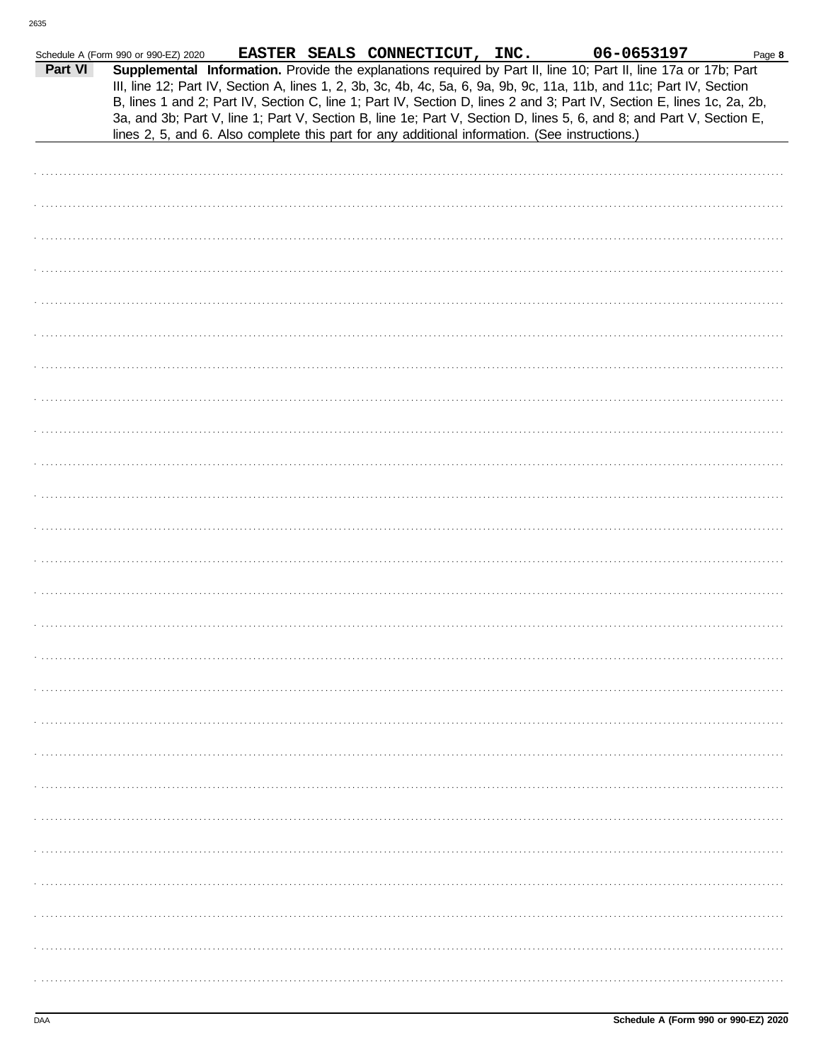Schedule A (Form 990 or 990-EZ) 2020 **EASTER SEALS CONNECTICUT, INC.** **06-0653197** Page **8**

**Part VI** **Supplemental Information.** Provide the explanations required by Part II, line 10; Part II, line 17a or 17b; Part III, line 12; Part IV, Section A, lines 1, 2, 3b, 3c, 4b, 4c, 5a, 6, 9a, 9b, 9c, 11a, 11b, and 11c; Part IV, Section B, lines 1 and 2; Part IV, Section C, line 1; Part IV, Section D, lines 2 and 3; Part IV, Section E, lines 1c, 2a, 2b, 3a, and 3b; Part V, line 1; Part V, Section B, line 1e; Part V, Section D, lines 5, 6, and 8; and Part V, Section E, lines 2, 5, and 6. Also complete this part for any additional information. (See instructions.)

DAA **Schedule A (Form 990 or 990-EZ) 2020**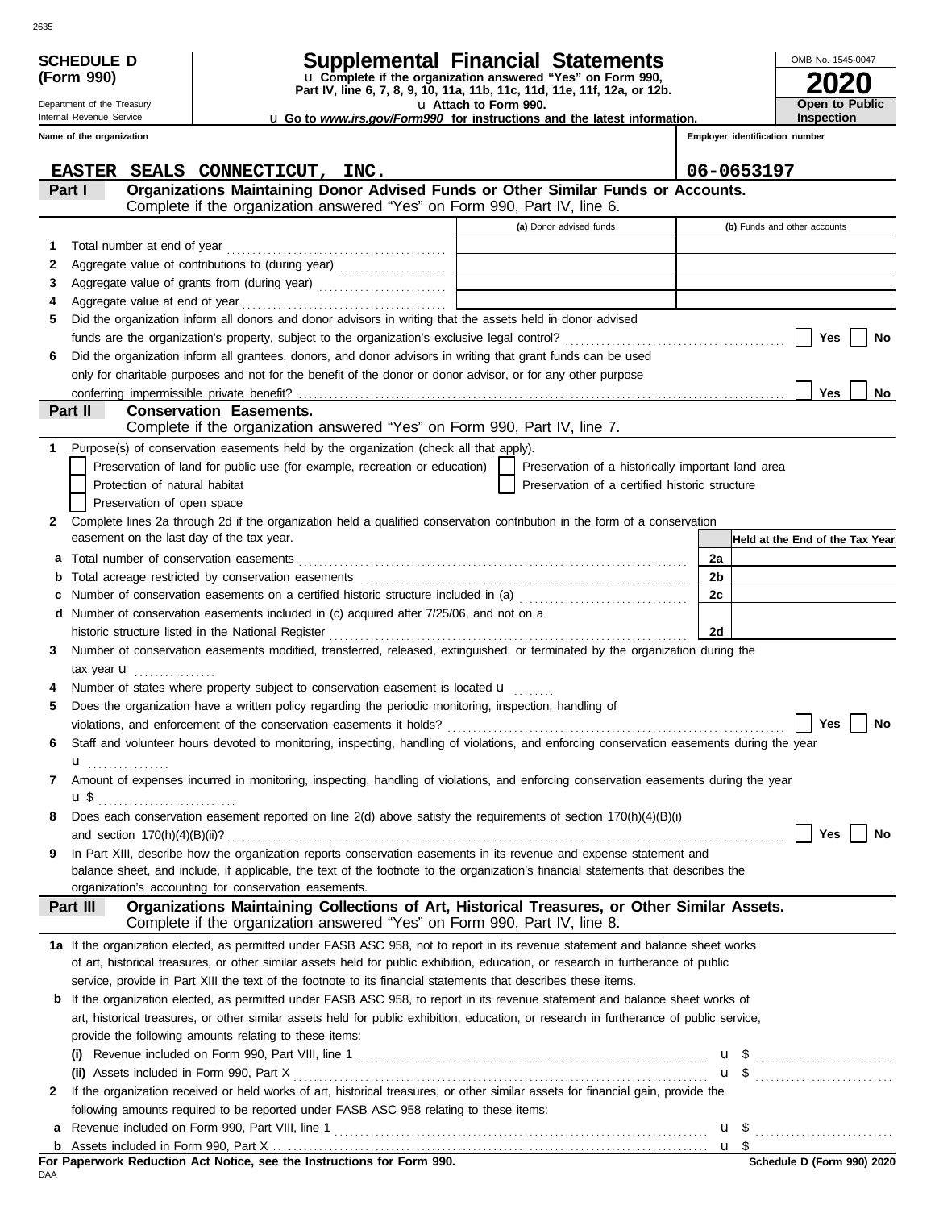**SCHEDULE D (Form 990)**

Department of the Treasury
Internal Revenue Service

# Supplemental Financial Statements

u Complete if the organization answered "Yes" on Form 990, Part IV, line 6, 7, 8, 9, 10, 11a, 11b, 11c, 11d, 11e, 11f, 12a, or 12b.
u Attach to Form 990.
u Go to *www.irs.gov/Form990* for instructions and the latest information.

OMB No. 1545-0047

**2020**

**Open to Public Inspection**

**Name of the organization:** EASTER SEALS CONNECTICUT, INC.

**Employer identification number:** 06-0653197

## Part I — Organizations Maintaining Donor Advised Funds or Other Similar Funds or Accounts.
Complete if the organization answered "Yes" on Form 990, Part IV, line 6.

| | | (a) Donor advised funds | (b) Funds and other accounts |
|---|---|---|---|
| 1 | Total number at end of year | | |
| 2 | Aggregate value of contributions to (during year) | | |
| 3 | Aggregate value of grants from (during year) | | |
| 4 | Aggregate value at end of year | | |

5 Did the organization inform all donors and donor advisors in writing that the assets held in donor advised funds are the organization's property, subject to the organization's exclusive legal control? ☐ Yes ☐ No

6 Did the organization inform all grantees, donors, and donor advisors in writing that grant funds can be used only for charitable purposes and not for the benefit of the donor or donor advisor, or for any other purpose conferring impermissible private benefit? ☐ Yes ☐ No

## Part II — Conservation Easements.
Complete if the organization answered "Yes" on Form 990, Part IV, line 7.

1 Purpose(s) of conservation easements held by the organization (check all that apply).

- ☐ Preservation of land for public use (for example, recreation or education)
- ☐ Preservation of a historically important land area
- ☐ Protection of natural habitat
- ☐ Preservation of a certified historic structure
- ☐ Preservation of open space

2 Complete lines 2a through 2d if the organization held a qualified conservation contribution in the form of a conservation easement on the last day of the tax year.

| | | | Held at the End of the Tax Year |
|---|---|---|---|
| a | Total number of conservation easements | 2a | |
| b | Total acreage restricted by conservation easements | 2b | |
| c | Number of conservation easements on a certified historic structure included in (a) | 2c | |
| d | Number of conservation easements included in (c) acquired after 7/25/06, and not on a historic structure listed in the National Register | 2d | |

3 Number of conservation easements modified, transferred, released, extinguished, or terminated by the organization during the tax year u

4 Number of states where property subject to conservation easement is located u

5 Does the organization have a written policy regarding the periodic monitoring, inspection, handling of violations, and enforcement of the conservation easements it holds? ☐ Yes ☐ No

6 Staff and volunteer hours devoted to monitoring, inspecting, handling of violations, and enforcing conservation easements during the year u

7 Amount of expenses incurred in monitoring, inspecting, handling of violations, and enforcing conservation easements during the year u $

8 Does each conservation easement reported on line 2(d) above satisfy the requirements of section 170(h)(4)(B)(i) and section 170(h)(4)(B)(ii)? ☐ Yes ☐ No

9 In Part XIII, describe how the organization reports conservation easements in its revenue and expense statement and balance sheet, and include, if applicable, the text of the footnote to the organization's financial statements that describes the organization's accounting for conservation easements.

## Part III — Organizations Maintaining Collections of Art, Historical Treasures, or Other Similar Assets.
Complete if the organization answered "Yes" on Form 990, Part IV, line 8.

**1a** If the organization elected, as permitted under FASB ASC 958, not to report in its revenue statement and balance sheet works of art, historical treasures, or other similar assets held for public exhibition, education, or research in furtherance of public service, provide in Part XIII the text of the footnote to its financial statements that describes these items.

**b** If the organization elected, as permitted under FASB ASC 958, to report in its revenue statement and balance sheet works of art, historical treasures, or other similar assets held for public exhibition, education, or research in furtherance of public service, provide the following amounts relating to these items:

(i) Revenue included on Form 990, Part VIII, line 1 u $

(ii) Assets included in Form 990, Part X u $

**2** If the organization received or held works of art, historical treasures, or other similar assets for financial gain, provide the following amounts required to be reported under FASB ASC 958 relating to these items:

a Revenue included on Form 990, Part VIII, line 1 u $

b Assets included in Form 990, Part X u $

**For Paperwork Reduction Act Notice, see the Instructions for Form 990.**

Schedule D (Form 990) 2020

DAA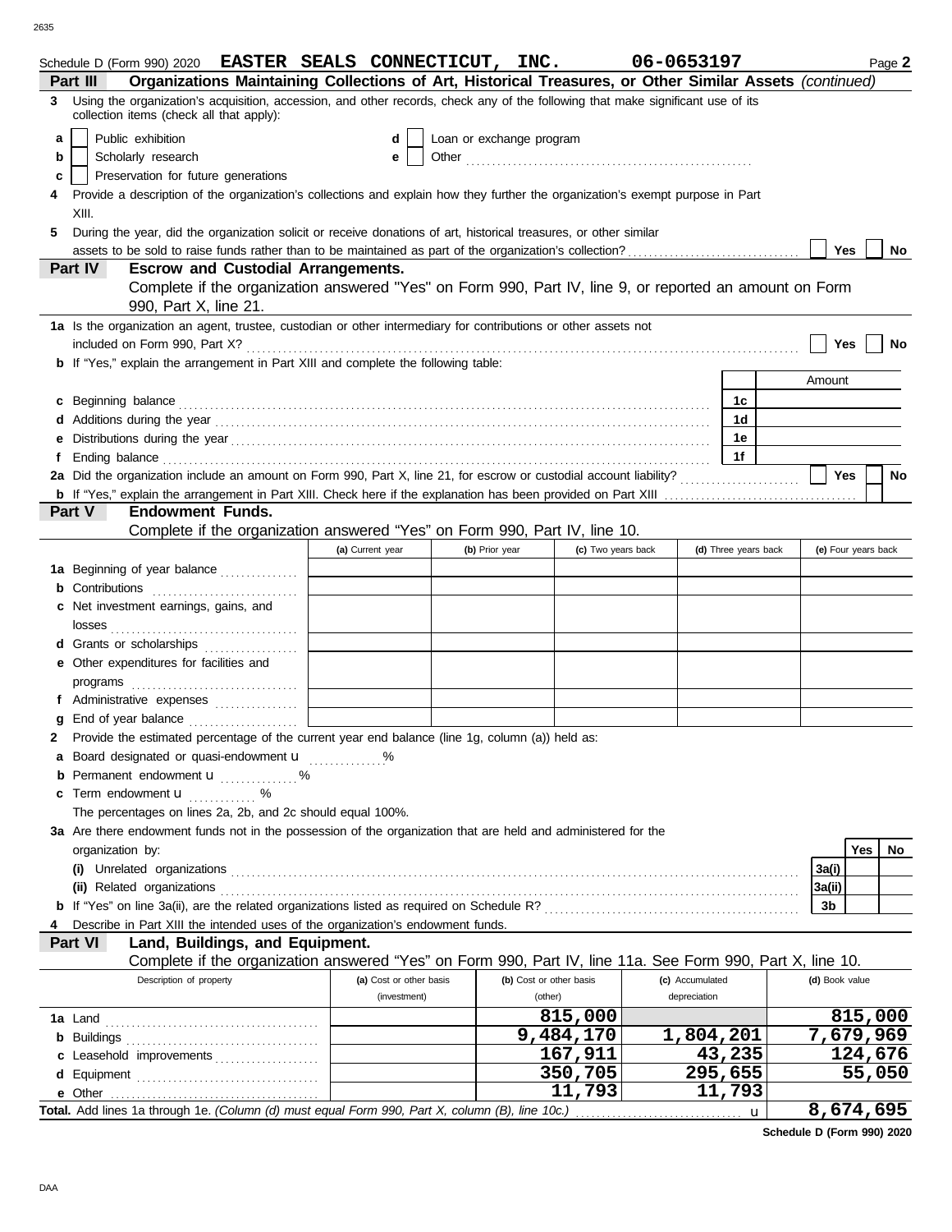Schedule D (Form 990) 2020 **EASTER SEALS CONNECTICUT, INC.** **06-0653197** Page **2**

**Part III — Organizations Maintaining Collections of Art, Historical Treasures, or Other Similar Assets** *(continued)*

**3** Using the organization's acquisition, accession, and other records, check any of the following that make significant use of its collection items (check all that apply):

- **a** ☐ Public exhibition
- **b** ☐ Scholarly research
- **c** ☐ Preservation for future generations
- **d** ☐ Loan or exchange program
- **e** ☐ Other ..........

**4** Provide a description of the organization's collections and explain how they further the organization's exempt purpose in Part XIII.

**5** During the year, did the organization solicit or receive donations of art, historical treasures, or other similar assets to be sold to raise funds rather than to be maintained as part of the organization's collection? ☐ Yes ☐ No

**Part IV — Escrow and Custodial Arrangements.**
Complete if the organization answered "Yes" on Form 990, Part IV, line 9, or reported an amount on Form 990, Part X, line 21.

**1a** Is the organization an agent, trustee, custodian or other intermediary for contributions or other assets not included on Form 990, Part X? ☐ Yes ☐ No

**b** If "Yes," explain the arrangement in Part XIII and complete the following table:

| | | Amount |
|---|---|---|
| **c** Beginning balance | 1c | |
| **d** Additions during the year | 1d | |
| **e** Distributions during the year | 1e | |
| **f** Ending balance | 1f | |

**2a** Did the organization include an amount on Form 990, Part X, line 21, for escrow or custodial account liability? ☐ Yes ☐ No

**b** If "Yes," explain the arrangement in Part XIII. Check here if the explanation has been provided on Part XIII ☐

**Part V — Endowment Funds.**
Complete if the organization answered "Yes" on Form 990, Part IV, line 10.

| | (a) Current year | (b) Prior year | (c) Two years back | (d) Three years back | (e) Four years back |
|---|---|---|---|---|---|
| **1a** Beginning of year balance | | | | | |
| **b** Contributions | | | | | |
| **c** Net investment earnings, gains, and losses | | | | | |
| **d** Grants or scholarships | | | | | |
| **e** Other expenditures for facilities and programs | | | | | |
| **f** Administrative expenses | | | | | |
| **g** End of year balance | | | | | |

**2** Provide the estimated percentage of the current year end balance (line 1g, column (a)) held as:

- **a** Board designated or quasi-endowment u ..........%
- **b** Permanent endowment u ..........%
- **c** Term endowment u ..........%

The percentages on lines 2a, 2b, and 2c should equal 100%.

**3a** Are there endowment funds not in the possession of the organization that are held and administered for the organization by:

| | | Yes | No |
|---|---|---|---|
| **(i)** Unrelated organizations | 3a(i) | | |
| **(ii)** Related organizations | 3a(ii) | | |
| **b** If "Yes" on line 3a(ii), are the related organizations listed as required on Schedule R? | 3b | | |

**4** Describe in Part XIII the intended uses of the organization's endowment funds.

**Part VI — Land, Buildings, and Equipment.**
Complete if the organization answered "Yes" on Form 990, Part IV, line 11a. See Form 990, Part X, line 10.

| Description of property | (a) Cost or other basis (investment) | (b) Cost or other basis (other) | (c) Accumulated depreciation | (d) Book value |
|---|---|---|---|---|
| **1a** Land | | 815,000 | | 815,000 |
| **b** Buildings | | 9,484,170 | 1,804,201 | 7,679,969 |
| **c** Leasehold improvements | | 167,911 | 43,235 | 124,676 |
| **d** Equipment | | 350,705 | 295,655 | 55,050 |
| **e** Other | | 11,793 | 11,793 | |
| **Total.** Add lines 1a through 1e. *(Column (d) must equal Form 990, Part X, column (B), line 10c.)* u | | | | 8,674,695 |

Schedule D (Form 990) 2020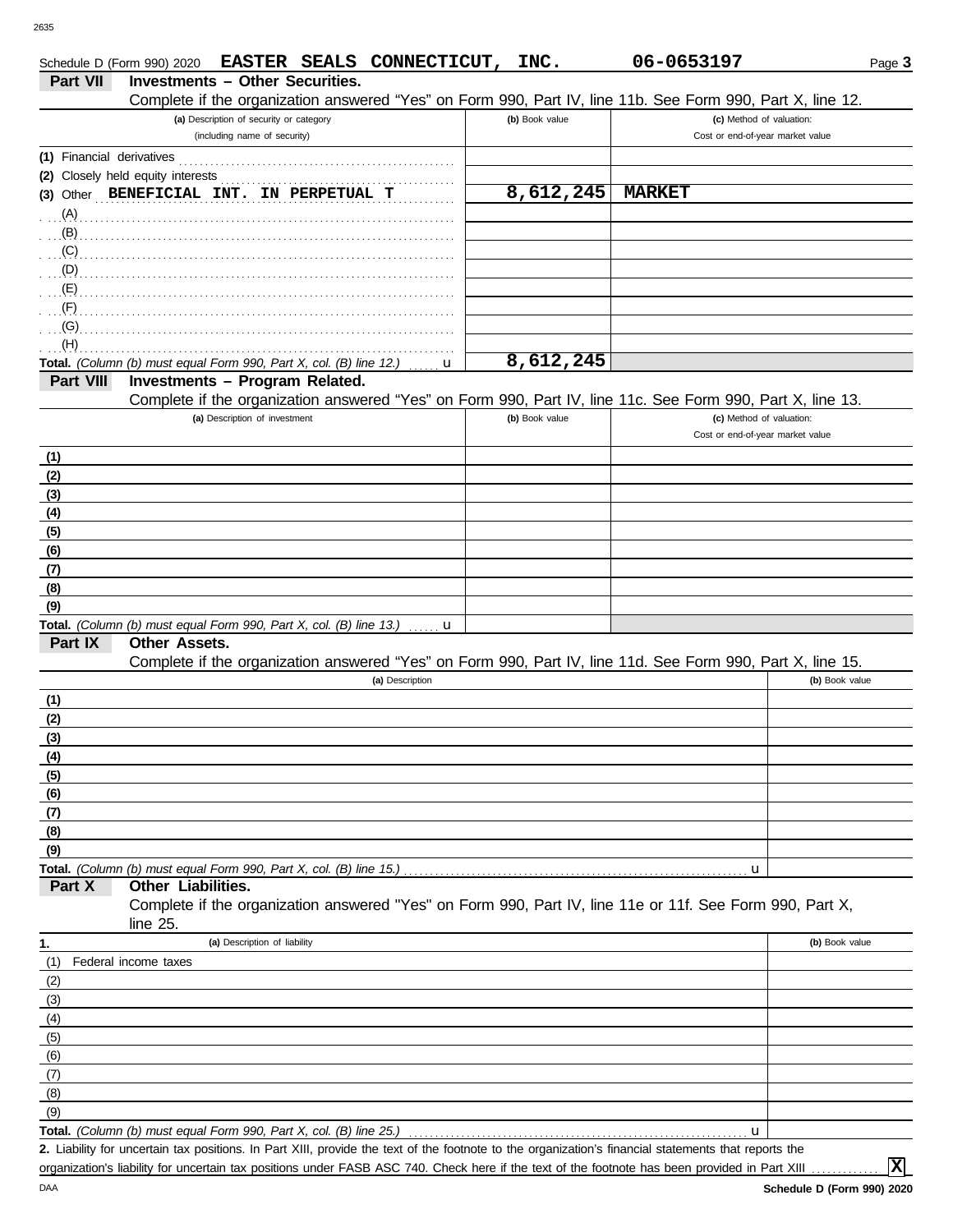Schedule D (Form 990) 2020 **EASTER SEALS CONNECTICUT, INC.** **06-0653197** Page **3**

## Part VII Investments – Other Securities.

Complete if the organization answered "Yes" on Form 990, Part IV, line 11b. See Form 990, Part X, line 12.

| (a) Description of security or category (including name of security) | (b) Book value | (c) Method of valuation: Cost or end-of-year market value |
|---|---|---|
| (1) Financial derivatives | | |
| (2) Closely held equity interests | | |
| (3) Other **BENEFICIAL INT. IN PERPETUAL T** | **8,612,245** | **MARKET** |
| (A) | | |
| (B) | | |
| (C) | | |
| (D) | | |
| (E) | | |
| (F) | | |
| (G) | | |
| (H) | | |
| **Total.** *(Column (b) must equal Form 990, Part X, col. (B) line 12.)* | **8,612,245** | |

## Part VIII Investments – Program Related.

Complete if the organization answered "Yes" on Form 990, Part IV, line 11c. See Form 990, Part X, line 13.

| (a) Description of investment | (b) Book value | (c) Method of valuation: Cost or end-of-year market value |
|---|---|---|
| (1) | | |
| (2) | | |
| (3) | | |
| (4) | | |
| (5) | | |
| (6) | | |
| (7) | | |
| (8) | | |
| (9) | | |
| **Total.** *(Column (b) must equal Form 990, Part X, col. (B) line 13.)* | | |

## Part IX Other Assets.

Complete if the organization answered "Yes" on Form 990, Part IV, line 11d. See Form 990, Part X, line 15.

| (a) Description | (b) Book value |
|---|---|
| (1) | |
| (2) | |
| (3) | |
| (4) | |
| (5) | |
| (6) | |
| (7) | |
| (8) | |
| (9) | |
| **Total.** *(Column (b) must equal Form 990, Part X, col. (B) line 15.)* | |

## Part X Other Liabilities.

Complete if the organization answered "Yes" on Form 990, Part IV, line 11e or 11f. See Form 990, Part X, line 25.

| 1. (a) Description of liability | (b) Book value |
|---|---|
| (1) Federal income taxes | |
| (2) | |
| (3) | |
| (4) | |
| (5) | |
| (6) | |
| (7) | |
| (8) | |
| (9) | |
| **Total.** *(Column (b) must equal Form 990, Part X, col. (B) line 25.)* | |

**2.** Liability for uncertain tax positions. In Part XIII, provide the text of the footnote to the organization's financial statements that reports the organization's liability for uncertain tax positions under FASB ASC 740. Check here if the text of the footnote has been provided in Part XIII **[X]**

Schedule D (Form 990) 2020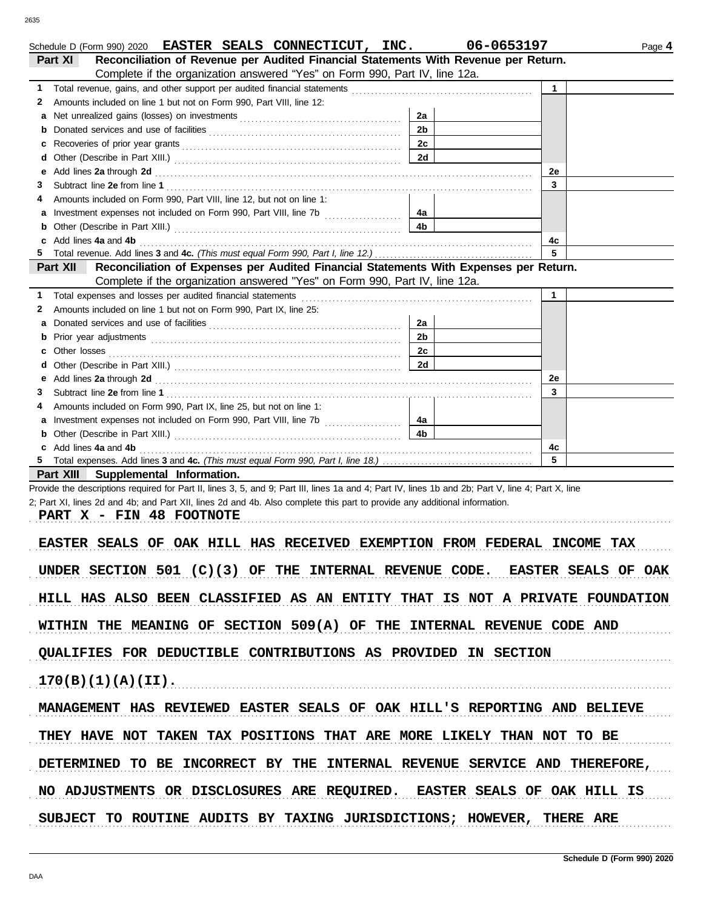Schedule D (Form 990) 2020 **EASTER SEALS CONNECTICUT, INC.** **06-0653197** Page **4**

## Part XI Reconciliation of Revenue per Audited Financial Statements With Revenue per Return.

Complete if the organization answered "Yes" on Form 990, Part IV, line 12a.

| | | | | | |
|---|---|---|---|---|---|
| **1** | Total revenue, gains, and other support per audited financial statements | | | 1 | |
| **2** | Amounts included on line 1 but not on Form 990, Part VIII, line 12: | | | | |
| **a** | Net unrealized gains (losses) on investments | 2a | | | |
| **b** | Donated services and use of facilities | 2b | | | |
| **c** | Recoveries of prior year grants | 2c | | | |
| **d** | Other (Describe in Part XIII.) | 2d | | | |
| **e** | Add lines **2a** through **2d** | | | 2e | |
| **3** | Subtract line **2e** from line **1** | | | 3 | |
| **4** | Amounts included on Form 990, Part VIII, line 12, but not on line 1: | | | | |
| **a** | Investment expenses not included on Form 990, Part VIII, line 7b | 4a | | | |
| **b** | Other (Describe in Part XIII.) | 4b | | | |
| **c** | Add lines **4a** and **4b** | | | 4c | |
| **5** | Total revenue. Add lines **3** and **4c.** *(This must equal Form 990, Part I, line 12.)* | | | 5 | |

## Part XII Reconciliation of Expenses per Audited Financial Statements With Expenses per Return.

Complete if the organization answered "Yes" on Form 990, Part IV, line 12a.

| | | | | | |
|---|---|---|---|---|---|
| **1** | Total expenses and losses per audited financial statements | | | 1 | |
| **2** | Amounts included on line 1 but not on Form 990, Part IX, line 25: | | | | |
| **a** | Donated services and use of facilities | 2a | | | |
| **b** | Prior year adjustments | 2b | | | |
| **c** | Other losses | 2c | | | |
| **d** | Other (Describe in Part XIII.) | 2d | | | |
| **e** | Add lines **2a** through **2d** | | | 2e | |
| **3** | Subtract line **2e** from line **1** | | | 3 | |
| **4** | Amounts included on Form 990, Part IX, line 25, but not on line 1: | | | | |
| **a** | Investment expenses not included on Form 990, Part VIII, line 7b | 4a | | | |
| **b** | Other (Describe in Part XIII.) | 4b | | | |
| **c** | Add lines **4a** and **4b** | | | 4c | |
| **5** | Total expenses. Add lines **3** and **4c.** *(This must equal Form 990, Part I, line 18.)* | | | 5 | |

## Part XIII Supplemental Information.

Provide the descriptions required for Part II, lines 3, 5, and 9; Part III, lines 1a and 4; Part IV, lines 1b and 2b; Part V, line 4; Part X, line 2; Part XI, lines 2d and 4b; and Part XII, lines 2d and 4b. Also complete this part to provide any additional information.

PART X - FIN 48 FOOTNOTE

EASTER SEALS OF OAK HILL HAS RECEIVED EXEMPTION FROM FEDERAL INCOME TAX UNDER SECTION 501 (C)(3) OF THE INTERNAL REVENUE CODE. EASTER SEALS OF OAK HILL HAS ALSO BEEN CLASSIFIED AS AN ENTITY THAT IS NOT A PRIVATE FOUNDATION WITHIN THE MEANING OF SECTION 509(A) OF THE INTERNAL REVENUE CODE AND QUALIFIES FOR DEDUCTIBLE CONTRIBUTIONS AS PROVIDED IN SECTION 170(B)(1)(A)(II).

MANAGEMENT HAS REVIEWED EASTER SEALS OF OAK HILL'S REPORTING AND BELIEVE THEY HAVE NOT TAKEN TAX POSITIONS THAT ARE MORE LIKELY THAN NOT TO BE DETERMINED TO BE INCORRECT BY THE INTERNAL REVENUE SERVICE AND THEREFORE, NO ADJUSTMENTS OR DISCLOSURES ARE REQUIRED. EASTER SEALS OF OAK HILL IS SUBJECT TO ROUTINE AUDITS BY TAXING JURISDICTIONS; HOWEVER, THERE ARE

Schedule D (Form 990) 2020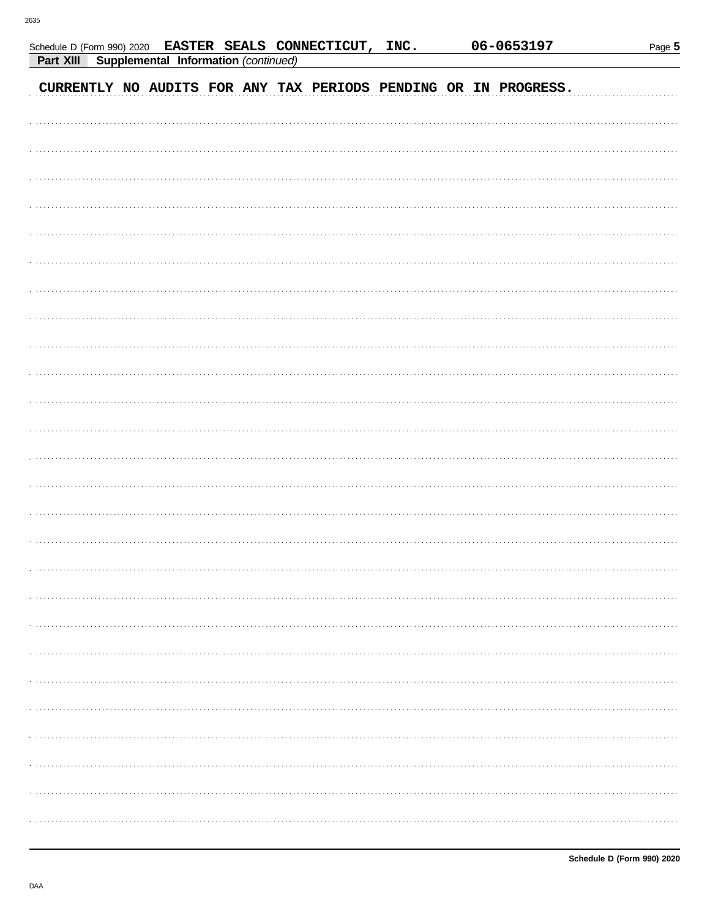Schedule D (Form 990) 2020 **EASTER SEALS CONNECTICUT, INC.** **06-0653197**

**Part XIII** **Supplemental Information** *(continued)*

CURRENTLY NO AUDITS FOR ANY TAX PERIODS PENDING OR IN PROGRESS.

**Schedule D (Form 990) 2020**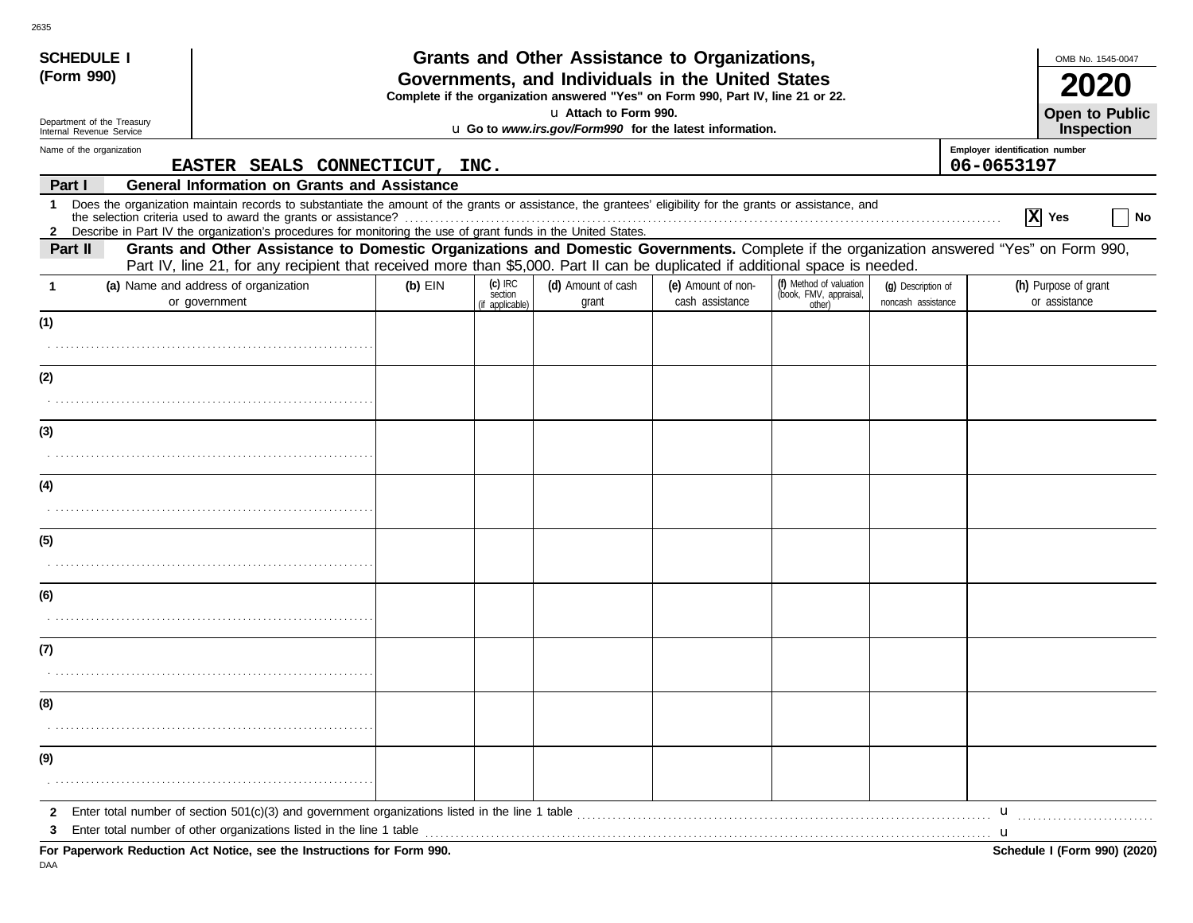**SCHEDULE I (Form 990)**

Department of the Treasury
Internal Revenue Service

# Grants and Other Assistance to Organizations, Governments, and Individuals in the United States

**Complete if the organization answered "Yes" on Form 990, Part IV, line 21 or 22.**
u **Attach to Form 990.**
u **Go to *www.irs.gov/Form990* for the latest information.**

OMB No. 1545-0047

**2020**

**Open to Public Inspection**

Name of the organization: **EASTER SEALS CONNECTICUT, INC.**

Employer identification number: **06-0653197**

## Part I — General Information on Grants and Assistance

1 Does the organization maintain records to substantiate the amount of the grants or assistance, the grantees' eligibility for the grants or assistance, and the selection criteria used to award the grants or assistance? [X] Yes [ ] No

2 Describe in Part IV the organization's procedures for monitoring the use of grant funds in the United States.

## Part II — Grants and Other Assistance to Domestic Organizations and Domestic Governments.

Complete if the organization answered "Yes" on Form 990, Part IV, line 21, for any recipient that received more than $5,000. Part II can be duplicated if additional space is needed.

| 1 (a) Name and address of organization or government | (b) EIN | (c) IRC section (if applicable) | (d) Amount of cash grant | (e) Amount of non-cash assistance | (f) Method of valuation (book, FMV, appraisal, other) | (g) Description of noncash assistance | (h) Purpose of grant or assistance |
|---|---|---|---|---|---|---|---|
| (1) | | | | | | | |
| (2) | | | | | | | |
| (3) | | | | | | | |
| (4) | | | | | | | |
| (5) | | | | | | | |
| (6) | | | | | | | |
| (7) | | | | | | | |
| (8) | | | | | | | |
| (9) | | | | | | | |

2 Enter total number of section 501(c)(3) and government organizations listed in the line 1 table u

3 Enter total number of other organizations listed in the line 1 table u

**For Paperwork Reduction Act Notice, see the Instructions for Form 990.** **Schedule I (Form 990) (2020)**

DAA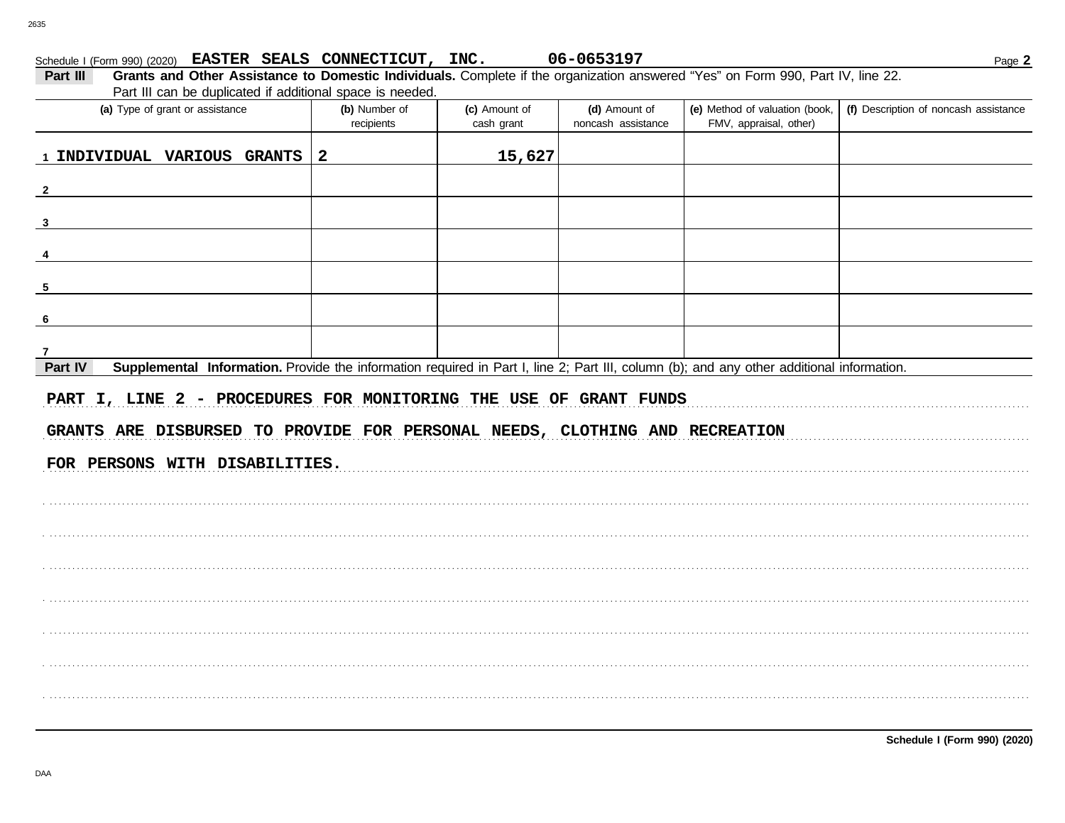Schedule I (Form 990) (2020) **EASTER SEALS CONNECTICUT, INC.** **06-0653197** Page **2**

**Part III** **Grants and Other Assistance to Domestic Individuals.** Complete if the organization answered "Yes" on Form 990, Part IV, line 22.
Part III can be duplicated if additional space is needed.

| (a) Type of grant or assistance | (b) Number of recipients | (c) Amount of cash grant | (d) Amount of noncash assistance | (e) Method of valuation (book, FMV, appraisal, other) | (f) Description of noncash assistance |
|---|---|---|---|---|---|
| 1 INDIVIDUAL VARIOUS GRANTS | 2 | 15,627 | | | |
| 2 | | | | | |
| 3 | | | | | |
| 4 | | | | | |
| 5 | | | | | |
| 6 | | | | | |
| 7 | | | | | |

**Part IV** **Supplemental Information.** Provide the information required in Part I, line 2; Part III, column (b); and any other additional information.

PART I, LINE 2 - PROCEDURES FOR MONITORING THE USE OF GRANT FUNDS

GRANTS ARE DISBURSED TO PROVIDE FOR PERSONAL NEEDS, CLOTHING AND RECREATION FOR PERSONS WITH DISABILITIES.

**Schedule I (Form 990) (2020)**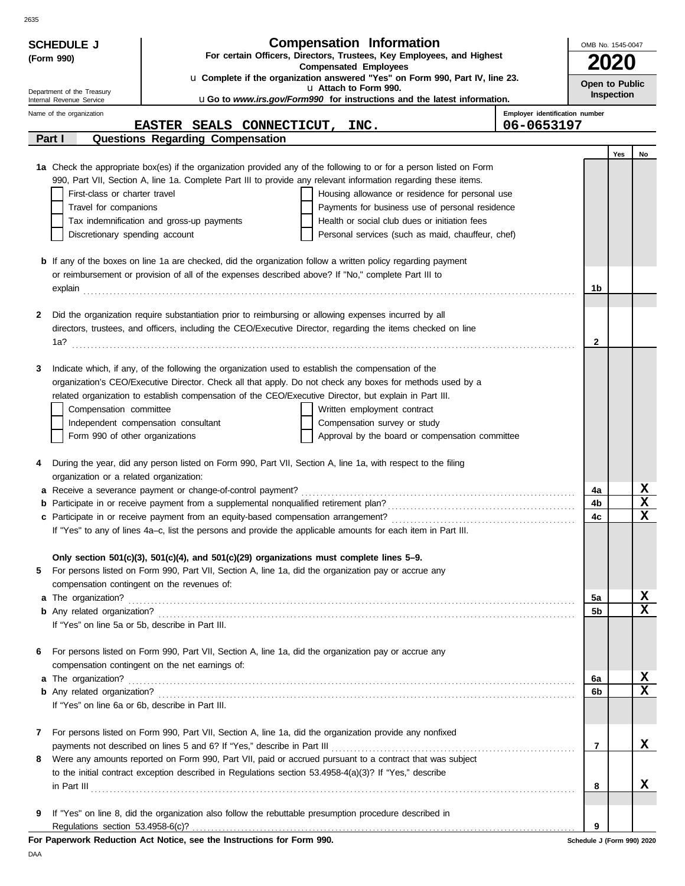**SCHEDULE J**
**(Form 990)**

Department of the Treasury
Internal Revenue Service

# Compensation Information

**For certain Officers, Directors, Trustees, Key Employees, and Highest Compensated Employees**

u **Complete if the organization answered "Yes" on Form 990, Part IV, line 23.**
u **Attach to Form 990.**
u **Go to *www.irs.gov/Form990* for instructions and the latest information.**

OMB No. 1545-0047

**2020**

**Open to Public Inspection**

Name of the organization: **EASTER SEALS CONNECTICUT, INC.**

Employer identification number: **06-0653197**

## Part I Questions Regarding Compensation

| | | Yes | No |
|---|---|---|---|
| **1a** Check the appropriate box(es) if the organization provided any of the following to or for a person listed on Form 990, Part VII, Section A, line 1a. Complete Part III to provide any relevant information regarding these items.<br>☐ First-class or charter travel ☐ Housing allowance or residence for personal use<br>☐ Travel for companions ☐ Payments for business use of personal residence<br>☐ Tax indemnification and gross-up payments ☐ Health or social club dues or initiation fees<br>☐ Discretionary spending account ☐ Personal services (such as maid, chauffeur, chef) | | | |
| **b** If any of the boxes on line 1a are checked, did the organization follow a written policy regarding payment or reimbursement or provision of all of the expenses described above? If "No," complete Part III to explain | 1b | | |
| **2** Did the organization require substantiation prior to reimbursing or allowing expenses incurred by all directors, trustees, and officers, including the CEO/Executive Director, regarding the items checked on line 1a? | 2 | | |
| **3** Indicate which, if any, of the following the organization used to establish the compensation of the organization's CEO/Executive Director. Check all that apply. Do not check any boxes for methods used by a related organization to establish compensation of the CEO/Executive Director, but explain in Part III.<br>☐ Compensation committee ☐ Written employment contract<br>☐ Independent compensation consultant ☐ Compensation survey or study<br>☐ Form 990 of other organizations ☐ Approval by the board or compensation committee | | | |
| **4** During the year, did any person listed on Form 990, Part VII, Section A, line 1a, with respect to the filing organization or a related organization: | | | |
| **a** Receive a severance payment or change-of-control payment? | 4a | | X |
| **b** Participate in or receive payment from a supplemental nonqualified retirement plan? | 4b | | X |
| **c** Participate in or receive payment from an equity-based compensation arrangement? | 4c | | X |
| If "Yes" to any of lines 4a–c, list the persons and provide the applicable amounts for each item in Part III. | | | |
| **Only section 501(c)(3), 501(c)(4), and 501(c)(29) organizations must complete lines 5–9.** | | | |
| **5** For persons listed on Form 990, Part VII, Section A, line 1a, did the organization pay or accrue any compensation contingent on the revenues of: | | | |
| **a** The organization? | 5a | | X |
| **b** Any related organization? | 5b | | X |
| If "Yes" on line 5a or 5b, describe in Part III. | | | |
| **6** For persons listed on Form 990, Part VII, Section A, line 1a, did the organization pay or accrue any compensation contingent on the net earnings of: | | | |
| **a** The organization? | 6a | | X |
| **b** Any related organization? | 6b | | X |
| If "Yes" on line 6a or 6b, describe in Part III. | | | |
| **7** For persons listed on Form 990, Part VII, Section A, line 1a, did the organization provide any nonfixed payments not described on lines 5 and 6? If "Yes," describe in Part III | 7 | | X |
| **8** Were any amounts reported on Form 990, Part VII, paid or accrued pursuant to a contract that was subject to the initial contract exception described in Regulations section 53.4958-4(a)(3)? If "Yes," describe in Part III | 8 | | X |
| **9** If "Yes" on line 8, did the organization also follow the rebuttable presumption procedure described in Regulations section 53.4958-6(c)? | 9 | | |

**For Paperwork Reduction Act Notice, see the Instructions for Form 990.** Schedule J (Form 990) 2020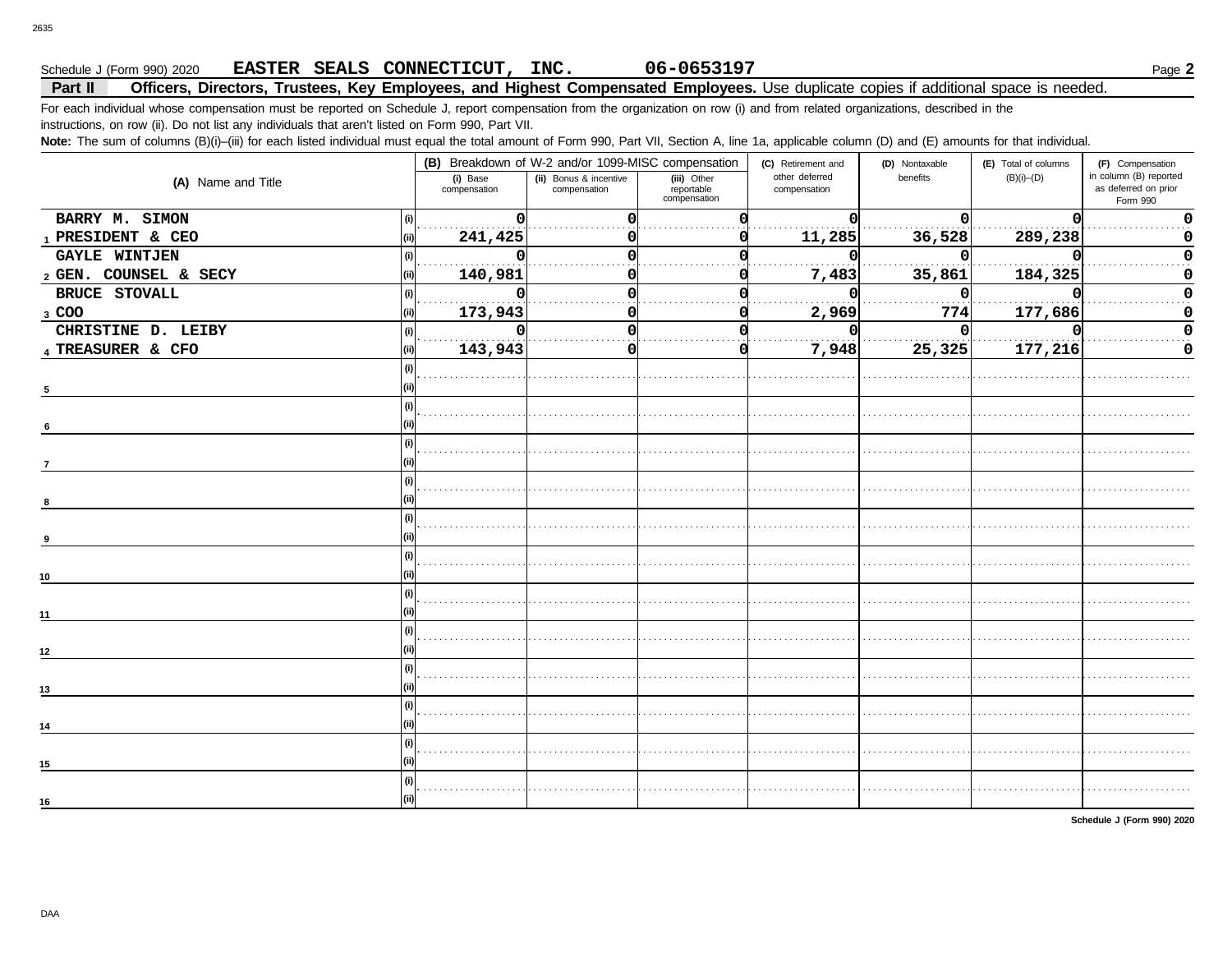Schedule J (Form 990) 2020 **EASTER SEALS CONNECTICUT, INC.** **06-0653197** Page **2**

**Part II** **Officers, Directors, Trustees, Key Employees, and Highest Compensated Employees.** Use duplicate copies if additional space is needed.

For each individual whose compensation must be reported on Schedule J, report compensation from the organization on row (i) and from related organizations, described in the instructions, on row (ii). Do not list any individuals that aren't listed on Form 990, Part VII.

**Note:** The sum of columns (B)(i)–(iii) for each listed individual must equal the total amount of Form 990, Part VII, Section A, line 1a, applicable column (D) and (E) amounts for that individual.

| (A) Name and Title | | (B) Breakdown of W-2 and/or 1099-MISC compensation | | | (C) Retirement and other deferred compensation | (D) Nontaxable benefits | (E) Total of columns (B)(i)–(D) | (F) Compensation in column (B) reported as deferred on prior Form 990 |
|---|---|---|---|---|---|---|---|---|
| | | (i) Base compensation | (ii) Bonus & incentive compensation | (iii) Other reportable compensation | | | | |
| 1 BARRY M. SIMON | (i) | 0 | 0 | 0 | 0 | 0 | 0 | 0 |
| PRESIDENT & CEO | (ii) | 241,425 | 0 | 0 | 11,285 | 36,528 | 289,238 | 0 |
| 2 GAYLE WINTJEN | (i) | 0 | 0 | 0 | 0 | 0 | 0 | 0 |
| GEN. COUNSEL & SECY | (ii) | 140,981 | 0 | 0 | 7,483 | 35,861 | 184,325 | 0 |
| 3 BRUCE STOVALL | (i) | 0 | 0 | 0 | 0 | 0 | 0 | 0 |
| COO | (ii) | 173,943 | 0 | 0 | 2,969 | 774 | 177,686 | 0 |
| 4 CHRISTINE D. LEIBY | (i) | 0 | 0 | 0 | 0 | 0 | 0 | 0 |
| TREASURER & CFO | (ii) | 143,943 | 0 | 0 | 7,948 | 25,325 | 177,216 | 0 |
| 5 | (i) | | | | | | | |
| | (ii) | | | | | | | |
| 6 | (i) | | | | | | | |
| | (ii) | | | | | | | |
| 7 | (i) | | | | | | | |
| | (ii) | | | | | | | |
| 8 | (i) | | | | | | | |
| | (ii) | | | | | | | |
| 9 | (i) | | | | | | | |
| | (ii) | | | | | | | |
| 10 | (i) | | | | | | | |
| | (ii) | | | | | | | |
| 11 | (i) | | | | | | | |
| | (ii) | | | | | | | |
| 12 | (i) | | | | | | | |
| | (ii) | | | | | | | |
| 13 | (i) | | | | | | | |
| | (ii) | | | | | | | |
| 14 | (i) | | | | | | | |
| | (ii) | | | | | | | |
| 15 | (i) | | | | | | | |
| | (ii) | | | | | | | |
| 16 | (i) | | | | | | | |
| | (ii) | | | | | | | |

**Schedule J (Form 990) 2020**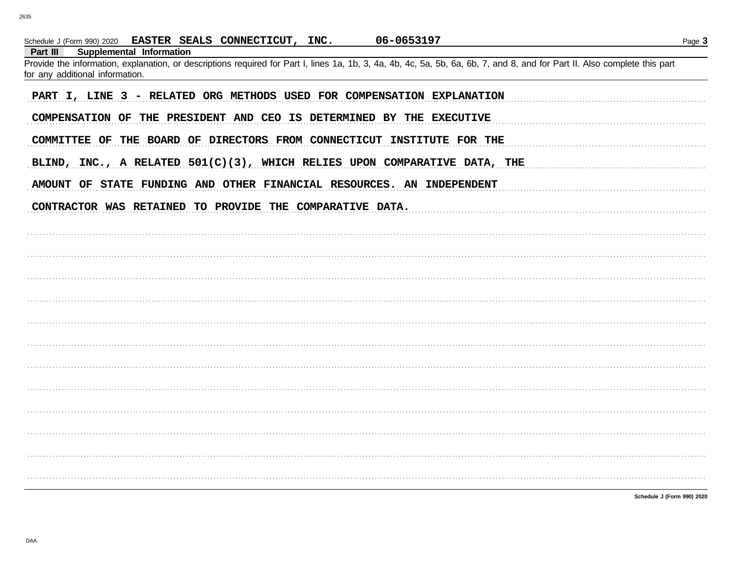Schedule J (Form 990) 2020 **EASTER SEALS CONNECTICUT, INC.** **06-0653197**

**Part III Supplemental Information**

Provide the information, explanation, or descriptions required for Part I, lines 1a, 1b, 3, 4a, 4b, 4c, 5a, 5b, 6a, 6b, 7, and 8, and for Part II. Also complete this part for any additional information.

PART I, LINE 3 - RELATED ORG METHODS USED FOR COMPENSATION EXPLANATION

COMPENSATION OF THE PRESIDENT AND CEO IS DETERMINED BY THE EXECUTIVE COMMITTEE OF THE BOARD OF DIRECTORS FROM CONNECTICUT INSTITUTE FOR THE BLIND, INC., A RELATED 501(C)(3), WHICH RELIES UPON COMPARATIVE DATA, THE AMOUNT OF STATE FUNDING AND OTHER FINANCIAL RESOURCES. AN INDEPENDENT CONTRACTOR WAS RETAINED TO PROVIDE THE COMPARATIVE DATA.

Schedule J (Form 990) 2020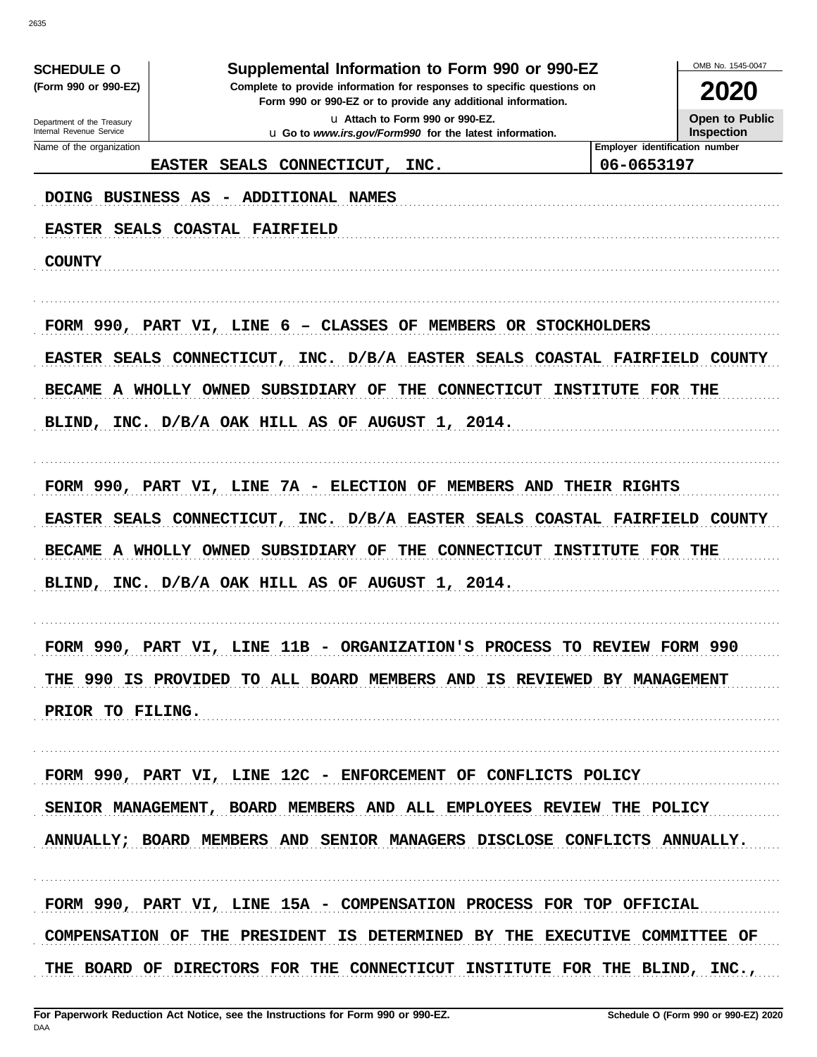**SCHEDULE O**
**(Form 990 or 990-EZ)**

Department of the Treasury
Internal Revenue Service

# Supplemental Information to Form 990 or 990-EZ

**Complete to provide information for responses to specific questions on Form 990 or 990-EZ or to provide any additional information.**

u Attach to Form 990 or 990-EZ.
u Go to *www.irs.gov/Form990* for the latest information.

OMB No. 1545-0047

**2020**

**Open to Public Inspection**

| Name of the organization | Employer identification number |
|---|---|
| EASTER SEALS CONNECTICUT, INC. | 06-0653197 |

DOING BUSINESS AS - ADDITIONAL NAMES

EASTER SEALS COASTAL FAIRFIELD COUNTY

FORM 990, PART VI, LINE 6 – CLASSES OF MEMBERS OR STOCKHOLDERS

EASTER SEALS CONNECTICUT, INC. D/B/A EASTER SEALS COASTAL FAIRFIELD COUNTY BECAME A WHOLLY OWNED SUBSIDIARY OF THE CONNECTICUT INSTITUTE FOR THE BLIND, INC. D/B/A OAK HILL AS OF AUGUST 1, 2014.

FORM 990, PART VI, LINE 7A - ELECTION OF MEMBERS AND THEIR RIGHTS

EASTER SEALS CONNECTICUT, INC. D/B/A EASTER SEALS COASTAL FAIRFIELD COUNTY BECAME A WHOLLY OWNED SUBSIDIARY OF THE CONNECTICUT INSTITUTE FOR THE BLIND, INC. D/B/A OAK HILL AS OF AUGUST 1, 2014.

FORM 990, PART VI, LINE 11B - ORGANIZATION'S PROCESS TO REVIEW FORM 990

THE 990 IS PROVIDED TO ALL BOARD MEMBERS AND IS REVIEWED BY MANAGEMENT PRIOR TO FILING.

FORM 990, PART VI, LINE 12C - ENFORCEMENT OF CONFLICTS POLICY

SENIOR MANAGEMENT, BOARD MEMBERS AND ALL EMPLOYEES REVIEW THE POLICY ANNUALLY; BOARD MEMBERS AND SENIOR MANAGERS DISCLOSE CONFLICTS ANNUALLY.

FORM 990, PART VI, LINE 15A - COMPENSATION PROCESS FOR TOP OFFICIAL

COMPENSATION OF THE PRESIDENT IS DETERMINED BY THE EXECUTIVE COMMITTEE OF THE BOARD OF DIRECTORS FOR THE CONNECTICUT INSTITUTE FOR THE BLIND, INC.,

**For Paperwork Reduction Act Notice, see the Instructions for Form 990 or 990-EZ.** **Schedule O (Form 990 or 990-EZ) 2020**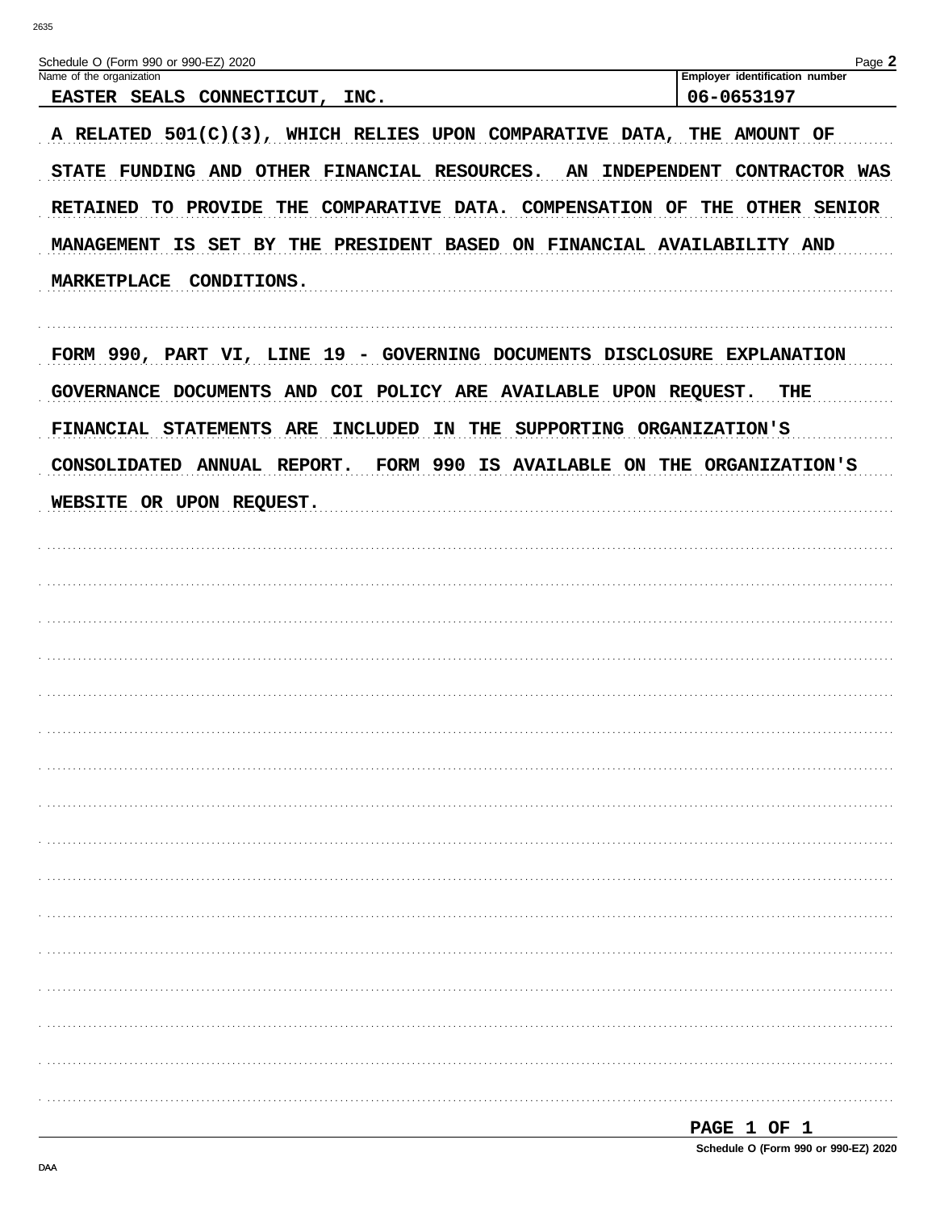Schedule O (Form 990 or 990-EZ) 2020

| Name of the organization | Employer identification number |
|---|---|
| EASTER SEALS CONNECTICUT, INC. | 06-0653197 |

A RELATED 501(C)(3), WHICH RELIES UPON COMPARATIVE DATA, THE AMOUNT OF STATE FUNDING AND OTHER FINANCIAL RESOURCES. AN INDEPENDENT CONTRACTOR WAS RETAINED TO PROVIDE THE COMPARATIVE DATA. COMPENSATION OF THE OTHER SENIOR MANAGEMENT IS SET BY THE PRESIDENT BASED ON FINANCIAL AVAILABILITY AND MARKETPLACE CONDITIONS.

FORM 990, PART VI, LINE 19 - GOVERNING DOCUMENTS DISCLOSURE EXPLANATION

GOVERNANCE DOCUMENTS AND COI POLICY ARE AVAILABLE UPON REQUEST. THE FINANCIAL STATEMENTS ARE INCLUDED IN THE SUPPORTING ORGANIZATION'S CONSOLIDATED ANNUAL REPORT. FORM 990 IS AVAILABLE ON THE ORGANIZATION'S WEBSITE OR UPON REQUEST.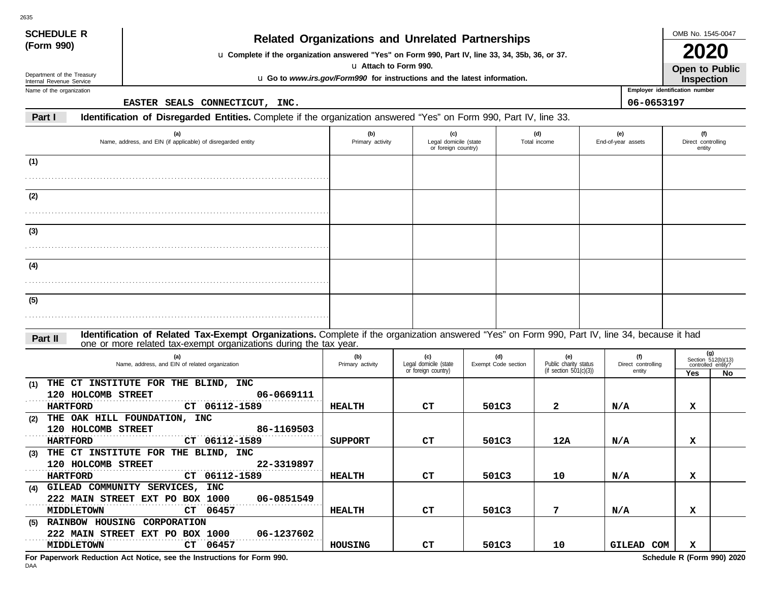**SCHEDULE R (Form 990)**

Department of the Treasury
Internal Revenue Service

# Related Organizations and Unrelated Partnerships

u Complete if the organization answered "Yes" on Form 990, Part IV, line 33, 34, 35b, 36, or 37.
u Attach to Form 990.
u Go to *www.irs.gov/Form990* for instructions and the latest information.

OMB No. 1545-0047

**2020**

**Open to Public Inspection**

Name of the organization: EASTER SEALS CONNECTICUT, INC.

Employer identification number: 06-0653197

## Part I Identification of Disregarded Entities.

Complete if the organization answered "Yes" on Form 990, Part IV, line 33.

| | (a) Name, address, and EIN (if applicable) of disregarded entity | (b) Primary activity | (c) Legal domicile (state or foreign country) | (d) Total income | (e) End-of-year assets | (f) Direct controlling entity |
|---|---|---|---|---|---|---|
| (1) | | | | | | |
| (2) | | | | | | |
| (3) | | | | | | |
| (4) | | | | | | |
| (5) | | | | | | |

## Part II Identification of Related Tax-Exempt Organizations.

Complete if the organization answered "Yes" on Form 990, Part IV, line 34, because it had one or more related tax-exempt organizations during the tax year.

| | (a) Name, address, and EIN of related organization | (b) Primary activity | (c) Legal domicile (state or foreign country) | (d) Exempt Code section | (e) Public charity status (if section 501(c)(3)) | (f) Direct controlling entity | (g) Section 512(b)(13) controlled entity? Yes | (g) No |
|---|---|---|---|---|---|---|---|---|
| (1) | THE CT INSTITUTE FOR THE BLIND, INC 120 HOLCOMB STREET 06-0669111 HARTFORD CT 06112-1589 | HEALTH | CT | 501C3 | 2 | N/A | X | |
| (2) | THE OAK HILL FOUNDATION, INC 120 HOLCOMB STREET 86-1169503 HARTFORD CT 06112-1589 | SUPPORT | CT | 501C3 | 12A | N/A | X | |
| (3) | THE CT INSTITUTE FOR THE BLIND, INC 120 HOLCOMB STREET 22-3319897 HARTFORD CT 06112-1589 | HEALTH | CT | 501C3 | 10 | N/A | X | |
| (4) | GILEAD COMMUNITY SERVICES, INC 222 MAIN STREET EXT PO BOX 1000 06-0851549 MIDDLETOWN CT 06457 | HEALTH | CT | 501C3 | 7 | N/A | X | |
| (5) | RAINBOW HOUSING CORPORATION 222 MAIN STREET EXT PO BOX 1000 06-1237602 MIDDLETOWN CT 06457 | HOUSING | CT | 501C3 | 10 | GILEAD COM | X | |

For Paperwork Reduction Act Notice, see the Instructions for Form 990.

Schedule R (Form 990) 2020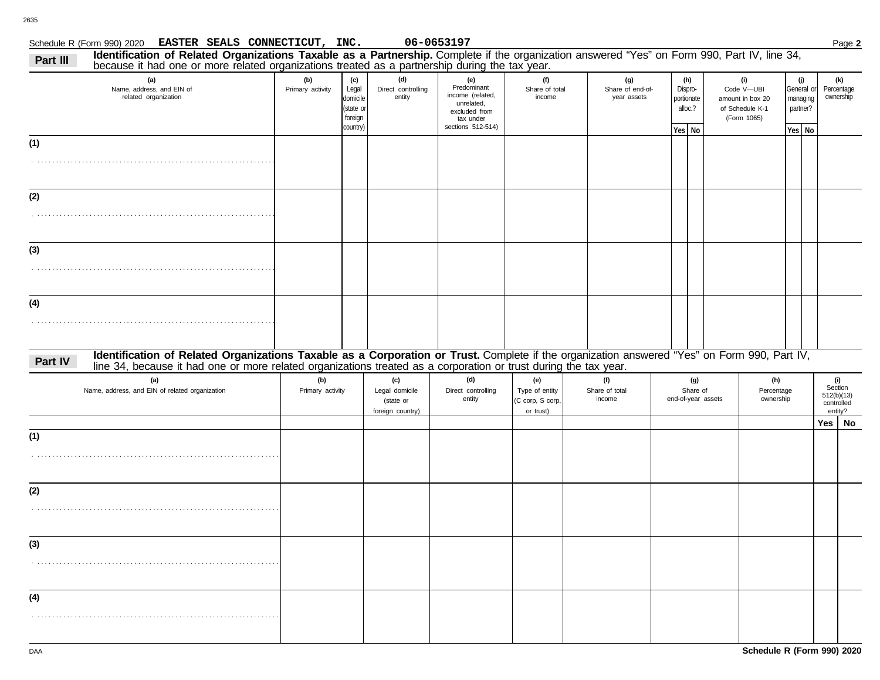Schedule R (Form 990) 2020 **EASTER SEALS CONNECTICUT, INC.** **06-0653197** Page **2**

**Part III** **Identification of Related Organizations Taxable as a Partnership.** Complete if the organization answered "Yes" on Form 990, Part IV, line 34, because it had one or more related organizations treated as a partnership during the tax year.

| (a) Name, address, and EIN of related organization | (b) Primary activity | (c) Legal domicile (state or foreign country) | (d) Direct controlling entity | (e) Predominant income (related, unrelated, excluded from tax under sections 512-514) | (f) Share of total income | (g) Share of end-of-year assets | (h) Dispro-portionate alloc.? | | (i) Code V—UBI amount in box 20 of Schedule K-1 (Form 1065) | (j) General or managing partner? | | (k) Percentage ownership |
|---|---|---|---|---|---|---|---|---|---|---|---|---|
| | | | | | | | Yes | No | | Yes | No | |
| (1) | | | | | | | | | | | | |
| (2) | | | | | | | | | | | | |
| (3) | | | | | | | | | | | | |
| (4) | | | | | | | | | | | | |

**Part IV** **Identification of Related Organizations Taxable as a Corporation or Trust.** Complete if the organization answered "Yes" on Form 990, Part IV, line 34, because it had one or more related organizations treated as a corporation or trust during the tax year.

| (a) Name, address, and EIN of related organization | (b) Primary activity | (c) Legal domicile (state or foreign country) | (d) Direct controlling entity | (e) Type of entity (C corp, S corp, or trust) | (f) Share of total income | (g) Share of end-of-year assets | (h) Percentage ownership | (i) Section 512(b)(13) controlled entity? | |
|---|---|---|---|---|---|---|---|---|---|
| | | | | | | | | Yes | No |
| (1) | | | | | | | | | |
| (2) | | | | | | | | | |
| (3) | | | | | | | | | |
| (4) | | | | | | | | | |

DAA **Schedule R (Form 990) 2020**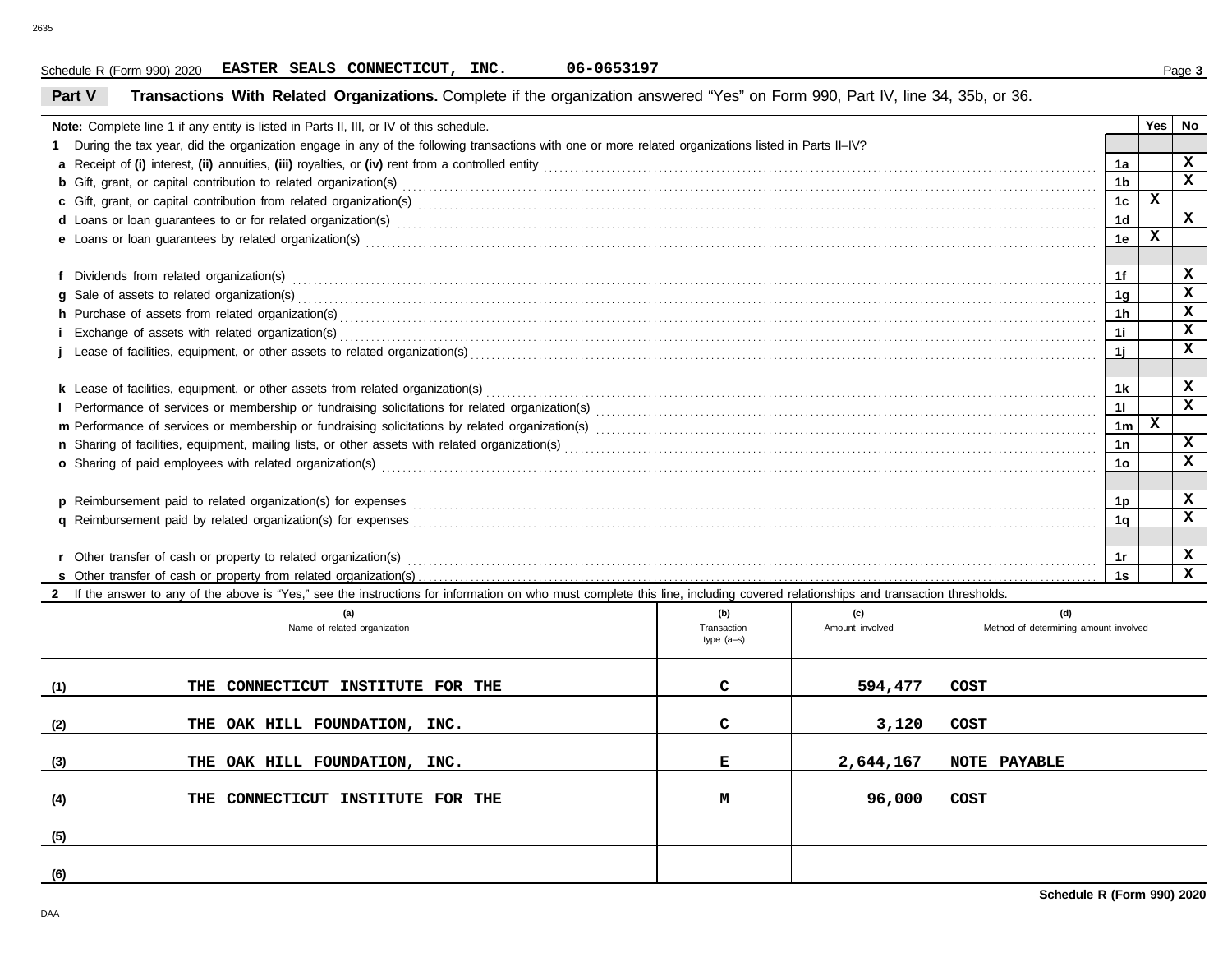Schedule R (Form 990) 2020 **EASTER SEALS CONNECTICUT, INC.** **06-0653197**

## Part V Transactions With Related Organizations.

Complete if the organization answered "Yes" on Form 990, Part IV, line 34, 35b, or 36.

| **Note:** Complete line 1 if any entity is listed in Parts II, III, or IV of this schedule. | | Yes | No |
|---|---|---|---|
| **1** During the tax year, did the organization engage in any of the following transactions with one or more related organizations listed in Parts II–IV? | | | |
| **a** Receipt of **(i)** interest, **(ii)** annuities, **(iii)** royalties, or **(iv)** rent from a controlled entity | 1a | | X |
| **b** Gift, grant, or capital contribution to related organization(s) | 1b | | X |
| **c** Gift, grant, or capital contribution from related organization(s) | 1c | X | |
| **d** Loans or loan guarantees to or for related organization(s) | 1d | | X |
| **e** Loans or loan guarantees by related organization(s) | 1e | X | |
| **f** Dividends from related organization(s) | 1f | | X |
| **g** Sale of assets to related organization(s) | 1g | | X |
| **h** Purchase of assets from related organization(s) | 1h | | X |
| **i** Exchange of assets with related organization(s) | 1i | | X |
| **j** Lease of facilities, equipment, or other assets to related organization(s) | 1j | | X |
| **k** Lease of facilities, equipment, or other assets from related organization(s) | 1k | | X |
| **l** Performance of services or membership or fundraising solicitations for related organization(s) | 1l | | X |
| **m** Performance of services or membership or fundraising solicitations by related organization(s) | 1m | X | |
| **n** Sharing of facilities, equipment, mailing lists, or other assets with related organization(s) | 1n | | X |
| **o** Sharing of paid employees with related organization(s) | 1o | | X |
| **p** Reimbursement paid to related organization(s) for expenses | 1p | | X |
| **q** Reimbursement paid by related organization(s) for expenses | 1q | | X |
| **r** Other transfer of cash or property to related organization(s) | 1r | | X |
| **s** Other transfer of cash or property from related organization(s) | 1s | | X |

**2** If the answer to any of the above is "Yes," see the instructions for information on who must complete this line, including covered relationships and transaction thresholds.

| | (a) Name of related organization | (b) Transaction type (a–s) | (c) Amount involved | (d) Method of determining amount involved |
|---|---|---|---|---|
| (1) | THE CONNECTICUT INSTITUTE FOR THE | C | 594,477 | COST |
| (2) | THE OAK HILL FOUNDATION, INC. | C | 3,120 | COST |
| (3) | THE OAK HILL FOUNDATION, INC. | E | 2,644,167 | NOTE PAYABLE |
| (4) | THE CONNECTICUT INSTITUTE FOR THE | M | 96,000 | COST |
| (5) | | | | |
| (6) | | | | |

**Schedule R (Form 990) 2020**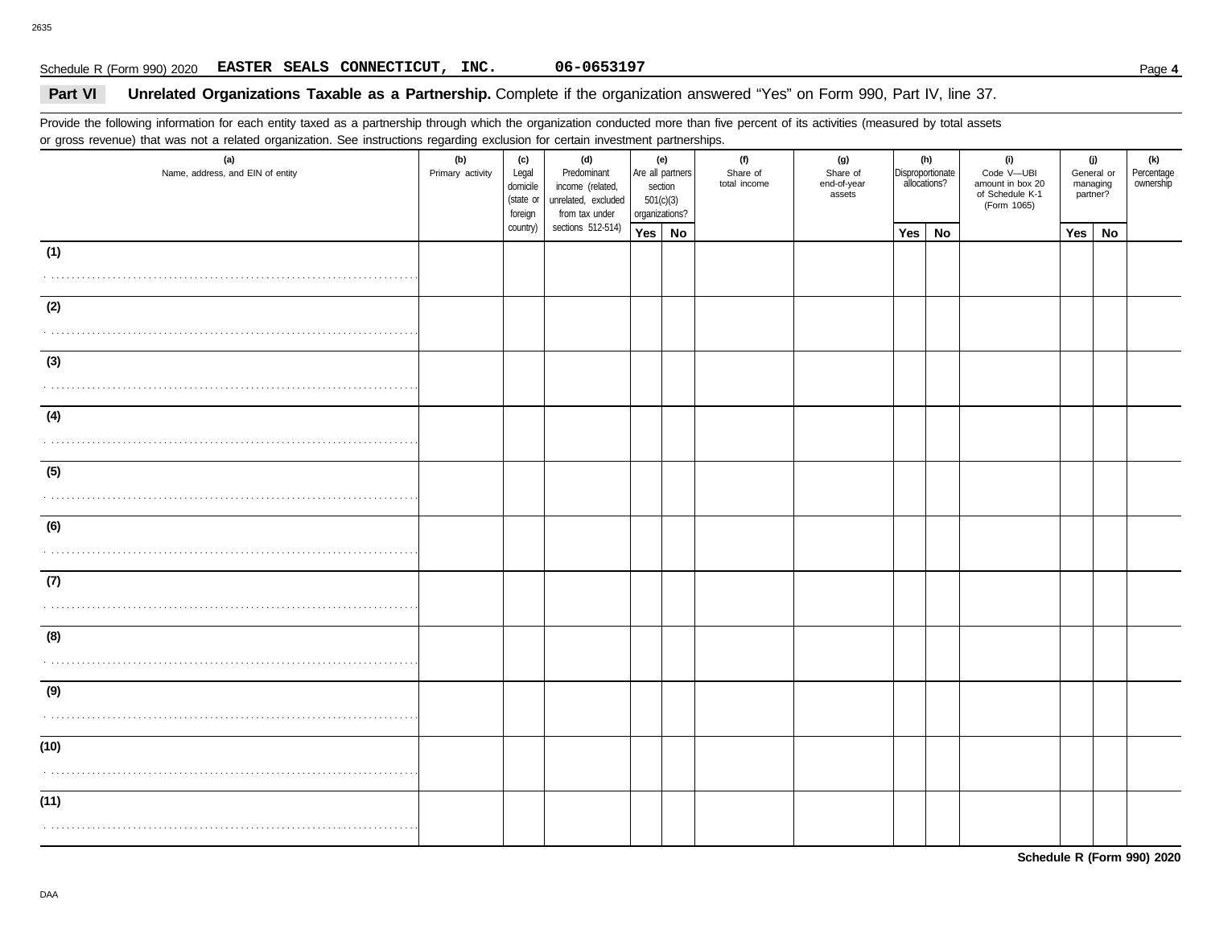Schedule R (Form 990) 2020 **EASTER SEALS CONNECTICUT, INC.** **06-0653197**

## Part VI Unrelated Organizations Taxable as a Partnership.

Complete if the organization answered "Yes" on Form 990, Part IV, line 37.

Provide the following information for each entity taxed as a partnership through which the organization conducted more than five percent of its activities (measured by total assets or gross revenue) that was not a related organization. See instructions regarding exclusion for certain investment partnerships.

| (a) Name, address, and EIN of entity | (b) Primary activity | (c) Legal domicile (state or foreign country) | (d) Predominant income (related, unrelated, excluded from tax under sections 512-514) | (e) Are all partners section 501(c)(3) organizations? | | (f) Share of total income | (g) Share of end-of-year assets | (h) Disproportionate allocations? | | (i) Code V—UBI amount in box 20 of Schedule K-1 (Form 1065) | (j) General or managing partner? | | (k) Percentage ownership |
|---|---|---|---|---|---|---|---|---|---|---|---|---|---|
| | | | | Yes | No | | | Yes | No | | Yes | No | |
| (1) | | | | | | | | | | | | | |
| (2) | | | | | | | | | | | | | |
| (3) | | | | | | | | | | | | | |
| (4) | | | | | | | | | | | | | |
| (5) | | | | | | | | | | | | | |
| (6) | | | | | | | | | | | | | |
| (7) | | | | | | | | | | | | | |
| (8) | | | | | | | | | | | | | |
| (9) | | | | | | | | | | | | | |
| (10) | | | | | | | | | | | | | |
| (11) | | | | | | | | | | | | | |

**Schedule R (Form 990) 2020**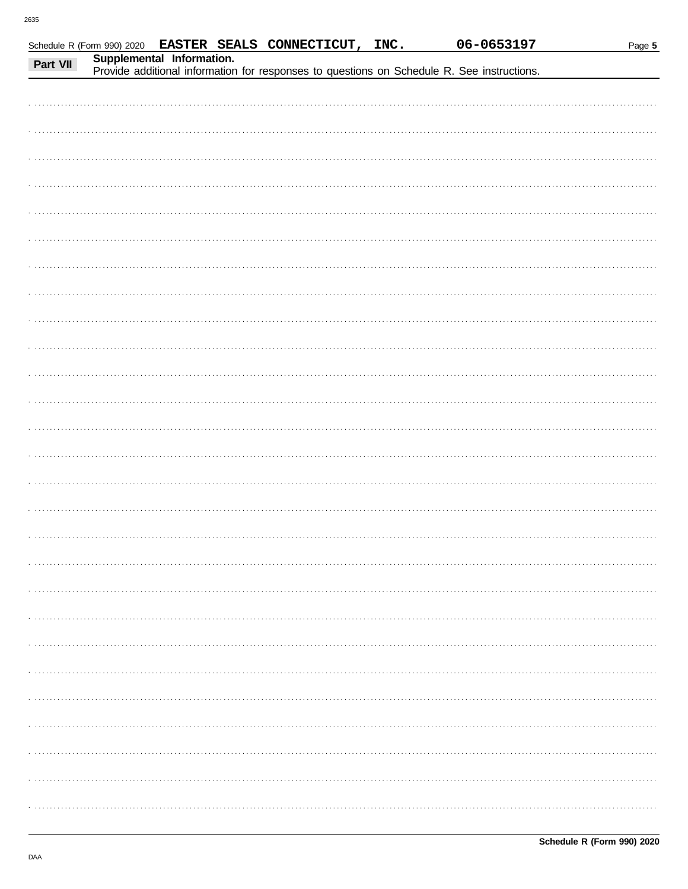Schedule R (Form 990) 2020 **EASTER SEALS CONNECTICUT, INC.** **06-0653197**

**Part VII** **Supplemental Information.**
Provide additional information for responses to questions on Schedule R. See instructions.

**Schedule R (Form 990) 2020**

DAA